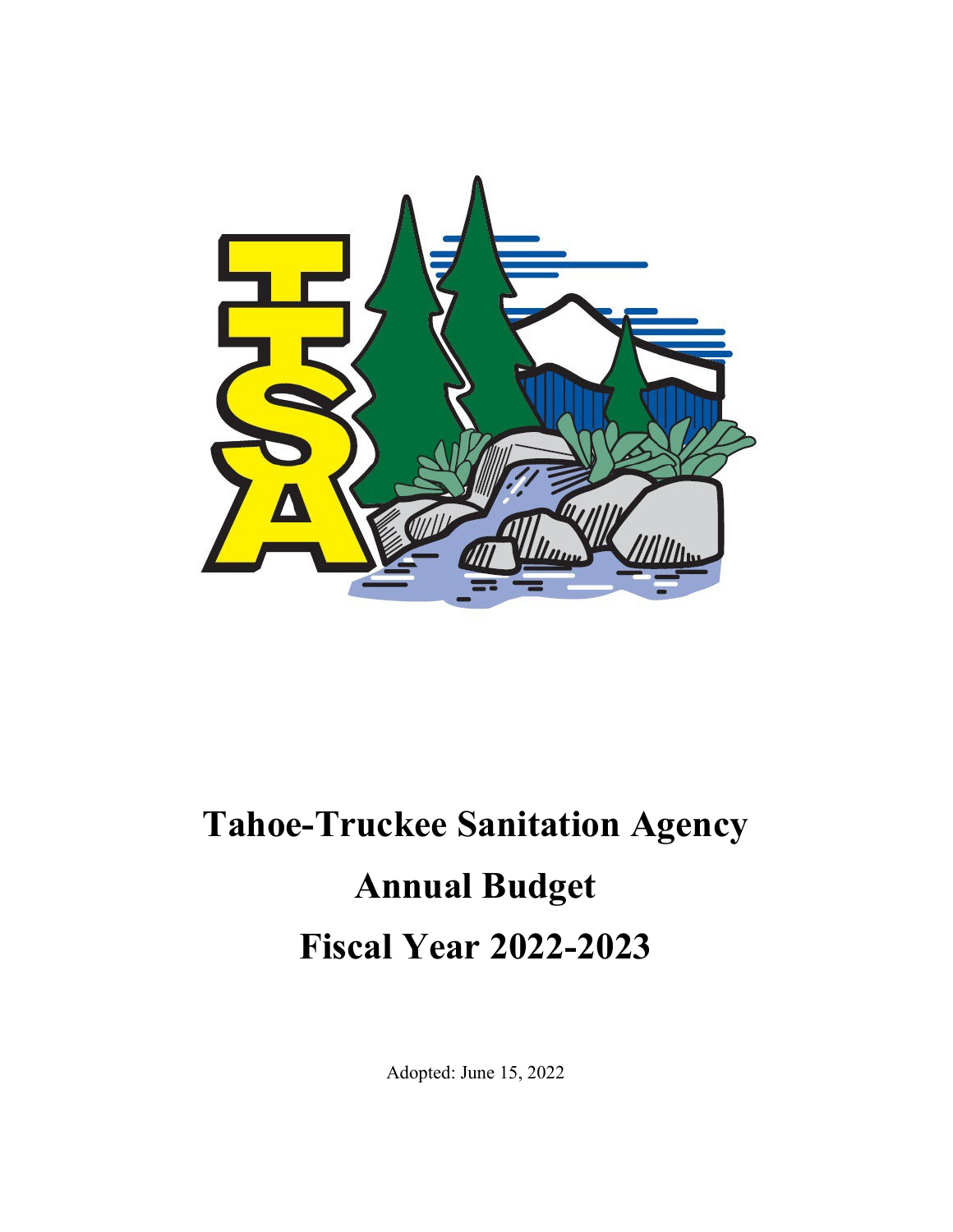# Tahoe-Truckee Sanitation Agency

# Annual Budget

# Fiscal Year 2022-2023

Adopted: June 15, 2022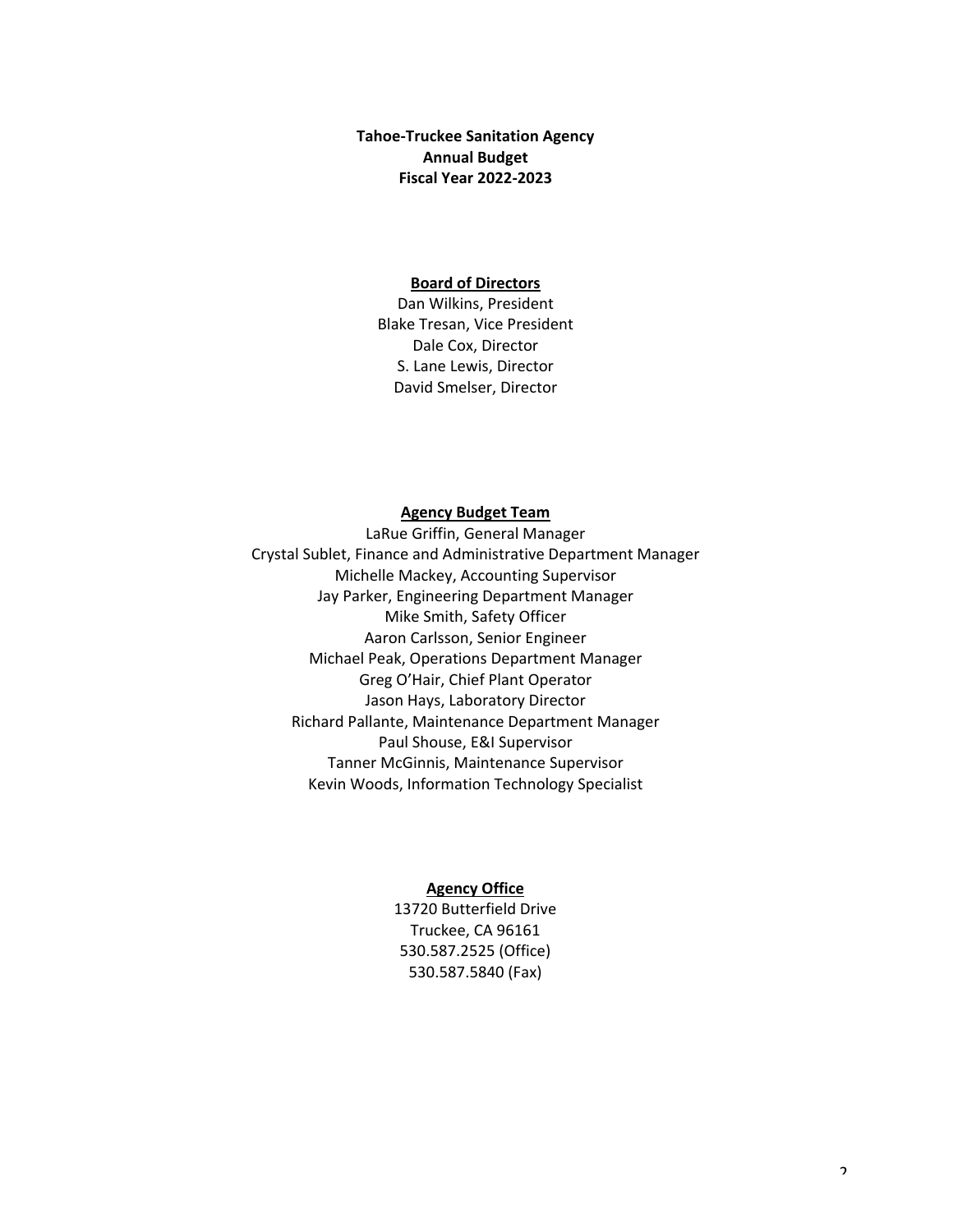# Tahoe-Truckee Sanitation Agency
# Annual Budget
# Fiscal Year 2022-2023

## Board of Directors

Dan Wilkins, President
Blake Tresan, Vice President
Dale Cox, Director
S. Lane Lewis, Director
David Smelser, Director

## Agency Budget Team

LaRue Griffin, General Manager
Crystal Sublet, Finance and Administrative Department Manager
Michelle Mackey, Accounting Supervisor
Jay Parker, Engineering Department Manager
Mike Smith, Safety Officer
Aaron Carlsson, Senior Engineer
Michael Peak, Operations Department Manager
Greg O'Hair, Chief Plant Operator
Jason Hays, Laboratory Director
Richard Pallante, Maintenance Department Manager
Paul Shouse, E&I Supervisor
Tanner McGinnis, Maintenance Supervisor
Kevin Woods, Information Technology Specialist

## Agency Office

13720 Butterfield Drive
Truckee, CA 96161
530.587.2525 (Office)
530.587.5840 (Fax)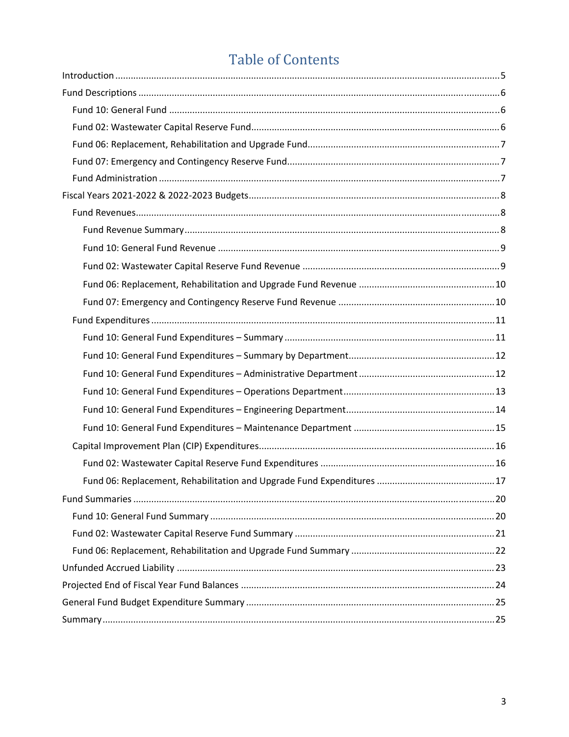# Table of Contents

Introduction ....... 5

Fund Descriptions ....... 6

- Fund 10: General Fund ....... 6
- Fund 02: Wastewater Capital Reserve Fund ....... 6
- Fund 06: Replacement, Rehabilitation and Upgrade Fund ....... 7
- Fund 07: Emergency and Contingency Reserve Fund ....... 7
- Fund Administration ....... 7

Fiscal Years 2021-2022 & 2022-2023 Budgets ....... 8

- Fund Revenues ....... 8
  - Fund Revenue Summary ....... 8
  - Fund 10: General Fund Revenue ....... 9
  - Fund 02: Wastewater Capital Reserve Fund Revenue ....... 9
  - Fund 06: Replacement, Rehabilitation and Upgrade Fund Revenue ....... 10
  - Fund 07: Emergency and Contingency Reserve Fund Revenue ....... 10
- Fund Expenditures ....... 11
  - Fund 10: General Fund Expenditures – Summary ....... 11
  - Fund 10: General Fund Expenditures – Summary by Department ....... 12
  - Fund 10: General Fund Expenditures – Administrative Department ....... 12
  - Fund 10: General Fund Expenditures – Operations Department ....... 13
  - Fund 10: General Fund Expenditures – Engineering Department ....... 14
  - Fund 10: General Fund Expenditures – Maintenance Department ....... 15
- Capital Improvement Plan (CIP) Expenditures ....... 16
  - Fund 02: Wastewater Capital Reserve Fund Expenditures ....... 16
  - Fund 06: Replacement, Rehabilitation and Upgrade Fund Expenditures ....... 17

Fund Summaries ....... 20

- Fund 10: General Fund Summary ....... 20
- Fund 02: Wastewater Capital Reserve Fund Summary ....... 21
- Fund 06: Replacement, Rehabilitation and Upgrade Fund Summary ....... 22

Unfunded Accrued Liability ....... 23

Projected End of Fiscal Year Fund Balances ....... 24

General Fund Budget Expenditure Summary ....... 25

Summary ....... 25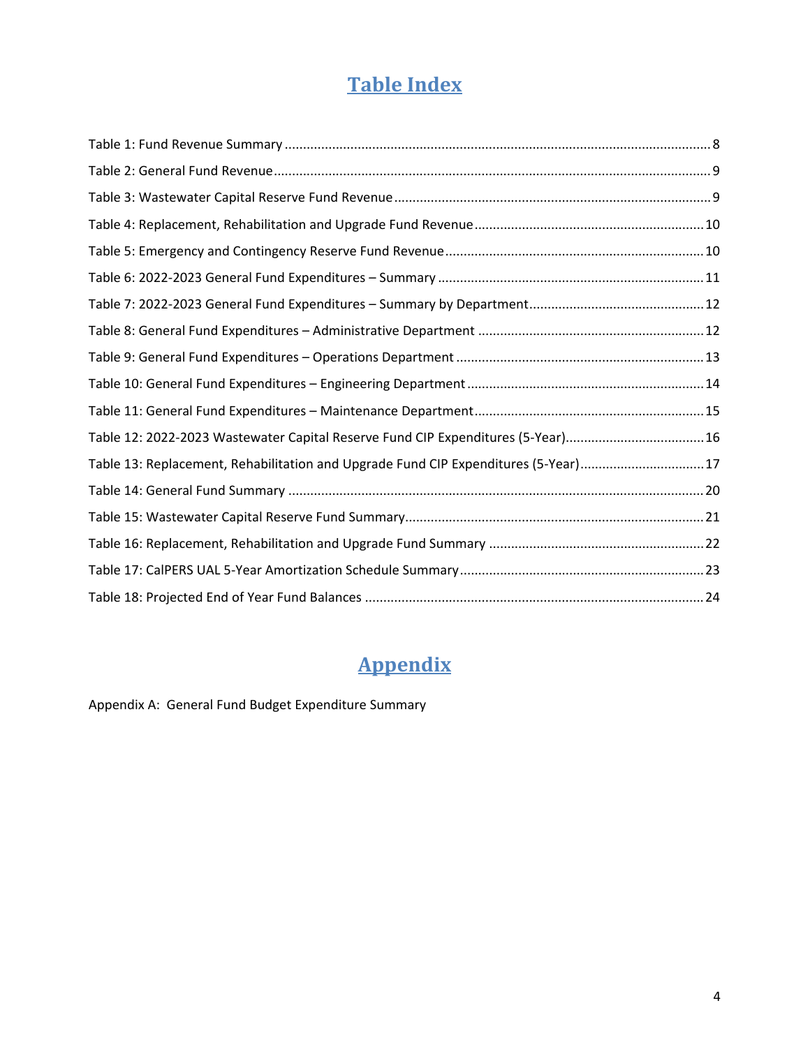# Table Index

Table 1: Fund Revenue Summary .................................................... 8

Table 2: General Fund Revenue .................................................... 9

Table 3: Wastewater Capital Reserve Fund Revenue .................................................... 9

Table 4: Replacement, Rehabilitation and Upgrade Fund Revenue .................................................... 10

Table 5: Emergency and Contingency Reserve Fund Revenue .................................................... 10

Table 6: 2022-2023 General Fund Expenditures – Summary .................................................... 11

Table 7: 2022-2023 General Fund Expenditures – Summary by Department .................................................... 12

Table 8: General Fund Expenditures – Administrative Department .................................................... 12

Table 9: General Fund Expenditures – Operations Department .................................................... 13

Table 10: General Fund Expenditures – Engineering Department .................................................... 14

Table 11: General Fund Expenditures – Maintenance Department .................................................... 15

Table 12: 2022-2023 Wastewater Capital Reserve Fund CIP Expenditures (5-Year) .................................................... 16

Table 13: Replacement, Rehabilitation and Upgrade Fund CIP Expenditures (5-Year) .................................................... 17

Table 14: General Fund Summary .................................................... 20

Table 15: Wastewater Capital Reserve Fund Summary .................................................... 21

Table 16: Replacement, Rehabilitation and Upgrade Fund Summary .................................................... 22

Table 17: CalPERS UAL 5-Year Amortization Schedule Summary .................................................... 23

Table 18: Projected End of Year Fund Balances .................................................... 24

# Appendix

Appendix A: General Fund Budget Expenditure Summary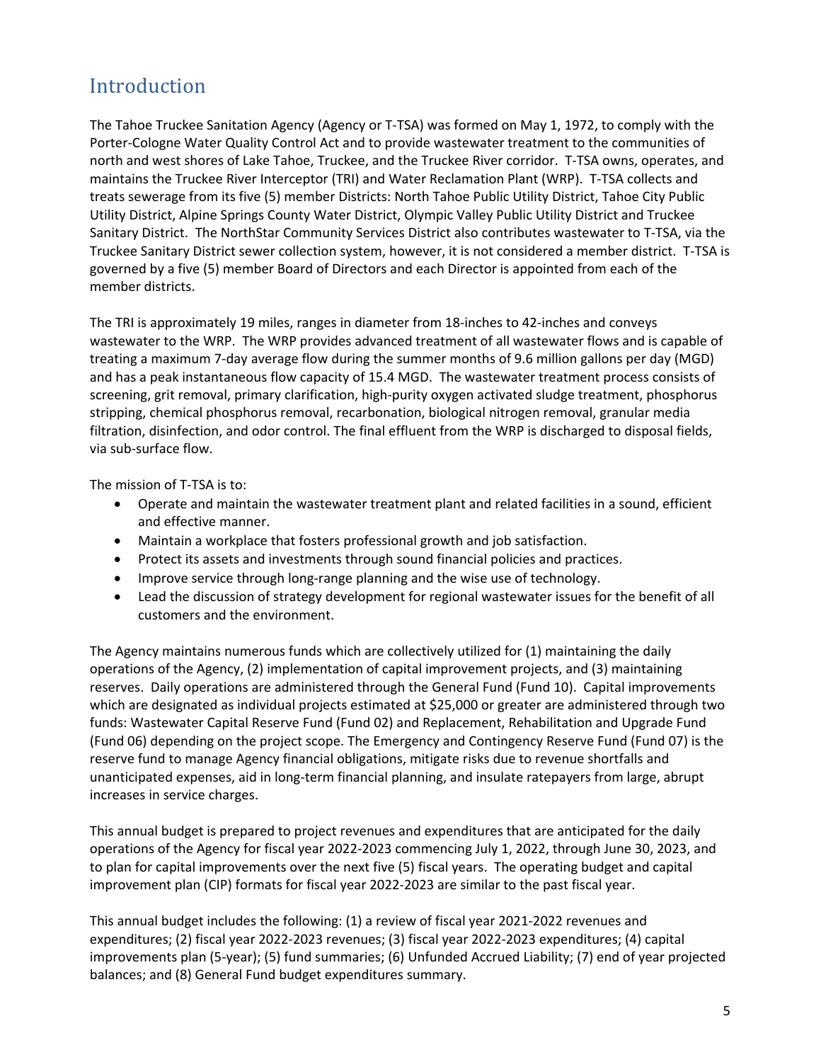# Introduction

The Tahoe Truckee Sanitation Agency (Agency or T-TSA) was formed on May 1, 1972, to comply with the Porter-Cologne Water Quality Control Act and to provide wastewater treatment to the communities of north and west shores of Lake Tahoe, Truckee, and the Truckee River corridor. T-TSA owns, operates, and maintains the Truckee River Interceptor (TRI) and Water Reclamation Plant (WRP). T-TSA collects and treats sewerage from its five (5) member Districts: North Tahoe Public Utility District, Tahoe City Public Utility District, Alpine Springs County Water District, Olympic Valley Public Utility District and Truckee Sanitary District. The NorthStar Community Services District also contributes wastewater to T-TSA, via the Truckee Sanitary District sewer collection system, however, it is not considered a member district. T-TSA is governed by a five (5) member Board of Directors and each Director is appointed from each of the member districts.

The TRI is approximately 19 miles, ranges in diameter from 18-inches to 42-inches and conveys wastewater to the WRP. The WRP provides advanced treatment of all wastewater flows and is capable of treating a maximum 7-day average flow during the summer months of 9.6 million gallons per day (MGD) and has a peak instantaneous flow capacity of 15.4 MGD. The wastewater treatment process consists of screening, grit removal, primary clarification, high-purity oxygen activated sludge treatment, phosphorus stripping, chemical phosphorus removal, recarbonation, biological nitrogen removal, granular media filtration, disinfection, and odor control. The final effluent from the WRP is discharged to disposal fields, via sub-surface flow.

The mission of T-TSA is to:

- Operate and maintain the wastewater treatment plant and related facilities in a sound, efficient and effective manner.
- Maintain a workplace that fosters professional growth and job satisfaction.
- Protect its assets and investments through sound financial policies and practices.
- Improve service through long-range planning and the wise use of technology.
- Lead the discussion of strategy development for regional wastewater issues for the benefit of all customers and the environment.

The Agency maintains numerous funds which are collectively utilized for (1) maintaining the daily operations of the Agency, (2) implementation of capital improvement projects, and (3) maintaining reserves. Daily operations are administered through the General Fund (Fund 10). Capital improvements which are designated as individual projects estimated at $25,000 or greater are administered through two funds: Wastewater Capital Reserve Fund (Fund 02) and Replacement, Rehabilitation and Upgrade Fund (Fund 06) depending on the project scope. The Emergency and Contingency Reserve Fund (Fund 07) is the reserve fund to manage Agency financial obligations, mitigate risks due to revenue shortfalls and unanticipated expenses, aid in long-term financial planning, and insulate ratepayers from large, abrupt increases in service charges.

This annual budget is prepared to project revenues and expenditures that are anticipated for the daily operations of the Agency for fiscal year 2022-2023 commencing July 1, 2022, through June 30, 2023, and to plan for capital improvements over the next five (5) fiscal years. The operating budget and capital improvement plan (CIP) formats for fiscal year 2022-2023 are similar to the past fiscal year.

This annual budget includes the following: (1) a review of fiscal year 2021-2022 revenues and expenditures; (2) fiscal year 2022-2023 revenues; (3) fiscal year 2022-2023 expenditures; (4) capital improvements plan (5-year); (5) fund summaries; (6) Unfunded Accrued Liability; (7) end of year projected balances; and (8) General Fund budget expenditures summary.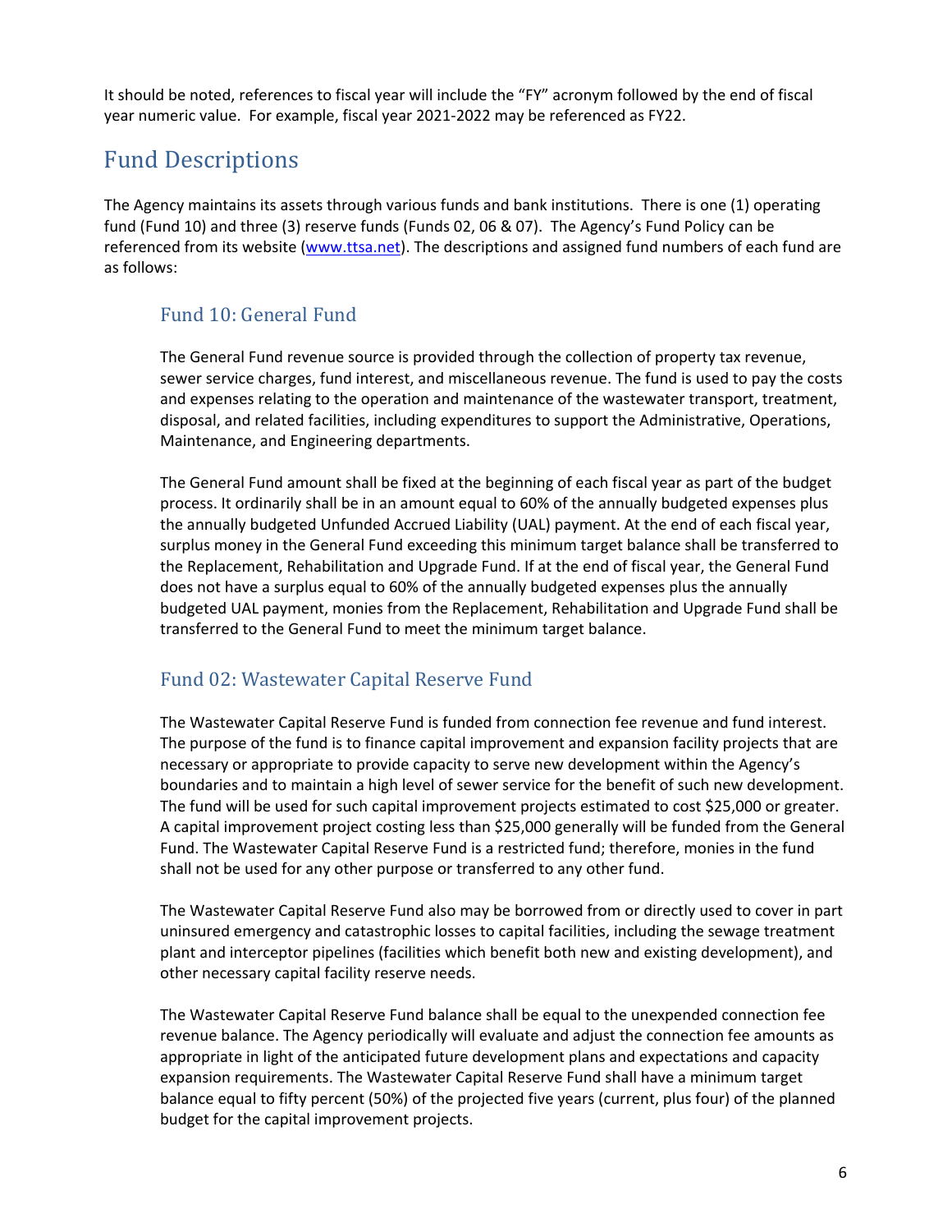It should be noted, references to fiscal year will include the "FY" acronym followed by the end of fiscal year numeric value. For example, fiscal year 2021-2022 may be referenced as FY22.

## Fund Descriptions

The Agency maintains its assets through various funds and bank institutions. There is one (1) operating fund (Fund 10) and three (3) reserve funds (Funds 02, 06 & 07). The Agency's Fund Policy can be referenced from its website ([www.ttsa.net](www.ttsa.net)). The descriptions and assigned fund numbers of each fund are as follows:

### Fund 10: General Fund

The General Fund revenue source is provided through the collection of property tax revenue, sewer service charges, fund interest, and miscellaneous revenue. The fund is used to pay the costs and expenses relating to the operation and maintenance of the wastewater transport, treatment, disposal, and related facilities, including expenditures to support the Administrative, Operations, Maintenance, and Engineering departments.

The General Fund amount shall be fixed at the beginning of each fiscal year as part of the budget process. It ordinarily shall be in an amount equal to 60% of the annually budgeted expenses plus the annually budgeted Unfunded Accrued Liability (UAL) payment. At the end of each fiscal year, surplus money in the General Fund exceeding this minimum target balance shall be transferred to the Replacement, Rehabilitation and Upgrade Fund. If at the end of fiscal year, the General Fund does not have a surplus equal to 60% of the annually budgeted expenses plus the annually budgeted UAL payment, monies from the Replacement, Rehabilitation and Upgrade Fund shall be transferred to the General Fund to meet the minimum target balance.

### Fund 02: Wastewater Capital Reserve Fund

The Wastewater Capital Reserve Fund is funded from connection fee revenue and fund interest. The purpose of the fund is to finance capital improvement and expansion facility projects that are necessary or appropriate to provide capacity to serve new development within the Agency's boundaries and to maintain a high level of sewer service for the benefit of such new development. The fund will be used for such capital improvement projects estimated to cost $25,000 or greater. A capital improvement project costing less than $25,000 generally will be funded from the General Fund. The Wastewater Capital Reserve Fund is a restricted fund; therefore, monies in the fund shall not be used for any other purpose or transferred to any other fund.

The Wastewater Capital Reserve Fund also may be borrowed from or directly used to cover in part uninsured emergency and catastrophic losses to capital facilities, including the sewage treatment plant and interceptor pipelines (facilities which benefit both new and existing development), and other necessary capital facility reserve needs.

The Wastewater Capital Reserve Fund balance shall be equal to the unexpended connection fee revenue balance. The Agency periodically will evaluate and adjust the connection fee amounts as appropriate in light of the anticipated future development plans and expectations and capacity expansion requirements. The Wastewater Capital Reserve Fund shall have a minimum target balance equal to fifty percent (50%) of the projected five years (current, plus four) of the planned budget for the capital improvement projects.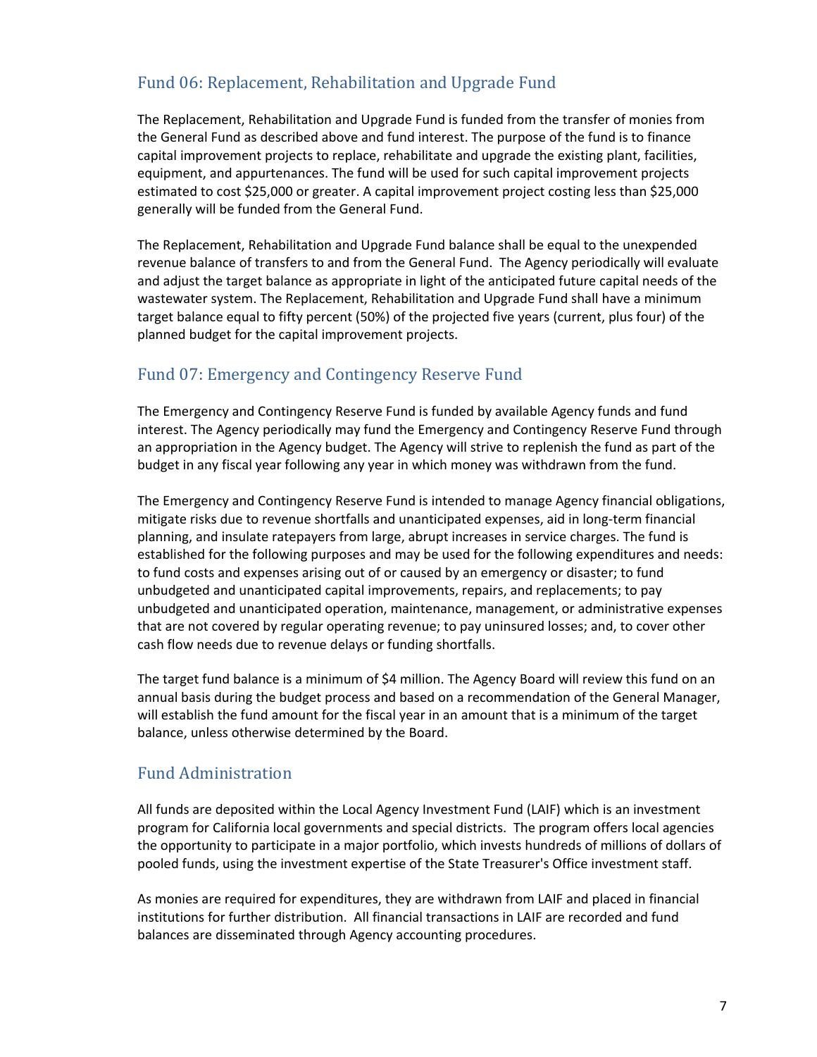## Fund 06: Replacement, Rehabilitation and Upgrade Fund

The Replacement, Rehabilitation and Upgrade Fund is funded from the transfer of monies from the General Fund as described above and fund interest. The purpose of the fund is to finance capital improvement projects to replace, rehabilitate and upgrade the existing plant, facilities, equipment, and appurtenances. The fund will be used for such capital improvement projects estimated to cost $25,000 or greater. A capital improvement project costing less than $25,000 generally will be funded from the General Fund.

The Replacement, Rehabilitation and Upgrade Fund balance shall be equal to the unexpended revenue balance of transfers to and from the General Fund. The Agency periodically will evaluate and adjust the target balance as appropriate in light of the anticipated future capital needs of the wastewater system. The Replacement, Rehabilitation and Upgrade Fund shall have a minimum target balance equal to fifty percent (50%) of the projected five years (current, plus four) of the planned budget for the capital improvement projects.

## Fund 07: Emergency and Contingency Reserve Fund

The Emergency and Contingency Reserve Fund is funded by available Agency funds and fund interest. The Agency periodically may fund the Emergency and Contingency Reserve Fund through an appropriation in the Agency budget. The Agency will strive to replenish the fund as part of the budget in any fiscal year following any year in which money was withdrawn from the fund.

The Emergency and Contingency Reserve Fund is intended to manage Agency financial obligations, mitigate risks due to revenue shortfalls and unanticipated expenses, aid in long-term financial planning, and insulate ratepayers from large, abrupt increases in service charges. The fund is established for the following purposes and may be used for the following expenditures and needs: to fund costs and expenses arising out of or caused by an emergency or disaster; to fund unbudgeted and unanticipated capital improvements, repairs, and replacements; to pay unbudgeted and unanticipated operation, maintenance, management, or administrative expenses that are not covered by regular operating revenue; to pay uninsured losses; and, to cover other cash flow needs due to revenue delays or funding shortfalls.

The target fund balance is a minimum of $4 million. The Agency Board will review this fund on an annual basis during the budget process and based on a recommendation of the General Manager, will establish the fund amount for the fiscal year in an amount that is a minimum of the target balance, unless otherwise determined by the Board.

## Fund Administration

All funds are deposited within the Local Agency Investment Fund (LAIF) which is an investment program for California local governments and special districts. The program offers local agencies the opportunity to participate in a major portfolio, which invests hundreds of millions of dollars of pooled funds, using the investment expertise of the State Treasurer's Office investment staff.

As monies are required for expenditures, they are withdrawn from LAIF and placed in financial institutions for further distribution. All financial transactions in LAIF are recorded and fund balances are disseminated through Agency accounting procedures.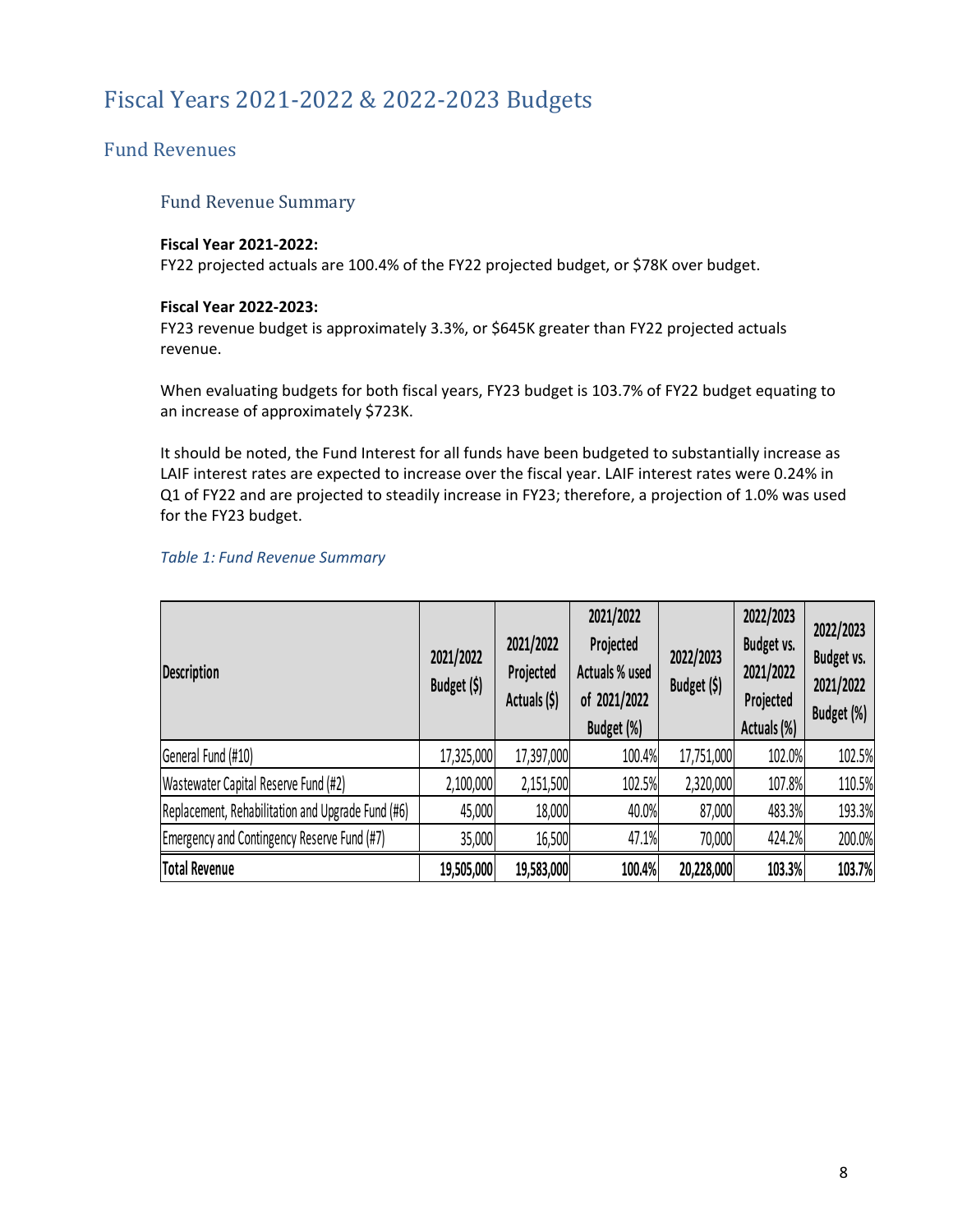# Fiscal Years 2021-2022 & 2022-2023 Budgets

## Fund Revenues

### Fund Revenue Summary

**Fiscal Year 2021-2022:**
FY22 projected actuals are 100.4% of the FY22 projected budget, or $78K over budget.

**Fiscal Year 2022-2023:**
FY23 revenue budget is approximately 3.3%, or $645K greater than FY22 projected actuals revenue.

When evaluating budgets for both fiscal years, FY23 budget is 103.7% of FY22 budget equating to an increase of approximately $723K.

It should be noted, the Fund Interest for all funds have been budgeted to substantially increase as LAIF interest rates are expected to increase over the fiscal year. LAIF interest rates were 0.24% in Q1 of FY22 and are projected to steadily increase in FY23; therefore, a projection of 1.0% was used for the FY23 budget.

*Table 1: Fund Revenue Summary*

| Description | 2021/2022 Budget ($) | 2021/2022 Projected Actuals ($) | 2021/2022 Projected Actuals % used of 2021/2022 Budget (%) | 2022/2023 Budget ($) | 2022/2023 Budget vs. 2021/2022 Projected Actuals (%) | 2022/2023 Budget vs. 2021/2022 Budget (%) |
|---|---|---|---|---|---|---|
| General Fund (#10) | 17,325,000 | 17,397,000 | 100.4% | 17,751,000 | 102.0% | 102.5% |
| Wastewater Capital Reserve Fund (#2) | 2,100,000 | 2,151,500 | 102.5% | 2,320,000 | 107.8% | 110.5% |
| Replacement, Rehabilitation and Upgrade Fund (#6) | 45,000 | 18,000 | 40.0% | 87,000 | 483.3% | 193.3% |
| Emergency and Contingency Reserve Fund (#7) | 35,000 | 16,500 | 47.1% | 70,000 | 424.2% | 200.0% |
| **Total Revenue** | **19,505,000** | **19,583,000** | **100.4%** | **20,228,000** | **103.3%** | **103.7%** |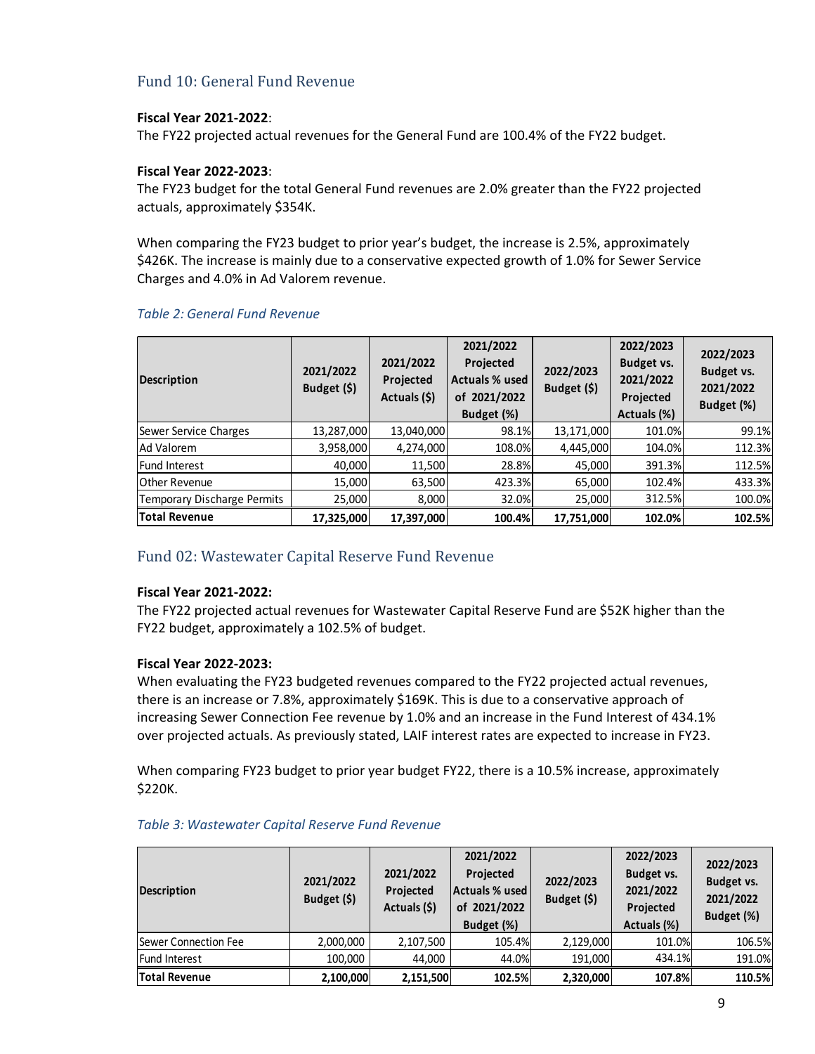## Fund 10: General Fund Revenue

**Fiscal Year 2021-2022**:
The FY22 projected actual revenues for the General Fund are 100.4% of the FY22 budget.

**Fiscal Year 2022-2023**:
The FY23 budget for the total General Fund revenues are 2.0% greater than the FY22 projected actuals, approximately $354K.

When comparing the FY23 budget to prior year's budget, the increase is 2.5%, approximately $426K. The increase is mainly due to a conservative expected growth of 1.0% for Sewer Service Charges and 4.0% in Ad Valorem revenue.

*Table 2: General Fund Revenue*

| Description | 2021/2022 Budget ($) | 2021/2022 Projected Actuals ($) | 2021/2022 Projected Actuals % used of 2021/2022 Budget (%) | 2022/2023 Budget ($) | 2022/2023 Budget vs. 2021/2022 Projected Actuals (%) | 2022/2023 Budget vs. 2021/2022 Budget (%) |
|---|---|---|---|---|---|---|
| Sewer Service Charges | 13,287,000 | 13,040,000 | 98.1% | 13,171,000 | 101.0% | 99.1% |
| Ad Valorem | 3,958,000 | 4,274,000 | 108.0% | 4,445,000 | 104.0% | 112.3% |
| Fund Interest | 40,000 | 11,500 | 28.8% | 45,000 | 391.3% | 112.5% |
| Other Revenue | 15,000 | 63,500 | 423.3% | 65,000 | 102.4% | 433.3% |
| Temporary Discharge Permits | 25,000 | 8,000 | 32.0% | 25,000 | 312.5% | 100.0% |
| **Total Revenue** | **17,325,000** | **17,397,000** | **100.4%** | **17,751,000** | **102.0%** | **102.5%** |

## Fund 02: Wastewater Capital Reserve Fund Revenue

**Fiscal Year 2021-2022:**
The FY22 projected actual revenues for Wastewater Capital Reserve Fund are $52K higher than the FY22 budget, approximately a 102.5% of budget.

**Fiscal Year 2022-2023:**
When evaluating the FY23 budgeted revenues compared to the FY22 projected actual revenues, there is an increase or 7.8%, approximately $169K. This is due to a conservative approach of increasing Sewer Connection Fee revenue by 1.0% and an increase in the Fund Interest of 434.1% over projected actuals. As previously stated, LAIF interest rates are expected to increase in FY23.

When comparing FY23 budget to prior year budget FY22, there is a 10.5% increase, approximately $220K.

*Table 3: Wastewater Capital Reserve Fund Revenue*

| Description | 2021/2022 Budget ($) | 2021/2022 Projected Actuals ($) | 2021/2022 Projected Actuals % used of 2021/2022 Budget (%) | 2022/2023 Budget ($) | 2022/2023 Budget vs. 2021/2022 Projected Actuals (%) | 2022/2023 Budget vs. 2021/2022 Budget (%) |
|---|---|---|---|---|---|---|
| Sewer Connection Fee | 2,000,000 | 2,107,500 | 105.4% | 2,129,000 | 101.0% | 106.5% |
| Fund Interest | 100,000 | 44,000 | 44.0% | 191,000 | 434.1% | 191.0% |
| **Total Revenue** | **2,100,000** | **2,151,500** | **102.5%** | **2,320,000** | **107.8%** | **110.5%** |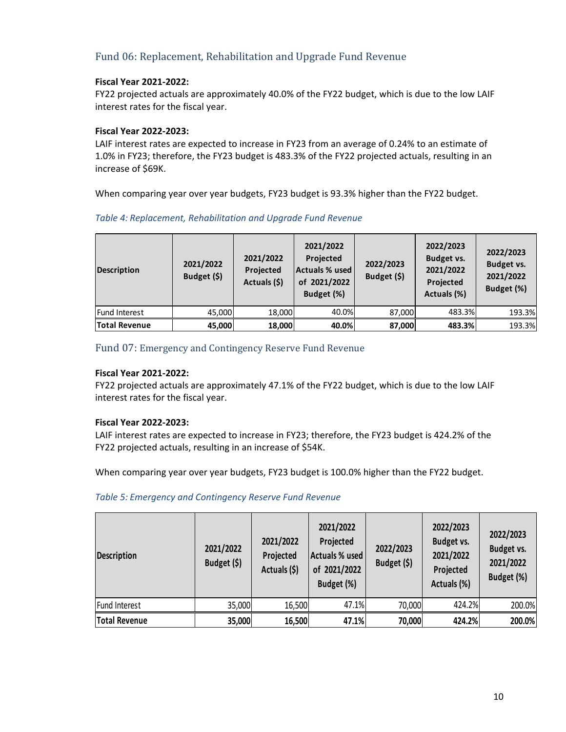## Fund 06: Replacement, Rehabilitation and Upgrade Fund Revenue

**Fiscal Year 2021-2022:**
FY22 projected actuals are approximately 40.0% of the FY22 budget, which is due to the low LAIF interest rates for the fiscal year.

**Fiscal Year 2022-2023:**
LAIF interest rates are expected to increase in FY23 from an average of 0.24% to an estimate of 1.0% in FY23; therefore, the FY23 budget is 483.3% of the FY22 projected actuals, resulting in an increase of $69K.

When comparing year over year budgets, FY23 budget is 93.3% higher than the FY22 budget.

*Table 4: Replacement, Rehabilitation and Upgrade Fund Revenue*

| Description | 2021/2022 Budget ($) | 2021/2022 Projected Actuals ($) | 2021/2022 Projected Actuals % used of 2021/2022 Budget (%) | 2022/2023 Budget ($) | 2022/2023 Budget vs. 2021/2022 Projected Actuals (%) | 2022/2023 Budget vs. 2021/2022 Budget (%) |
|---|---|---|---|---|---|---|
| Fund Interest | 45,000 | 18,000 | 40.0% | 87,000 | 483.3% | 193.3% |
| **Total Revenue** | **45,000** | **18,000** | **40.0%** | **87,000** | **483.3%** | 193.3% |

## Fund 07: Emergency and Contingency Reserve Fund Revenue

**Fiscal Year 2021-2022:**
FY22 projected actuals are approximately 47.1% of the FY22 budget, which is due to the low LAIF interest rates for the fiscal year.

**Fiscal Year 2022-2023:**
LAIF interest rates are expected to increase in FY23; therefore, the FY23 budget is 424.2% of the FY22 projected actuals, resulting in an increase of $54K.

When comparing year over year budgets, FY23 budget is 100.0% higher than the FY22 budget.

*Table 5: Emergency and Contingency Reserve Fund Revenue*

| Description | 2021/2022 Budget ($) | 2021/2022 Projected Actuals ($) | 2021/2022 Projected Actuals % used of 2021/2022 Budget (%) | 2022/2023 Budget ($) | 2022/2023 Budget vs. 2021/2022 Projected Actuals (%) | 2022/2023 Budget vs. 2021/2022 Budget (%) |
|---|---|---|---|---|---|---|
| Fund Interest | 35,000 | 16,500 | 47.1% | 70,000 | 424.2% | 200.0% |
| **Total Revenue** | **35,000** | **16,500** | **47.1%** | **70,000** | **424.2%** | **200.0%** |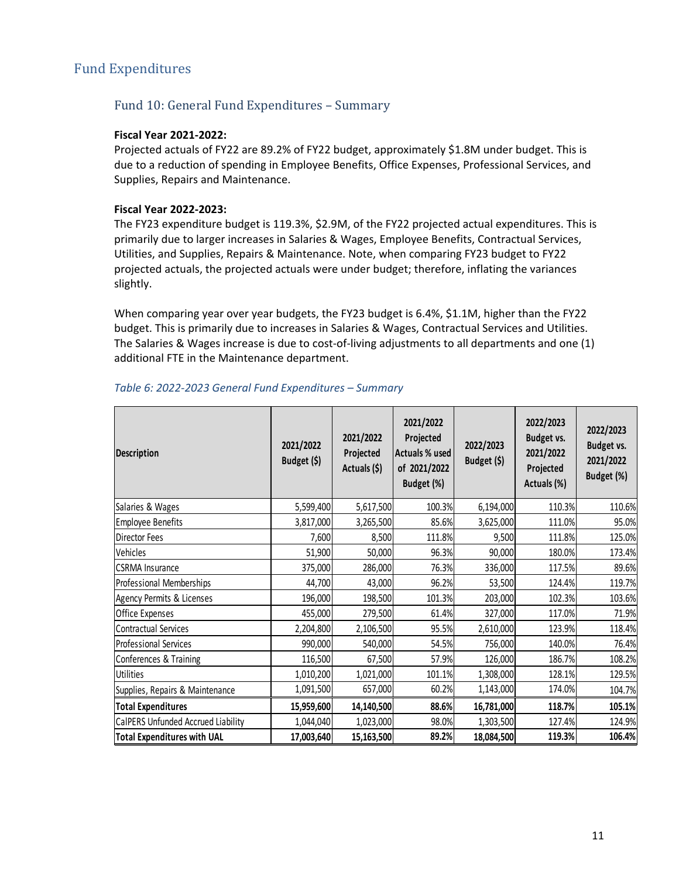# Fund Expenditures

## Fund 10: General Fund Expenditures – Summary

**Fiscal Year 2021-2022:**

Projected actuals of FY22 are 89.2% of FY22 budget, approximately $1.8M under budget. This is due to a reduction of spending in Employee Benefits, Office Expenses, Professional Services, and Supplies, Repairs and Maintenance.

**Fiscal Year 2022-2023:**

The FY23 expenditure budget is 119.3%, $2.9M, of the FY22 projected actual expenditures. This is primarily due to larger increases in Salaries & Wages, Employee Benefits, Contractual Services, Utilities, and Supplies, Repairs & Maintenance. Note, when comparing FY23 budget to FY22 projected actuals, the projected actuals were under budget; therefore, inflating the variances slightly.

When comparing year over year budgets, the FY23 budget is 6.4%, $1.1M, higher than the FY22 budget. This is primarily due to increases in Salaries & Wages, Contractual Services and Utilities. The Salaries & Wages increase is due to cost-of-living adjustments to all departments and one (1) additional FTE in the Maintenance department.

*Table 6: 2022-2023 General Fund Expenditures – Summary*

| Description | 2021/2022 Budget ($) | 2021/2022 Projected Actuals ($) | 2021/2022 Projected Actuals % used of 2021/2022 Budget (%) | 2022/2023 Budget ($) | 2022/2023 Budget vs. 2021/2022 Projected Actuals (%) | 2022/2023 Budget vs. 2021/2022 Budget (%) |
|---|---|---|---|---|---|---|
| Salaries & Wages | 5,599,400 | 5,617,500 | 100.3% | 6,194,000 | 110.3% | 110.6% |
| Employee Benefits | 3,817,000 | 3,265,500 | 85.6% | 3,625,000 | 111.0% | 95.0% |
| Director Fees | 7,600 | 8,500 | 111.8% | 9,500 | 111.8% | 125.0% |
| Vehicles | 51,900 | 50,000 | 96.3% | 90,000 | 180.0% | 173.4% |
| CSRMA Insurance | 375,000 | 286,000 | 76.3% | 336,000 | 117.5% | 89.6% |
| Professional Memberships | 44,700 | 43,000 | 96.2% | 53,500 | 124.4% | 119.7% |
| Agency Permits & Licenses | 196,000 | 198,500 | 101.3% | 203,000 | 102.3% | 103.6% |
| Office Expenses | 455,000 | 279,500 | 61.4% | 327,000 | 117.0% | 71.9% |
| Contractual Services | 2,204,800 | 2,106,500 | 95.5% | 2,610,000 | 123.9% | 118.4% |
| Professional Services | 990,000 | 540,000 | 54.5% | 756,000 | 140.0% | 76.4% |
| Conferences & Training | 116,500 | 67,500 | 57.9% | 126,000 | 186.7% | 108.2% |
| Utilities | 1,010,200 | 1,021,000 | 101.1% | 1,308,000 | 128.1% | 129.5% |
| Supplies, Repairs & Maintenance | 1,091,500 | 657,000 | 60.2% | 1,143,000 | 174.0% | 104.7% |
| **Total Expenditures** | **15,959,600** | **14,140,500** | **88.6%** | **16,781,000** | **118.7%** | **105.1%** |
| CalPERS Unfunded Accrued Liability | 1,044,040 | 1,023,000 | 98.0% | 1,303,500 | 127.4% | 124.9% |
| **Total Expenditures with UAL** | **17,003,640** | **15,163,500** | **89.2%** | **18,084,500** | **119.3%** | **106.4%** |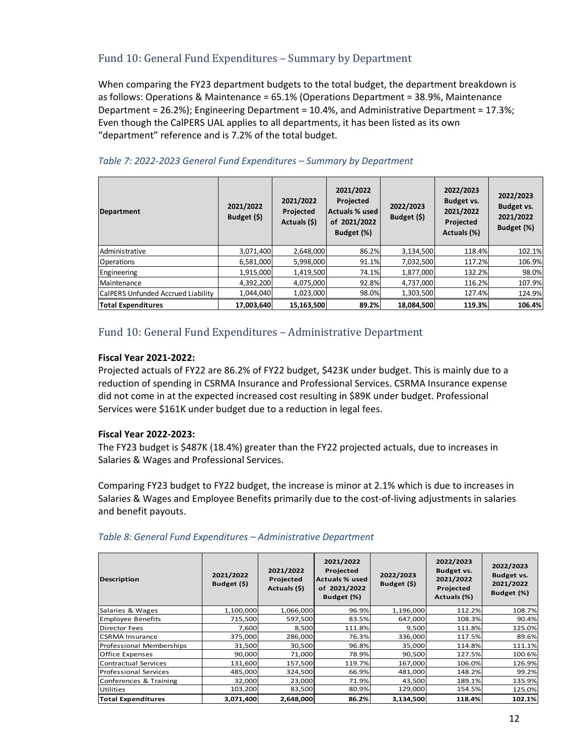## Fund 10: General Fund Expenditures – Summary by Department

When comparing the FY23 department budgets to the total budget, the department breakdown is as follows: Operations & Maintenance = 65.1% (Operations Department = 38.9%, Maintenance Department = 26.2%); Engineering Department = 10.4%, and Administrative Department = 17.3%; Even though the CalPERS UAL applies to all departments, it has been listed as its own "department" reference and is 7.2% of the total budget.

*Table 7: 2022-2023 General Fund Expenditures – Summary by Department*

| Department | 2021/2022 Budget ($) | 2021/2022 Projected Actuals ($) | 2021/2022 Projected Actuals % used of 2021/2022 Budget (%) | 2022/2023 Budget ($) | 2022/2023 Budget vs. 2021/2022 Projected Actuals (%) | 2022/2023 Budget vs. 2021/2022 Budget (%) |
|---|---|---|---|---|---|---|
| Administrative | 3,071,400 | 2,648,000 | 86.2% | 3,134,500 | 118.4% | 102.1% |
| Operations | 6,581,000 | 5,998,000 | 91.1% | 7,032,500 | 117.2% | 106.9% |
| Engineering | 1,915,000 | 1,419,500 | 74.1% | 1,877,000 | 132.2% | 98.0% |
| Maintenance | 4,392,200 | 4,075,000 | 92.8% | 4,737,000 | 116.2% | 107.9% |
| CalPERS Unfunded Accrued Liability | 1,044,040 | 1,023,000 | 98.0% | 1,303,500 | 127.4% | 124.9% |
| **Total Expenditures** | **17,003,640** | **15,163,500** | **89.2%** | **18,084,500** | **119.3%** | **106.4%** |

## Fund 10: General Fund Expenditures – Administrative Department

**Fiscal Year 2021-2022:**

Projected actuals of FY22 are 86.2% of FY22 budget, $423K under budget. This is mainly due to a reduction of spending in CSRMA Insurance and Professional Services. CSRMA Insurance expense did not come in at the expected increased cost resulting in $89K under budget. Professional Services were $161K under budget due to a reduction in legal fees.

**Fiscal Year 2022-2023:**

The FY23 budget is $487K (18.4%) greater than the FY22 projected actuals, due to increases in Salaries & Wages and Professional Services.

Comparing FY23 budget to FY22 budget, the increase is minor at 2.1% which is due to increases in Salaries & Wages and Employee Benefits primarily due to the cost-of-living adjustments in salaries and benefit payouts.

*Table 8: General Fund Expenditures – Administrative Department*

| Description | 2021/2022 Budget ($) | 2021/2022 Projected Actuals ($) | 2021/2022 Projected Actuals % used of 2021/2022 Budget (%) | 2022/2023 Budget ($) | 2022/2023 Budget vs. 2021/2022 Projected Actuals (%) | 2022/2023 Budget vs. 2021/2022 Budget (%) |
|---|---|---|---|---|---|---|
| Salaries & Wages | 1,100,000 | 1,066,000 | 96.9% | 1,196,000 | 112.2% | 108.7% |
| Employee Benefits | 715,500 | 597,500 | 83.5% | 647,000 | 108.3% | 90.4% |
| Director Fees | 7,600 | 8,500 | 111.8% | 9,500 | 111.8% | 125.0% |
| CSRMA Insurance | 375,000 | 286,000 | 76.3% | 336,000 | 117.5% | 89.6% |
| Professional Memberships | 31,500 | 30,500 | 96.8% | 35,000 | 114.8% | 111.1% |
| Office Expenses | 90,000 | 71,000 | 78.9% | 90,500 | 127.5% | 100.6% |
| Contractual Services | 131,600 | 157,500 | 119.7% | 167,000 | 106.0% | 126.9% |
| Professional Services | 485,000 | 324,500 | 66.9% | 481,000 | 148.2% | 99.2% |
| Conferences & Training | 32,000 | 23,000 | 71.9% | 43,500 | 189.1% | 135.9% |
| Utilities | 103,200 | 83,500 | 80.9% | 129,000 | 154.5% | 125.0% |
| **Total Expenditures** | **3,071,400** | **2,648,000** | **86.2%** | **3,134,500** | **118.4%** | **102.1%** |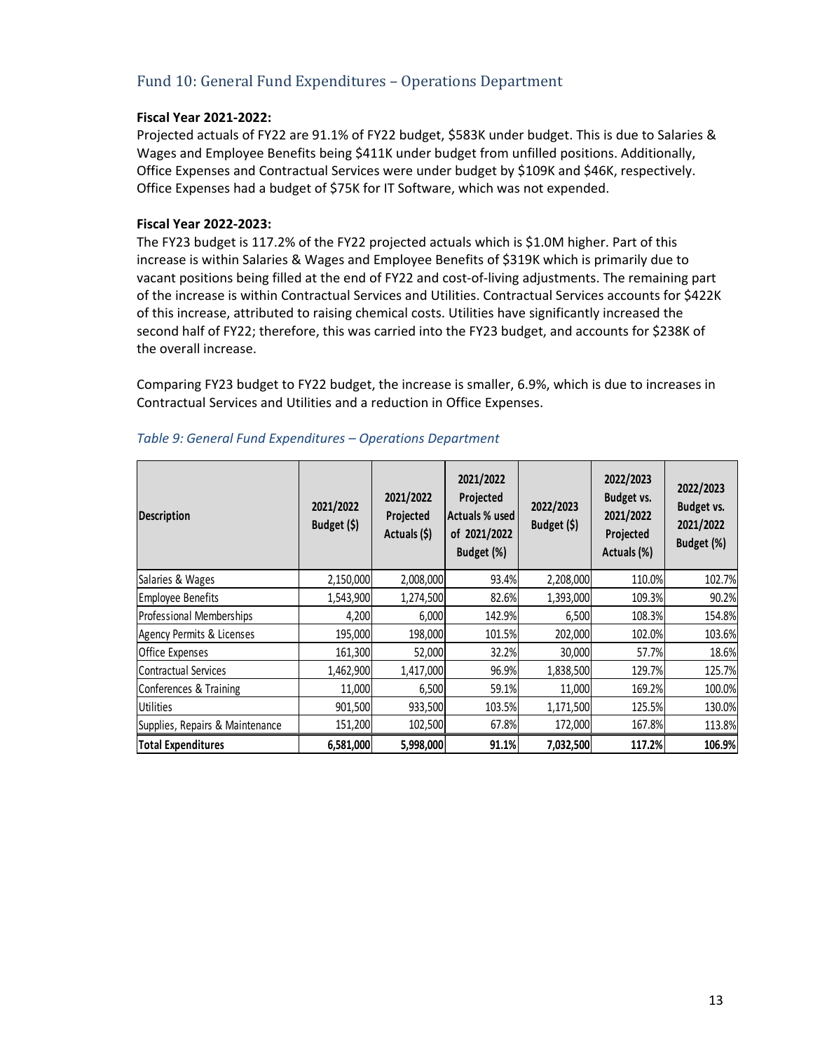## Fund 10: General Fund Expenditures – Operations Department

**Fiscal Year 2021-2022:**

Projected actuals of FY22 are 91.1% of FY22 budget, $583K under budget. This is due to Salaries & Wages and Employee Benefits being $411K under budget from unfilled positions. Additionally, Office Expenses and Contractual Services were under budget by $109K and $46K, respectively. Office Expenses had a budget of $75K for IT Software, which was not expended.

**Fiscal Year 2022-2023:**

The FY23 budget is 117.2% of the FY22 projected actuals which is $1.0M higher. Part of this increase is within Salaries & Wages and Employee Benefits of $319K which is primarily due to vacant positions being filled at the end of FY22 and cost-of-living adjustments. The remaining part of the increase is within Contractual Services and Utilities. Contractual Services accounts for $422K of this increase, attributed to raising chemical costs. Utilities have significantly increased the second half of FY22; therefore, this was carried into the FY23 budget, and accounts for $238K of the overall increase.

Comparing FY23 budget to FY22 budget, the increase is smaller, 6.9%, which is due to increases in Contractual Services and Utilities and a reduction in Office Expenses.

*Table 9: General Fund Expenditures – Operations Department*

| Description | 2021/2022 Budget ($) | 2021/2022 Projected Actuals ($) | 2021/2022 Projected Actuals % used of 2021/2022 Budget (%) | 2022/2023 Budget ($) | 2022/2023 Budget vs. 2021/2022 Projected Actuals (%) | 2022/2023 Budget vs. 2021/2022 Budget (%) |
|---|---|---|---|---|---|---|
| Salaries & Wages | 2,150,000 | 2,008,000 | 93.4% | 2,208,000 | 110.0% | 102.7% |
| Employee Benefits | 1,543,900 | 1,274,500 | 82.6% | 1,393,000 | 109.3% | 90.2% |
| Professional Memberships | 4,200 | 6,000 | 142.9% | 6,500 | 108.3% | 154.8% |
| Agency Permits & Licenses | 195,000 | 198,000 | 101.5% | 202,000 | 102.0% | 103.6% |
| Office Expenses | 161,300 | 52,000 | 32.2% | 30,000 | 57.7% | 18.6% |
| Contractual Services | 1,462,900 | 1,417,000 | 96.9% | 1,838,500 | 129.7% | 125.7% |
| Conferences & Training | 11,000 | 6,500 | 59.1% | 11,000 | 169.2% | 100.0% |
| Utilities | 901,500 | 933,500 | 103.5% | 1,171,500 | 125.5% | 130.0% |
| Supplies, Repairs & Maintenance | 151,200 | 102,500 | 67.8% | 172,000 | 167.8% | 113.8% |
| **Total Expenditures** | **6,581,000** | **5,998,000** | **91.1%** | **7,032,500** | **117.2%** | **106.9%** |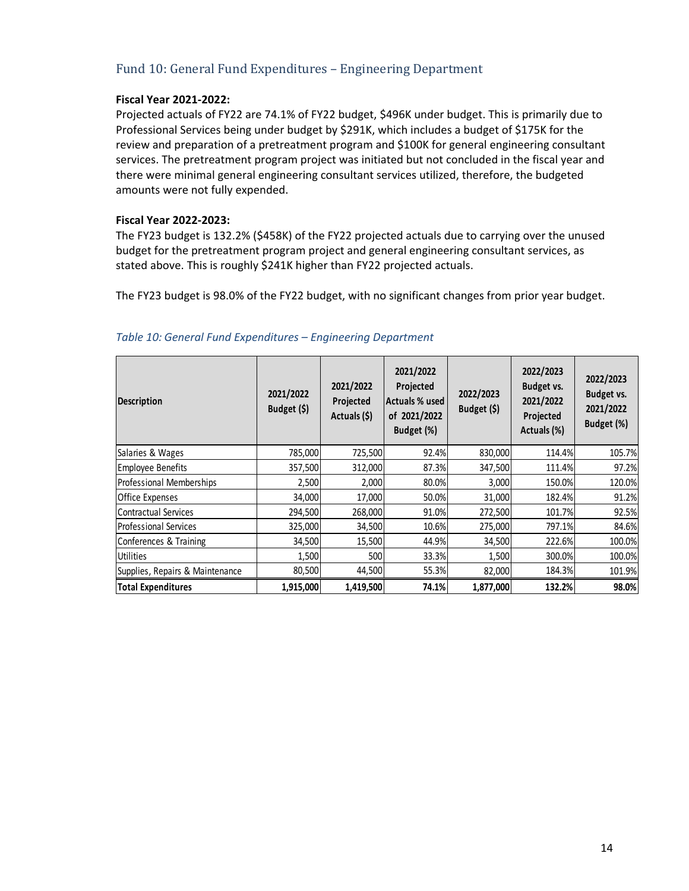## Fund 10: General Fund Expenditures – Engineering Department

**Fiscal Year 2021-2022:**

Projected actuals of FY22 are 74.1% of FY22 budget, $496K under budget. This is primarily due to Professional Services being under budget by $291K, which includes a budget of $175K for the review and preparation of a pretreatment program and $100K for general engineering consultant services. The pretreatment program project was initiated but not concluded in the fiscal year and there were minimal general engineering consultant services utilized, therefore, the budgeted amounts were not fully expended.

**Fiscal Year 2022-2023:**

The FY23 budget is 132.2% ($458K) of the FY22 projected actuals due to carrying over the unused budget for the pretreatment program project and general engineering consultant services, as stated above. This is roughly $241K higher than FY22 projected actuals.

The FY23 budget is 98.0% of the FY22 budget, with no significant changes from prior year budget.

*Table 10: General Fund Expenditures – Engineering Department*

| Description | 2021/2022 Budget ($) | 2021/2022 Projected Actuals ($) | 2021/2022 Projected Actuals % used of 2021/2022 Budget (%) | 2022/2023 Budget ($) | 2022/2023 Budget vs. 2021/2022 Projected Actuals (%) | 2022/2023 Budget vs. 2021/2022 Budget (%) |
|---|---|---|---|---|---|---|
| Salaries & Wages | 785,000 | 725,500 | 92.4% | 830,000 | 114.4% | 105.7% |
| Employee Benefits | 357,500 | 312,000 | 87.3% | 347,500 | 111.4% | 97.2% |
| Professional Memberships | 2,500 | 2,000 | 80.0% | 3,000 | 150.0% | 120.0% |
| Office Expenses | 34,000 | 17,000 | 50.0% | 31,000 | 182.4% | 91.2% |
| Contractual Services | 294,500 | 268,000 | 91.0% | 272,500 | 101.7% | 92.5% |
| Professional Services | 325,000 | 34,500 | 10.6% | 275,000 | 797.1% | 84.6% |
| Conferences & Training | 34,500 | 15,500 | 44.9% | 34,500 | 222.6% | 100.0% |
| Utilities | 1,500 | 500 | 33.3% | 1,500 | 300.0% | 100.0% |
| Supplies, Repairs & Maintenance | 80,500 | 44,500 | 55.3% | 82,000 | 184.3% | 101.9% |
| **Total Expenditures** | **1,915,000** | **1,419,500** | **74.1%** | **1,877,000** | **132.2%** | **98.0%** |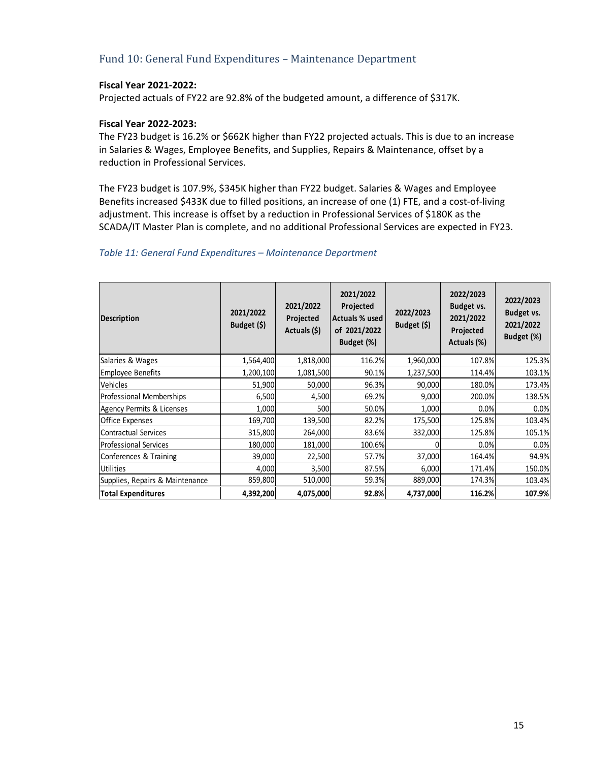## Fund 10: General Fund Expenditures – Maintenance Department

**Fiscal Year 2021-2022:**

Projected actuals of FY22 are 92.8% of the budgeted amount, a difference of $317K.

**Fiscal Year 2022-2023:**

The FY23 budget is 16.2% or $662K higher than FY22 projected actuals. This is due to an increase in Salaries & Wages, Employee Benefits, and Supplies, Repairs & Maintenance, offset by a reduction in Professional Services.

The FY23 budget is 107.9%, $345K higher than FY22 budget. Salaries & Wages and Employee Benefits increased $433K due to filled positions, an increase of one (1) FTE, and a cost-of-living adjustment. This increase is offset by a reduction in Professional Services of $180K as the SCADA/IT Master Plan is complete, and no additional Professional Services are expected in FY23.

*Table 11: General Fund Expenditures – Maintenance Department*

| Description | 2021/2022 Budget ($) | 2021/2022 Projected Actuals ($) | 2021/2022 Projected Actuals % used of 2021/2022 Budget (%) | 2022/2023 Budget ($) | 2022/2023 Budget vs. 2021/2022 Projected Actuals (%) | 2022/2023 Budget vs. 2021/2022 Budget (%) |
|---|---|---|---|---|---|---|
| Salaries & Wages | 1,564,400 | 1,818,000 | 116.2% | 1,960,000 | 107.8% | 125.3% |
| Employee Benefits | 1,200,100 | 1,081,500 | 90.1% | 1,237,500 | 114.4% | 103.1% |
| Vehicles | 51,900 | 50,000 | 96.3% | 90,000 | 180.0% | 173.4% |
| Professional Memberships | 6,500 | 4,500 | 69.2% | 9,000 | 200.0% | 138.5% |
| Agency Permits & Licenses | 1,000 | 500 | 50.0% | 1,000 | 0.0% | 0.0% |
| Office Expenses | 169,700 | 139,500 | 82.2% | 175,500 | 125.8% | 103.4% |
| Contractual Services | 315,800 | 264,000 | 83.6% | 332,000 | 125.8% | 105.1% |
| Professional Services | 180,000 | 181,000 | 100.6% | 0 | 0.0% | 0.0% |
| Conferences & Training | 39,000 | 22,500 | 57.7% | 37,000 | 164.4% | 94.9% |
| Utilities | 4,000 | 3,500 | 87.5% | 6,000 | 171.4% | 150.0% |
| Supplies, Repairs & Maintenance | 859,800 | 510,000 | 59.3% | 889,000 | 174.3% | 103.4% |
| **Total Expenditures** | **4,392,200** | **4,075,000** | **92.8%** | **4,737,000** | **116.2%** | **107.9%** |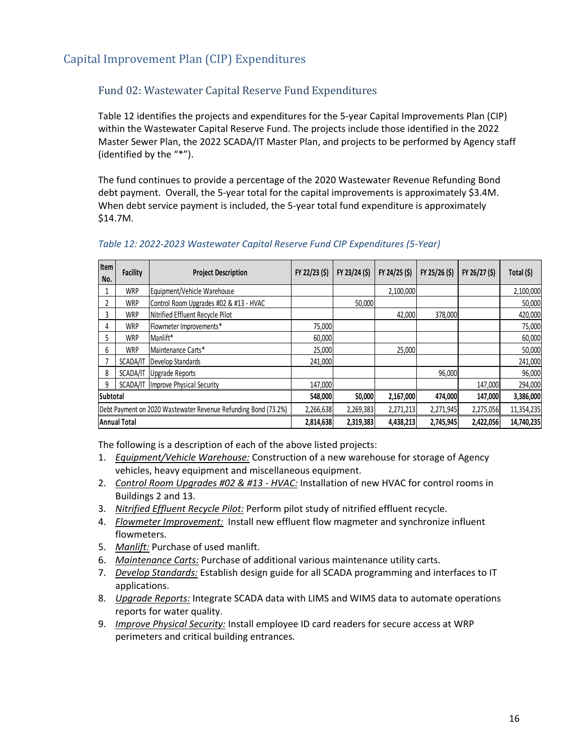# Capital Improvement Plan (CIP) Expenditures

## Fund 02: Wastewater Capital Reserve Fund Expenditures

Table 12 identifies the projects and expenditures for the 5-year Capital Improvements Plan (CIP) within the Wastewater Capital Reserve Fund. The projects include those identified in the 2022 Master Sewer Plan, the 2022 SCADA/IT Master Plan, and projects to be performed by Agency staff (identified by the "*").

The fund continues to provide a percentage of the 2020 Wastewater Revenue Refunding Bond debt payment. Overall, the 5-year total for the capital improvements is approximately $3.4M. When debt service payment is included, the 5-year total fund expenditure is approximately $14.7M.

*Table 12: 2022-2023 Wastewater Capital Reserve Fund CIP Expenditures (5-Year)*

| Item No. | Facility | Project Description | FY 22/23 ($) | FY 23/24 ($) | FY 24/25 ($) | FY 25/26 ($) | FY 26/27 ($) | Total ($) |
|---|---|---|---|---|---|---|---|---|
| 1 | WRP | Equipment/Vehicle Warehouse | | | 2,100,000 | | | 2,100,000 |
| 2 | WRP | Control Room Upgrades #02 & #13 - HVAC | | 50,000 | | | | 50,000 |
| 3 | WRP | Nitrified Effluent Recycle Pilot | | | 42,000 | 378,000 | | 420,000 |
| 4 | WRP | Flowmeter Improvements* | 75,000 | | | | | 75,000 |
| 5 | WRP | Manlift* | 60,000 | | | | | 60,000 |
| 6 | WRP | Maintenance Carts* | 25,000 | | 25,000 | | | 50,000 |
| 7 | SCADA/IT | Develop Standards | 241,000 | | | | | 241,000 |
| 8 | SCADA/IT | Upgrade Reports | | | | 96,000 | | 96,000 |
| 9 | SCADA/IT | Improve Physical Security | 147,000 | | | | 147,000 | 294,000 |
| **Subtotal** | | | **548,000** | **50,000** | **2,167,000** | **474,000** | **147,000** | **3,386,000** |
| Debt Payment on 2020 Wastewater Revenue Refunding Bond (73.2%) | | | 2,266,638 | 2,269,383 | 2,271,213 | 2,271,945 | 2,275,056 | 11,354,235 |
| **Annual Total** | | | **2,814,638** | **2,319,383** | **4,438,213** | **2,745,945** | **2,422,056** | **14,740,235** |

The following is a description of each of the above listed projects:

1. *Equipment/Vehicle Warehouse:* Construction of a new warehouse for storage of Agency vehicles, heavy equipment and miscellaneous equipment.
2. *Control Room Upgrades #02 & #13 - HVAC:* Installation of new HVAC for control rooms in Buildings 2 and 13.
3. *Nitrified Effluent Recycle Pilot:* Perform pilot study of nitrified effluent recycle.
4. *Flowmeter Improvement:* Install new effluent flow magmeter and synchronize influent flowmeters.
5. *Manlift:* Purchase of used manlift.
6. *Maintenance Carts:* Purchase of additional various maintenance utility carts.
7. *Develop Standards:* Establish design guide for all SCADA programming and interfaces to IT applications.
8. *Upgrade Reports:* Integrate SCADA data with LIMS and WIMS data to automate operations reports for water quality.
9. *Improve Physical Security:* Install employee ID card readers for secure access at WRP perimeters and critical building entrances.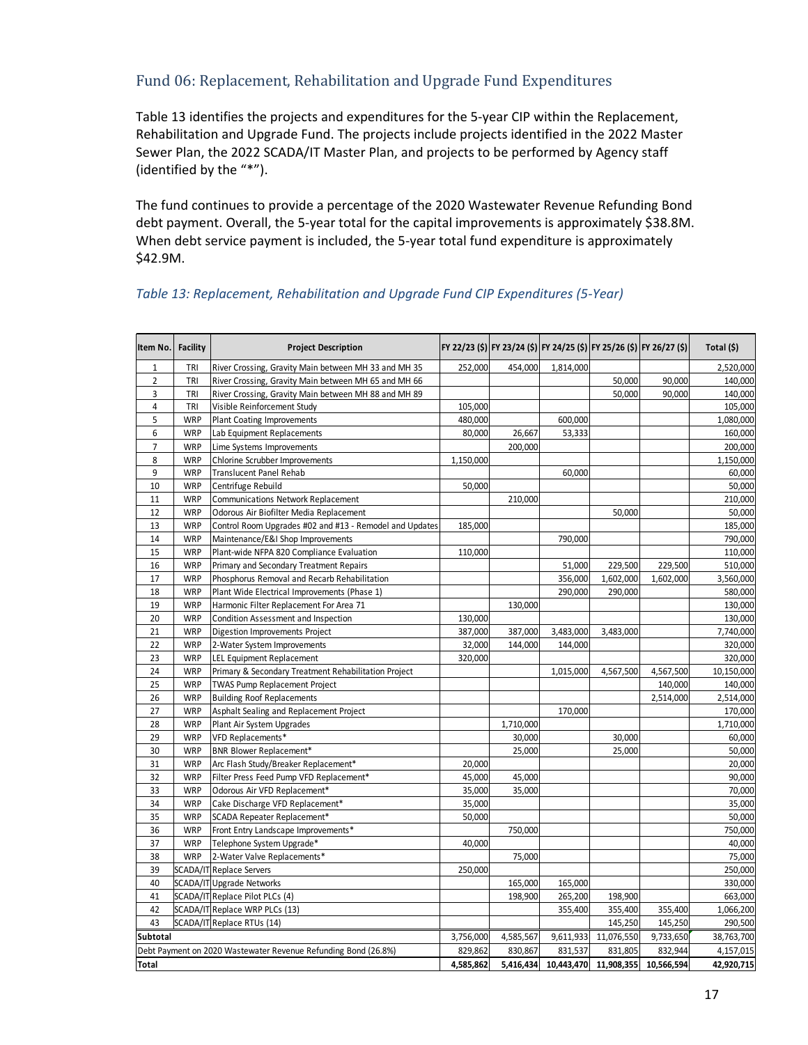## Fund 06: Replacement, Rehabilitation and Upgrade Fund Expenditures

Table 13 identifies the projects and expenditures for the 5-year CIP within the Replacement, Rehabilitation and Upgrade Fund. The projects include projects identified in the 2022 Master Sewer Plan, the 2022 SCADA/IT Master Plan, and projects to be performed by Agency staff (identified by the "*").

The fund continues to provide a percentage of the 2020 Wastewater Revenue Refunding Bond debt payment. Overall, the 5-year total for the capital improvements is approximately $38.8M. When debt service payment is included, the 5-year total fund expenditure is approximately $42.9M.

*Table 13: Replacement, Rehabilitation and Upgrade Fund CIP Expenditures (5-Year)*

| Item No. | Facility | Project Description | FY 22/23 ($) | FY 23/24 ($) | FY 24/25 ($) | FY 25/26 ($) | FY 26/27 ($) | Total ($) |
|---|---|---|---|---|---|---|---|---|
| 1 | TRI | River Crossing, Gravity Main between MH 33 and MH 35 | 252,000 | 454,000 | 1,814,000 | | | 2,520,000 |
| 2 | TRI | River Crossing, Gravity Main between MH 65 and MH 66 | | | | 50,000 | 90,000 | 140,000 |
| 3 | TRI | River Crossing, Gravity Main between MH 88 and MH 89 | | | | 50,000 | 90,000 | 140,000 |
| 4 | TRI | Visible Reinforcement Study | 105,000 | | | | | 105,000 |
| 5 | WRP | Plant Coating Improvements | 480,000 | | 600,000 | | | 1,080,000 |
| 6 | WRP | Lab Equipment Replacements | 80,000 | 26,667 | 53,333 | | | 160,000 |
| 7 | WRP | Lime Systems Improvements | | 200,000 | | | | 200,000 |
| 8 | WRP | Chlorine Scrubber Improvements | 1,150,000 | | | | | 1,150,000 |
| 9 | WRP | Translucent Panel Rehab | | | 60,000 | | | 60,000 |
| 10 | WRP | Centrifuge Rebuild | 50,000 | | | | | 50,000 |
| 11 | WRP | Communications Network Replacement | | 210,000 | | | | 210,000 |
| 12 | WRP | Odorous Air Biofilter Media Replacement | | | | 50,000 | | 50,000 |
| 13 | WRP | Control Room Upgrades #02 and #13 - Remodel and Updates | 185,000 | | | | | 185,000 |
| 14 | WRP | Maintenance/E&I Shop Improvements | | | 790,000 | | | 790,000 |
| 15 | WRP | Plant-wide NFPA 820 Compliance Evaluation | 110,000 | | | | | 110,000 |
| 16 | WRP | Primary and Secondary Treatment Repairs | | | 51,000 | 229,500 | 229,500 | 510,000 |
| 17 | WRP | Phosphorus Removal and Recarb Rehabilitation | | | 356,000 | 1,602,000 | 1,602,000 | 3,560,000 |
| 18 | WRP | Plant Wide Electrical Improvements (Phase 1) | | | 290,000 | 290,000 | | 580,000 |
| 19 | WRP | Harmonic Filter Replacement For Area 71 | | 130,000 | | | | 130,000 |
| 20 | WRP | Condition Assessment and Inspection | 130,000 | | | | | 130,000 |
| 21 | WRP | Digestion Improvements Project | 387,000 | 387,000 | 3,483,000 | 3,483,000 | | 7,740,000 |
| 22 | WRP | 2-Water System Improvements | 32,000 | 144,000 | 144,000 | | | 320,000 |
| 23 | WRP | LEL Equipment Replacement | 320,000 | | | | | 320,000 |
| 24 | WRP | Primary & Secondary Treatment Rehabilitation Project | | | 1,015,000 | 4,567,500 | 4,567,500 | 10,150,000 |
| 25 | WRP | TWAS Pump Replacement Project | | | | | 140,000 | 140,000 |
| 26 | WRP | Building Roof Replacements | | | | | 2,514,000 | 2,514,000 |
| 27 | WRP | Asphalt Sealing and Replacement Project | | | 170,000 | | | 170,000 |
| 28 | WRP | Plant Air System Upgrades | | 1,710,000 | | | | 1,710,000 |
| 29 | WRP | VFD Replacements* | | 30,000 | | 30,000 | | 60,000 |
| 30 | WRP | BNR Blower Replacement* | | 25,000 | | 25,000 | | 50,000 |
| 31 | WRP | Arc Flash Study/Breaker Replacement* | 20,000 | | | | | 20,000 |
| 32 | WRP | Filter Press Feed Pump VFD Replacement* | 45,000 | 45,000 | | | | 90,000 |
| 33 | WRP | Odorous Air VFD Replacement* | 35,000 | 35,000 | | | | 70,000 |
| 34 | WRP | Cake Discharge VFD Replacement* | 35,000 | | | | | 35,000 |
| 35 | WRP | SCADA Repeater Replacement* | 50,000 | | | | | 50,000 |
| 36 | WRP | Front Entry Landscape Improvements* | | 750,000 | | | | 750,000 |
| 37 | WRP | Telephone System Upgrade* | 40,000 | | | | | 40,000 |
| 38 | WRP | 2-Water Valve Replacements* | | 75,000 | | | | 75,000 |
| 39 | SCADA/IT | Replace Servers | 250,000 | | | | | 250,000 |
| 40 | SCADA/IT | Upgrade Networks | | 165,000 | 165,000 | | | 330,000 |
| 41 | SCADA/IT | Replace Pilot PLCs (4) | | 198,900 | 265,200 | 198,900 | | 663,000 |
| 42 | SCADA/IT | Replace WRP PLCs (13) | | | 355,400 | 355,400 | 355,400 | 1,066,200 |
| 43 | SCADA/IT | Replace RTUs (14) | | | | 145,250 | 145,250 | 290,500 |
| **Subtotal** | | | 3,756,000 | 4,585,567 | 9,611,933 | 11,076,550 | 9,733,650 | 38,763,700 |
| Debt Payment on 2020 Wastewater Revenue Refunding Bond (26.8%) | | | 829,862 | 830,867 | 831,537 | 831,805 | 832,944 | 4,157,015 |
| **Total** | | | **4,585,862** | **5,416,434** | **10,443,470** | **11,908,355** | **10,566,594** | **42,920,715** |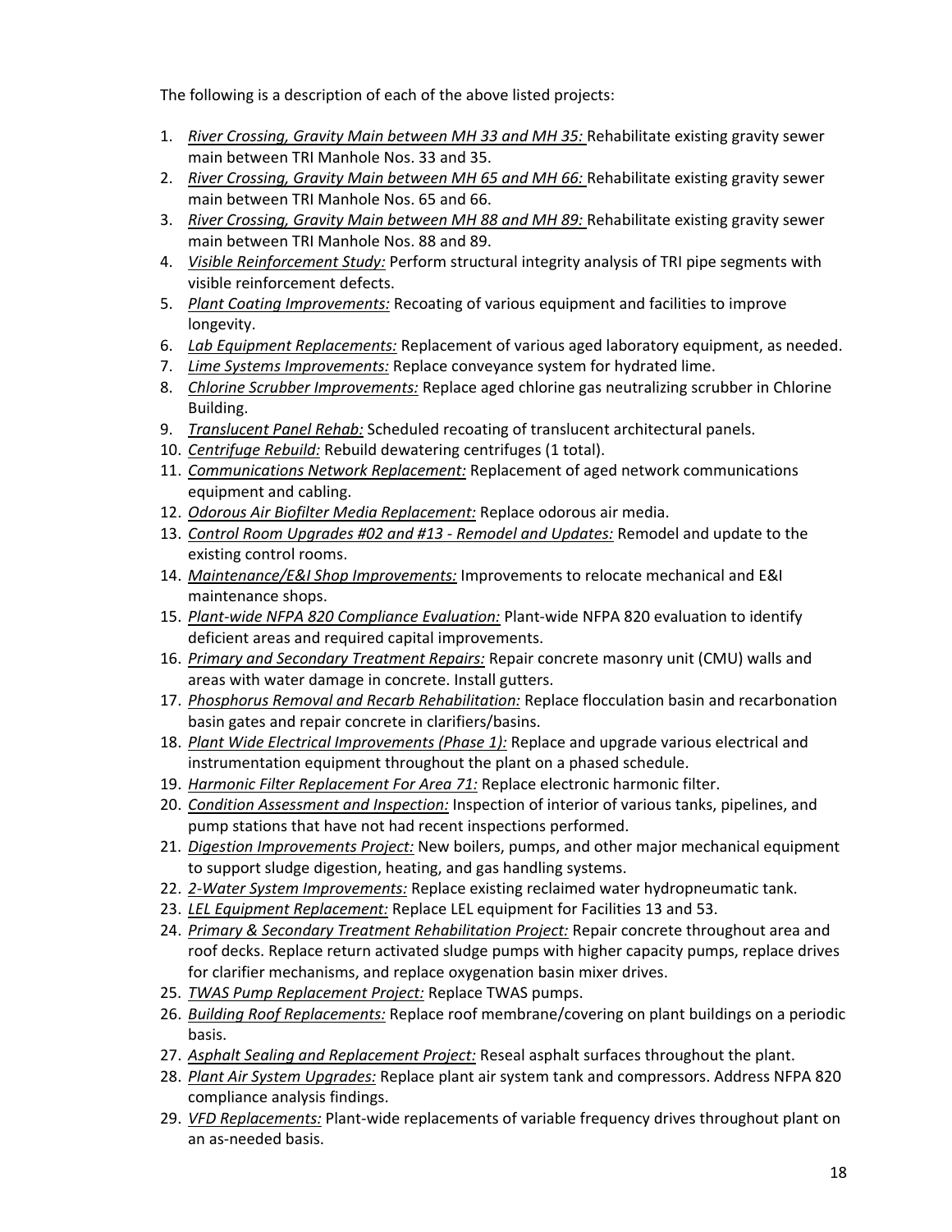The following is a description of each of the above listed projects:

1. *River Crossing, Gravity Main between MH 33 and MH 35:* Rehabilitate existing gravity sewer main between TRI Manhole Nos. 33 and 35.
2. *River Crossing, Gravity Main between MH 65 and MH 66:* Rehabilitate existing gravity sewer main between TRI Manhole Nos. 65 and 66.
3. *River Crossing, Gravity Main between MH 88 and MH 89:* Rehabilitate existing gravity sewer main between TRI Manhole Nos. 88 and 89.
4. *Visible Reinforcement Study:* Perform structural integrity analysis of TRI pipe segments with visible reinforcement defects.
5. *Plant Coating Improvements:* Recoating of various equipment and facilities to improve longevity.
6. *Lab Equipment Replacements:* Replacement of various aged laboratory equipment, as needed.
7. *Lime Systems Improvements:* Replace conveyance system for hydrated lime.
8. *Chlorine Scrubber Improvements:* Replace aged chlorine gas neutralizing scrubber in Chlorine Building.
9. *Translucent Panel Rehab:* Scheduled recoating of translucent architectural panels.
10. *Centrifuge Rebuild:* Rebuild dewatering centrifuges (1 total).
11. *Communications Network Replacement:* Replacement of aged network communications equipment and cabling.
12. *Odorous Air Biofilter Media Replacement:* Replace odorous air media.
13. *Control Room Upgrades #02 and #13 - Remodel and Updates:* Remodel and update to the existing control rooms.
14. *Maintenance/E&I Shop Improvements:* Improvements to relocate mechanical and E&I maintenance shops.
15. *Plant-wide NFPA 820 Compliance Evaluation:* Plant-wide NFPA 820 evaluation to identify deficient areas and required capital improvements.
16. *Primary and Secondary Treatment Repairs:* Repair concrete masonry unit (CMU) walls and areas with water damage in concrete. Install gutters.
17. *Phosphorus Removal and Recarb Rehabilitation:* Replace flocculation basin and recarbonation basin gates and repair concrete in clarifiers/basins.
18. *Plant Wide Electrical Improvements (Phase 1):* Replace and upgrade various electrical and instrumentation equipment throughout the plant on a phased schedule.
19. *Harmonic Filter Replacement For Area 71:* Replace electronic harmonic filter.
20. *Condition Assessment and Inspection:* Inspection of interior of various tanks, pipelines, and pump stations that have not had recent inspections performed.
21. *Digestion Improvements Project:* New boilers, pumps, and other major mechanical equipment to support sludge digestion, heating, and gas handling systems.
22. *2-Water System Improvements:* Replace existing reclaimed water hydropneumatic tank.
23. *LEL Equipment Replacement:* Replace LEL equipment for Facilities 13 and 53.
24. *Primary & Secondary Treatment Rehabilitation Project:* Repair concrete throughout area and roof decks. Replace return activated sludge pumps with higher capacity pumps, replace drives for clarifier mechanisms, and replace oxygenation basin mixer drives.
25. *TWAS Pump Replacement Project:* Replace TWAS pumps.
26. *Building Roof Replacements:* Replace roof membrane/covering on plant buildings on a periodic basis.
27. *Asphalt Sealing and Replacement Project:* Reseal asphalt surfaces throughout the plant.
28. *Plant Air System Upgrades:* Replace plant air system tank and compressors. Address NFPA 820 compliance analysis findings.
29. *VFD Replacements:* Plant-wide replacements of variable frequency drives throughout plant on an as-needed basis.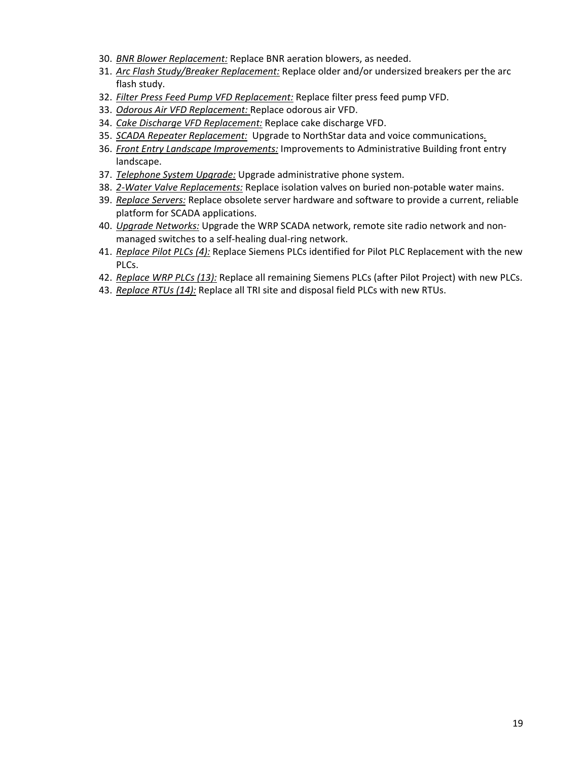30. *BNR Blower Replacement:* Replace BNR aeration blowers, as needed.
31. *Arc Flash Study/Breaker Replacement:* Replace older and/or undersized breakers per the arc flash study.
32. *Filter Press Feed Pump VFD Replacement:* Replace filter press feed pump VFD.
33. *Odorous Air VFD Replacement:* Replace odorous air VFD.
34. *Cake Discharge VFD Replacement:* Replace cake discharge VFD.
35. *SCADA Repeater Replacement:* Upgrade to NorthStar data and voice communications.
36. *Front Entry Landscape Improvements:* Improvements to Administrative Building front entry landscape.
37. *Telephone System Upgrade:* Upgrade administrative phone system.
38. *2-Water Valve Replacements:* Replace isolation valves on buried non-potable water mains.
39. *Replace Servers:* Replace obsolete server hardware and software to provide a current, reliable platform for SCADA applications.
40. *Upgrade Networks:* Upgrade the WRP SCADA network, remote site radio network and non-managed switches to a self-healing dual-ring network.
41. *Replace Pilot PLCs (4):* Replace Siemens PLCs identified for Pilot PLC Replacement with the new PLCs.
42. *Replace WRP PLCs (13):* Replace all remaining Siemens PLCs (after Pilot Project) with new PLCs.
43. *Replace RTUs (14):* Replace all TRI site and disposal field PLCs with new RTUs.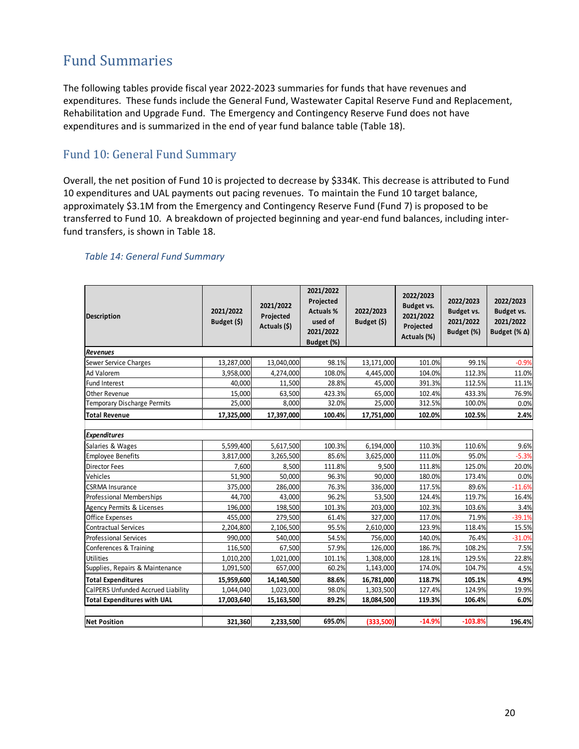# Fund Summaries

The following tables provide fiscal year 2022-2023 summaries for funds that have revenues and expenditures. These funds include the General Fund, Wastewater Capital Reserve Fund and Replacement, Rehabilitation and Upgrade Fund. The Emergency and Contingency Reserve Fund does not have expenditures and is summarized in the end of year fund balance table (Table 18).

## Fund 10: General Fund Summary

Overall, the net position of Fund 10 is projected to decrease by $334K. This decrease is attributed to Fund 10 expenditures and UAL payments out pacing revenues. To maintain the Fund 10 target balance, approximately $3.1M from the Emergency and Contingency Reserve Fund (Fund 7) is proposed to be transferred to Fund 10. A breakdown of projected beginning and year-end fund balances, including inter-fund transfers, is shown in Table 18.

*Table 14: General Fund Summary*

| Description | 2021/2022 Budget ($) | 2021/2022 Projected Actuals ($) | 2021/2022 Projected Actuals % used of 2021/2022 Budget (%) | 2022/2023 Budget ($) | 2022/2023 Budget vs. 2021/2022 Projected Actuals (%) | 2022/2023 Budget vs. 2021/2022 Budget (%) | 2022/2023 Budget vs. 2021/2022 Budget (% Δ) |
|---|---|---|---|---|---|---|---|
| ***Revenues*** | | | | | | | |
| Sewer Service Charges | 13,287,000 | 13,040,000 | 98.1% | 13,171,000 | 101.0% | 99.1% | -0.9% |
| Ad Valorem | 3,958,000 | 4,274,000 | 108.0% | 4,445,000 | 104.0% | 112.3% | 11.0% |
| Fund Interest | 40,000 | 11,500 | 28.8% | 45,000 | 391.3% | 112.5% | 11.1% |
| Other Revenue | 15,000 | 63,500 | 423.3% | 65,000 | 102.4% | 433.3% | 76.9% |
| Temporary Discharge Permits | 25,000 | 8,000 | 32.0% | 25,000 | 312.5% | 100.0% | 0.0% |
| **Total Revenue** | **17,325,000** | **17,397,000** | **100.4%** | **17,751,000** | **102.0%** | **102.5%** | **2.4%** |
| | | | | | | | |
| ***Expenditures*** | | | | | | | |
| Salaries & Wages | 5,599,400 | 5,617,500 | 100.3% | 6,194,000 | 110.3% | 110.6% | 9.6% |
| Employee Benefits | 3,817,000 | 3,265,500 | 85.6% | 3,625,000 | 111.0% | 95.0% | -5.3% |
| Director Fees | 7,600 | 8,500 | 111.8% | 9,500 | 111.8% | 125.0% | 20.0% |
| Vehicles | 51,900 | 50,000 | 96.3% | 90,000 | 180.0% | 173.4% | 0.0% |
| CSRMA Insurance | 375,000 | 286,000 | 76.3% | 336,000 | 117.5% | 89.6% | -11.6% |
| Professional Memberships | 44,700 | 43,000 | 96.2% | 53,500 | 124.4% | 119.7% | 16.4% |
| Agency Permits & Licenses | 196,000 | 198,500 | 101.3% | 203,000 | 102.3% | 103.6% | 3.4% |
| Office Expenses | 455,000 | 279,500 | 61.4% | 327,000 | 117.0% | 71.9% | -39.1% |
| Contractual Services | 2,204,800 | 2,106,500 | 95.5% | 2,610,000 | 123.9% | 118.4% | 15.5% |
| Professional Services | 990,000 | 540,000 | 54.5% | 756,000 | 140.0% | 76.4% | -31.0% |
| Conferences & Training | 116,500 | 67,500 | 57.9% | 126,000 | 186.7% | 108.2% | 7.5% |
| Utilities | 1,010,200 | 1,021,000 | 101.1% | 1,308,000 | 128.1% | 129.5% | 22.8% |
| Supplies, Repairs & Maintenance | 1,091,500 | 657,000 | 60.2% | 1,143,000 | 174.0% | 104.7% | 4.5% |
| **Total Expenditures** | **15,959,600** | **14,140,500** | **88.6%** | **16,781,000** | **118.7%** | **105.1%** | **4.9%** |
| CalPERS Unfunded Accrued Liability | 1,044,040 | 1,023,000 | 98.0% | 1,303,500 | 127.4% | 124.9% | 19.9% |
| **Total Expenditures with UAL** | **17,003,640** | **15,163,500** | **89.2%** | **18,084,500** | **119.3%** | **106.4%** | **6.0%** |
| | | | | | | | |
| **Net Position** | **321,360** | **2,233,500** | **695.0%** | **(333,500)** | **-14.9%** | **-103.8%** | **196.4%** |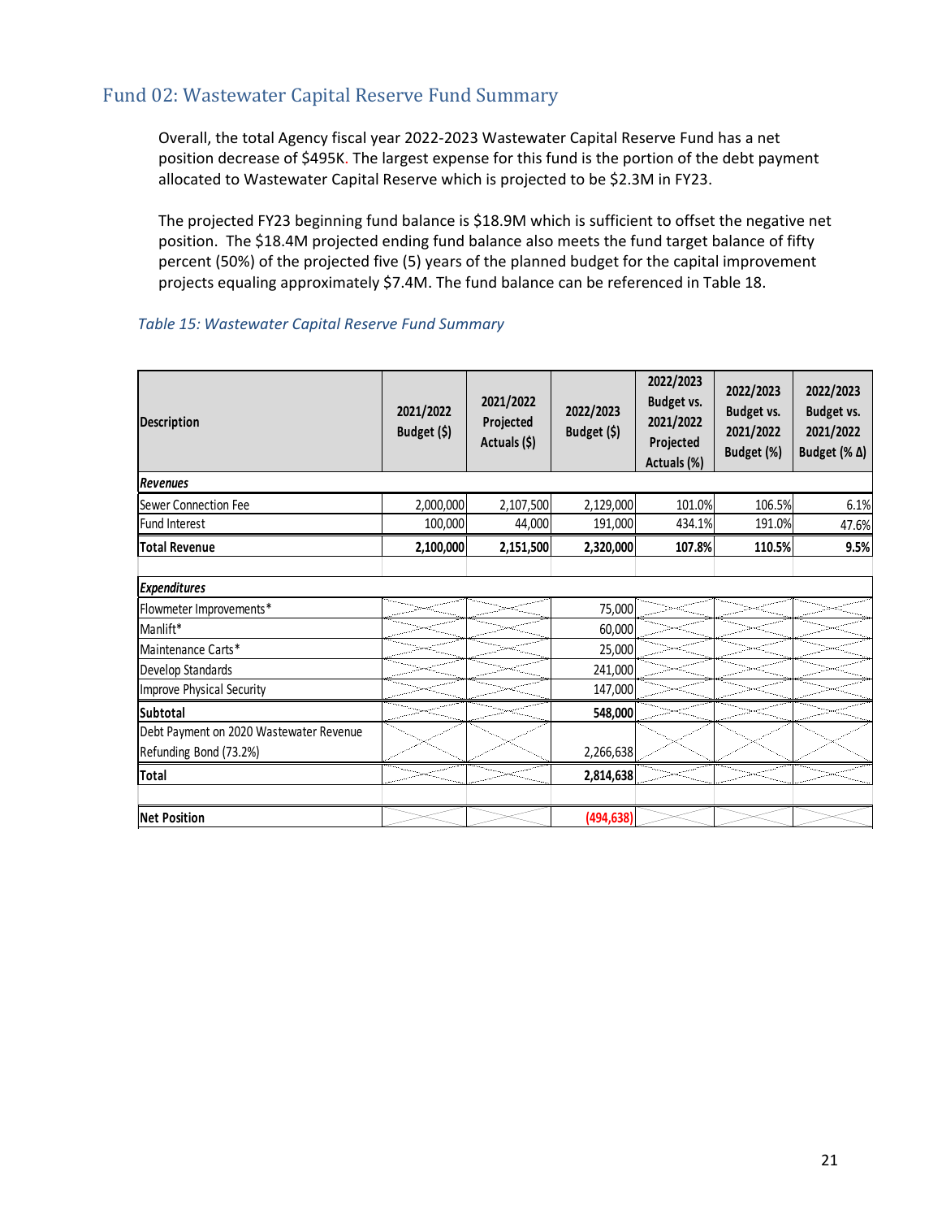## Fund 02: Wastewater Capital Reserve Fund Summary

Overall, the total Agency fiscal year 2022-2023 Wastewater Capital Reserve Fund has a net position decrease of $495K. The largest expense for this fund is the portion of the debt payment allocated to Wastewater Capital Reserve which is projected to be $2.3M in FY23.

The projected FY23 beginning fund balance is $18.9M which is sufficient to offset the negative net position. The $18.4M projected ending fund balance also meets the fund target balance of fifty percent (50%) of the projected five (5) years of the planned budget for the capital improvement projects equaling approximately $7.4M. The fund balance can be referenced in Table 18.

*Table 15: Wastewater Capital Reserve Fund Summary*

| Description | 2021/2022 Budget ($) | 2021/2022 Projected Actuals ($) | 2022/2023 Budget ($) | 2022/2023 Budget vs. 2021/2022 Projected Actuals (%) | 2022/2023 Budget vs. 2021/2022 Budget (%) | 2022/2023 Budget vs. 2021/2022 Budget (% Δ) |
|---|---|---|---|---|---|---|
| ***Revenues*** | | | | | | |
| Sewer Connection Fee | 2,000,000 | 2,107,500 | 2,129,000 | 101.0% | 106.5% | 6.1% |
| Fund Interest | 100,000 | 44,000 | 191,000 | 434.1% | 191.0% | 47.6% |
| **Total Revenue** | **2,100,000** | **2,151,500** | **2,320,000** | **107.8%** | **110.5%** | **9.5%** |
| | | | | | | |
| ***Expenditures*** | | | | | | |
| Flowmeter Improvements* | | | 75,000 | | | |
| Manlift* | | | 60,000 | | | |
| Maintenance Carts* | | | 25,000 | | | |
| Develop Standards | | | 241,000 | | | |
| Improve Physical Security | | | 147,000 | | | |
| **Subtotal** | | | **548,000** | | | |
| Debt Payment on 2020 Wastewater Revenue Refunding Bond (73.2%) | | | 2,266,638 | | | |
| **Total** | | | **2,814,638** | | | |
| | | | | | | |
| **Net Position** | | | **(494,638)** | | | |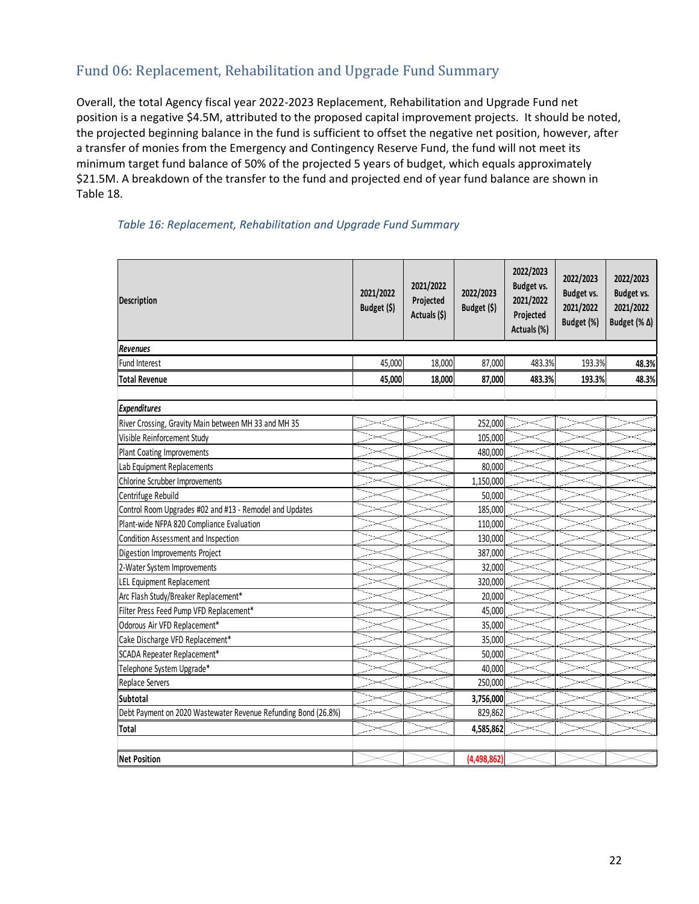## Fund 06: Replacement, Rehabilitation and Upgrade Fund Summary

Overall, the total Agency fiscal year 2022-2023 Replacement, Rehabilitation and Upgrade Fund net position is a negative $4.5M, attributed to the proposed capital improvement projects. It should be noted, the projected beginning balance in the fund is sufficient to offset the negative net position, however, after a transfer of monies from the Emergency and Contingency Reserve Fund, the fund will not meet its minimum target fund balance of 50% of the projected 5 years of budget, which equals approximately $21.5M. A breakdown of the transfer to the fund and projected end of year fund balance are shown in Table 18.

*Table 16: Replacement, Rehabilitation and Upgrade Fund Summary*

| Description | 2021/2022 Budget ($) | 2021/2022 Projected Actuals ($) | 2022/2023 Budget ($) | 2022/2023 Budget vs. 2021/2022 Projected Actuals (%) | 2022/2023 Budget vs. 2021/2022 Budget (%) | 2022/2023 Budget vs. 2021/2022 Budget (% Δ) |
|---|---|---|---|---|---|---|
| ***Revenues*** | | | | | | |
| Fund Interest | 45,000 | 18,000 | 87,000 | 483.3% | 193.3% | **48.3%** |
| **Total Revenue** | **45,000** | **18,000** | **87,000** | **483.3%** | **193.3%** | **48.3%** |
| | | | | | | |
| ***Expenditures*** | | | | | | |
| River Crossing, Gravity Main between MH 33 and MH 35 | | | 252,000 | | | |
| Visible Reinforcement Study | | | 105,000 | | | |
| Plant Coating Improvements | | | 480,000 | | | |
| Lab Equipment Replacements | | | 80,000 | | | |
| Chlorine Scrubber Improvements | | | 1,150,000 | | | |
| Centrifuge Rebuild | | | 50,000 | | | |
| Control Room Upgrades #02 and #13 - Remodel and Updates | | | 185,000 | | | |
| Plant-wide NFPA 820 Compliance Evaluation | | | 110,000 | | | |
| Condition Assessment and Inspection | | | 130,000 | | | |
| Digestion Improvements Project | | | 387,000 | | | |
| 2-Water System Improvements | | | 32,000 | | | |
| LEL Equipment Replacement | | | 320,000 | | | |
| Arc Flash Study/Breaker Replacement* | | | 20,000 | | | |
| Filter Press Feed Pump VFD Replacement* | | | 45,000 | | | |
| Odorous Air VFD Replacement* | | | 35,000 | | | |
| Cake Discharge VFD Replacement* | | | 35,000 | | | |
| SCADA Repeater Replacement* | | | 50,000 | | | |
| Telephone System Upgrade* | | | 40,000 | | | |
| Replace Servers | | | 250,000 | | | |
| **Subtotal** | | | **3,756,000** | | | |
| Debt Payment on 2020 Wastewater Revenue Refunding Bond (26.8%) | | | 829,862 | | | |
| **Total** | | | **4,585,862** | | | |
| | | | | | | |
| **Net Position** | | | **(4,498,862)** | | | |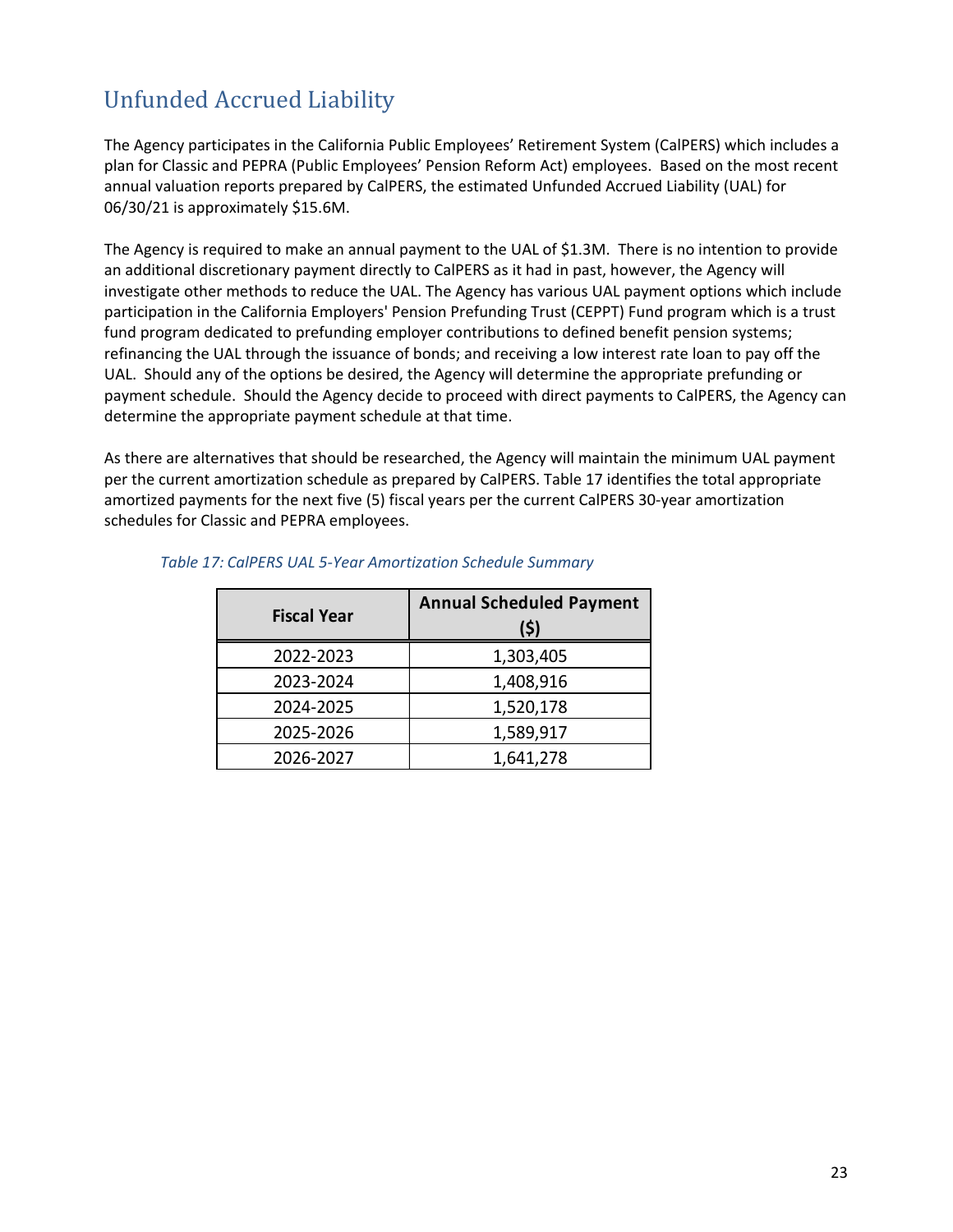## Unfunded Accrued Liability

The Agency participates in the California Public Employees' Retirement System (CalPERS) which includes a plan for Classic and PEPRA (Public Employees' Pension Reform Act) employees. Based on the most recent annual valuation reports prepared by CalPERS, the estimated Unfunded Accrued Liability (UAL) for 06/30/21 is approximately $15.6M.

The Agency is required to make an annual payment to the UAL of $1.3M. There is no intention to provide an additional discretionary payment directly to CalPERS as it had in past, however, the Agency will investigate other methods to reduce the UAL. The Agency has various UAL payment options which include participation in the California Employers' Pension Prefunding Trust (CEPPT) Fund program which is a trust fund program dedicated to prefunding employer contributions to defined benefit pension systems; refinancing the UAL through the issuance of bonds; and receiving a low interest rate loan to pay off the UAL. Should any of the options be desired, the Agency will determine the appropriate prefunding or payment schedule. Should the Agency decide to proceed with direct payments to CalPERS, the Agency can determine the appropriate payment schedule at that time.

As there are alternatives that should be researched, the Agency will maintain the minimum UAL payment per the current amortization schedule as prepared by CalPERS. Table 17 identifies the total appropriate amortized payments for the next five (5) fiscal years per the current CalPERS 30-year amortization schedules for Classic and PEPRA employees.

*Table 17: CalPERS UAL 5-Year Amortization Schedule Summary*

| Fiscal Year | Annual Scheduled Payment ($) |
|---|---|
| 2022-2023 | 1,303,405 |
| 2023-2024 | 1,408,916 |
| 2024-2025 | 1,520,178 |
| 2025-2026 | 1,589,917 |
| 2026-2027 | 1,641,278 |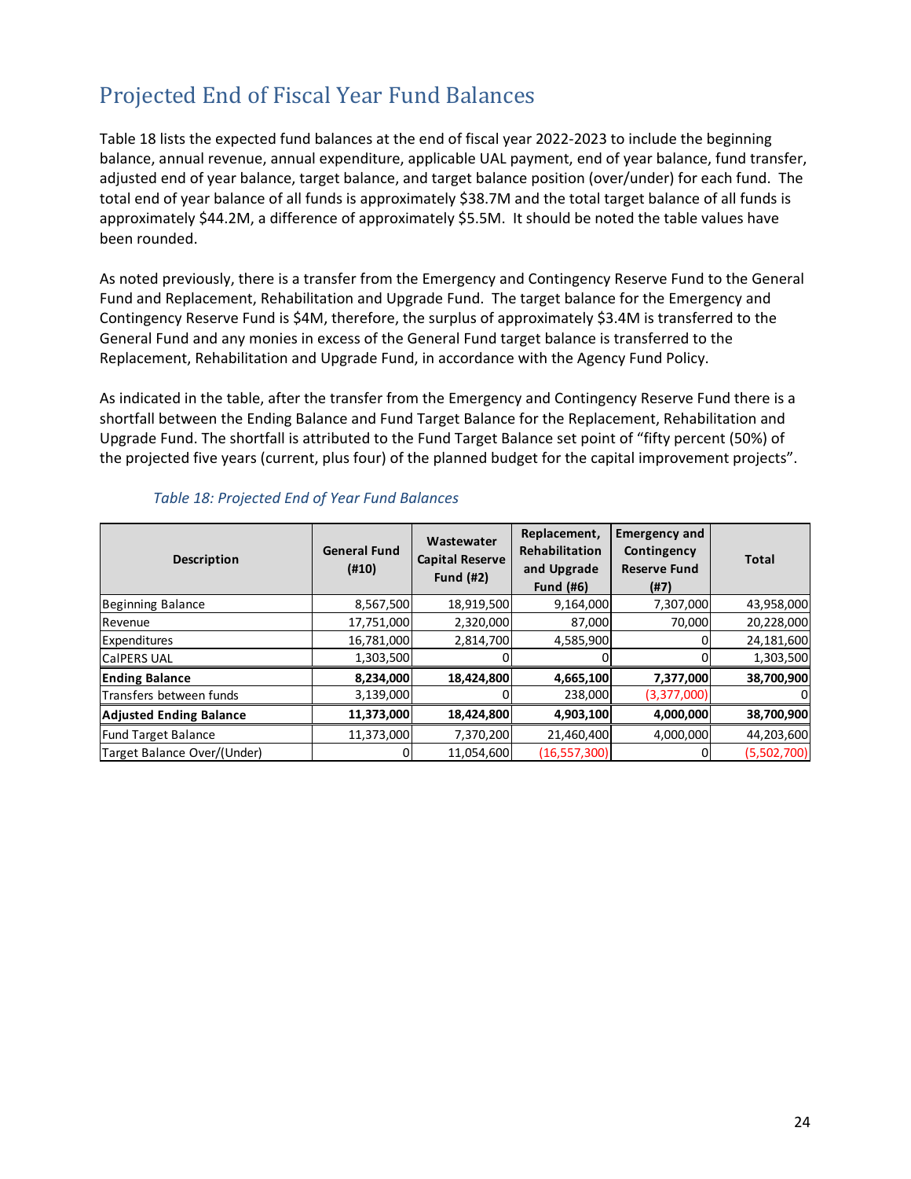# Projected End of Fiscal Year Fund Balances

Table 18 lists the expected fund balances at the end of fiscal year 2022-2023 to include the beginning balance, annual revenue, annual expenditure, applicable UAL payment, end of year balance, fund transfer, adjusted end of year balance, target balance, and target balance position (over/under) for each fund. The total end of year balance of all funds is approximately $38.7M and the total target balance of all funds is approximately $44.2M, a difference of approximately $5.5M. It should be noted the table values have been rounded.

As noted previously, there is a transfer from the Emergency and Contingency Reserve Fund to the General Fund and Replacement, Rehabilitation and Upgrade Fund. The target balance for the Emergency and Contingency Reserve Fund is $4M, therefore, the surplus of approximately $3.4M is transferred to the General Fund and any monies in excess of the General Fund target balance is transferred to the Replacement, Rehabilitation and Upgrade Fund, in accordance with the Agency Fund Policy.

As indicated in the table, after the transfer from the Emergency and Contingency Reserve Fund there is a shortfall between the Ending Balance and Fund Target Balance for the Replacement, Rehabilitation and Upgrade Fund. The shortfall is attributed to the Fund Target Balance set point of "fifty percent (50%) of the projected five years (current, plus four) of the planned budget for the capital improvement projects".

*Table 18: Projected End of Year Fund Balances*

| Description | General Fund (#10) | Wastewater Capital Reserve Fund (#2) | Replacement, Rehabilitation and Upgrade Fund (#6) | Emergency and Contingency Reserve Fund (#7) | Total |
|---|---|---|---|---|---|
| Beginning Balance | 8,567,500 | 18,919,500 | 9,164,000 | 7,307,000 | 43,958,000 |
| Revenue | 17,751,000 | 2,320,000 | 87,000 | 70,000 | 20,228,000 |
| Expenditures | 16,781,000 | 2,814,700 | 4,585,900 | 0 | 24,181,600 |
| CalPERS UAL | 1,303,500 | 0 | 0 | 0 | 1,303,500 |
| **Ending Balance** | **8,234,000** | **18,424,800** | **4,665,100** | **7,377,000** | **38,700,900** |
| Transfers between funds | 3,139,000 | 0 | 238,000 | (3,377,000) | 0 |
| **Adjusted Ending Balance** | **11,373,000** | **18,424,800** | **4,903,100** | **4,000,000** | **38,700,900** |
| Fund Target Balance | 11,373,000 | 7,370,200 | 21,460,400 | 4,000,000 | 44,203,600 |
| Target Balance Over/(Under) | 0 | 11,054,600 | (16,557,300) | 0 | (5,502,700) |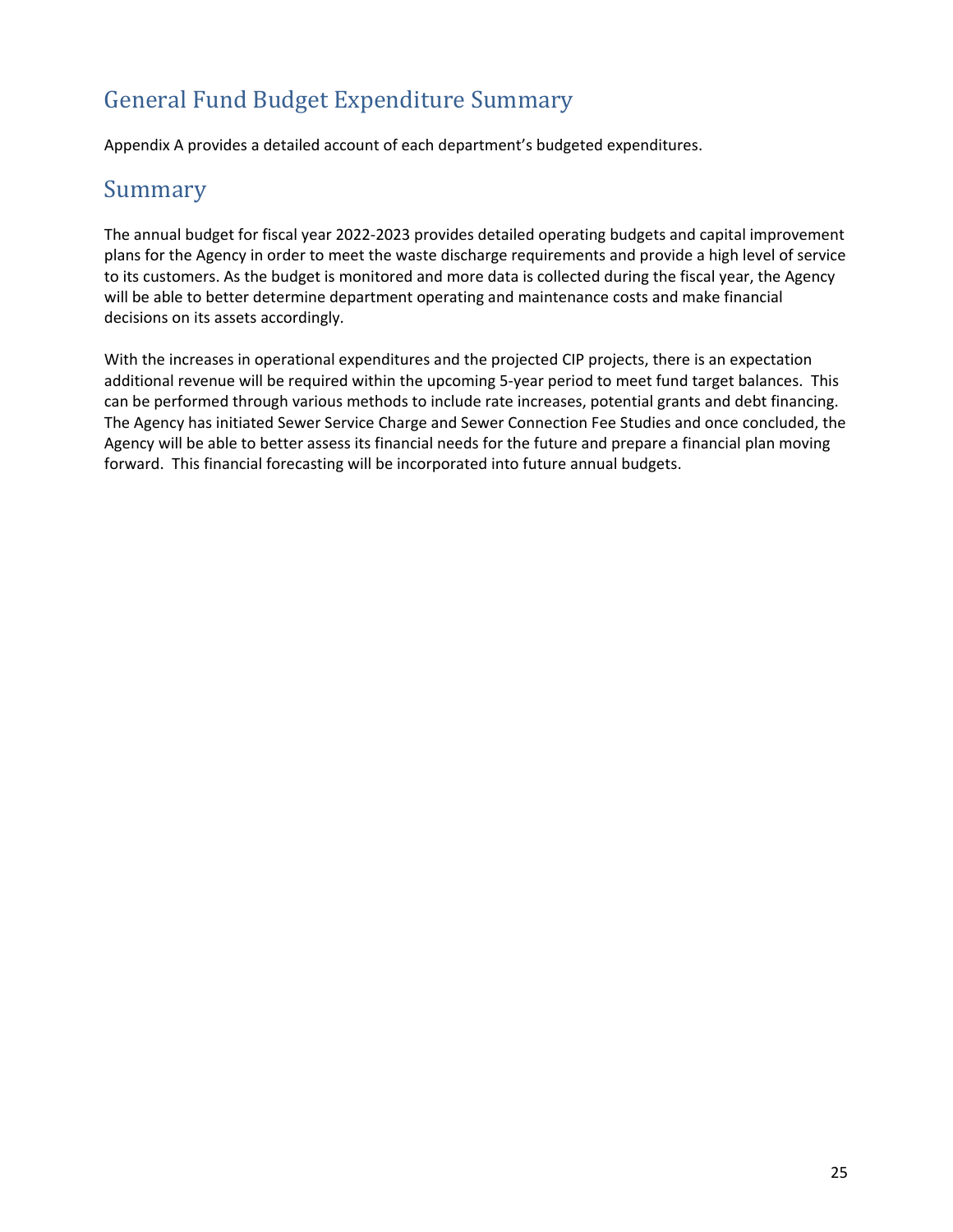# General Fund Budget Expenditure Summary

Appendix A provides a detailed account of each department's budgeted expenditures.

# Summary

The annual budget for fiscal year 2022-2023 provides detailed operating budgets and capital improvement plans for the Agency in order to meet the waste discharge requirements and provide a high level of service to its customers. As the budget is monitored and more data is collected during the fiscal year, the Agency will be able to better determine department operating and maintenance costs and make financial decisions on its assets accordingly.

With the increases in operational expenditures and the projected CIP projects, there is an expectation additional revenue will be required within the upcoming 5-year period to meet fund target balances. This can be performed through various methods to include rate increases, potential grants and debt financing. The Agency has initiated Sewer Service Charge and Sewer Connection Fee Studies and once concluded, the Agency will be able to better assess its financial needs for the future and prepare a financial plan moving forward. This financial forecasting will be incorporated into future annual budgets.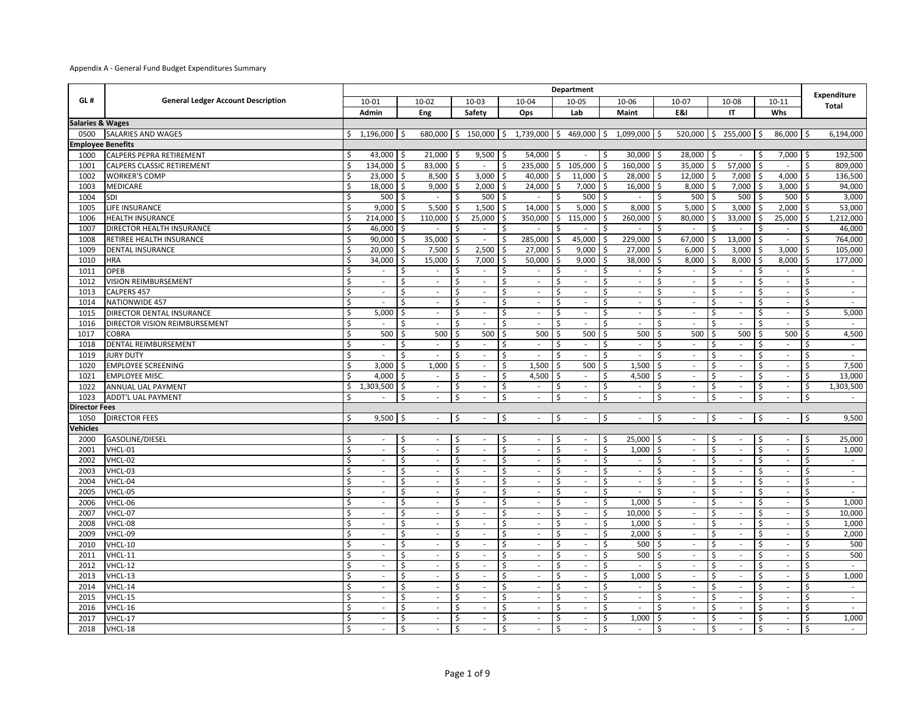Appendix A - General Fund Budget Expenditures Summary

| GL # | General Ledger Account Description | Department | | | | | | | | | Expenditure Total |
|---|---|---|---|---|---|---|---|---|---|---|---|
| | | 10-01 | 10-02 | 10-03 | 10-04 | 10-05 | 10-06 | 10-07 | 10-08 | 10-11 | |
| | | Admin | Eng | Safety | Ops | Lab | Maint | E&I | IT | Whs | |
| **Salaries & Wages** | | | | | | | | | | | |
| 0500 | SALARIES AND WAGES | $ 1,196,000 | $ 680,000 | $ 150,000 | $ 1,739,000 | $ 469,000 | $ 1,099,000 | $ 520,000 | $ 255,000 | $ 86,000 | $ 6,194,000 |
| **Employee Benefits** | | | | | | | | | | | |
| 1000 | CALPERS PEPRA RETIREMENT | $ 43,000 | $ 21,000 | $ 9,500 | $ 54,000 | $ - | $ 30,000 | $ 28,000 | $ - | $ 7,000 | $ 192,500 |
| 1001 | CALPERS CLASSIC RETIREMENT | $ 134,000 | $ 83,000 | $ - | $ 235,000 | $ 105,000 | $ 160,000 | $ 35,000 | $ 57,000 | $ - | $ 809,000 |
| 1002 | WORKER'S COMP | $ 23,000 | $ 8,500 | $ 3,000 | $ 40,000 | $ 11,000 | $ 28,000 | $ 12,000 | $ 7,000 | $ 4,000 | $ 136,500 |
| 1003 | MEDICARE | $ 18,000 | $ 9,000 | $ 2,000 | $ 24,000 | $ 7,000 | $ 16,000 | $ 8,000 | $ 7,000 | $ 3,000 | $ 94,000 |
| 1004 | SDI | $ 500 | $ - | $ 500 | $ - | $ 500 | $ - | $ 500 | $ 500 | $ 500 | $ 3,000 |
| 1005 | LIFE INSURANCE | $ 9,000 | $ 5,500 | $ 1,500 | $ 14,000 | $ 5,000 | $ 8,000 | $ 5,000 | $ 3,000 | $ 2,000 | $ 53,000 |
| 1006 | HEALTH INSURANCE | $ 214,000 | $ 110,000 | $ 25,000 | $ 350,000 | $ 115,000 | $ 260,000 | $ 80,000 | $ 33,000 | $ 25,000 | $ 1,212,000 |
| 1007 | DIRECTOR HEALTH INSURANCE | $ 46,000 | $ - | $ - | $ - | $ - | $ - | $ - | $ - | $ - | $ 46,000 |
| 1008 | RETIREE HEALTH INSURANCE | $ 90,000 | $ 35,000 | $ - | $ 285,000 | $ 45,000 | $ 229,000 | $ 67,000 | $ 13,000 | $ - | $ 764,000 |
| 1009 | DENTAL INSURANCE | $ 20,000 | $ 7,500 | $ 2,500 | $ 27,000 | $ 9,000 | $ 27,000 | $ 6,000 | $ 3,000 | $ 3,000 | $ 105,000 |
| 1010 | HRA | $ 34,000 | $ 15,000 | $ 7,000 | $ 50,000 | $ 9,000 | $ 38,000 | $ 8,000 | $ 8,000 | $ 8,000 | $ 177,000 |
| 1011 | OPEB | $ - | $ - | $ - | $ - | $ - | $ - | $ - | $ - | $ - | $ - |
| 1012 | VISION REIMBURSEMENT | $ - | $ - | $ - | $ - | $ - | $ - | $ - | $ - | $ - | $ - |
| 1013 | CALPERS 457 | $ - | $ - | $ - | $ - | $ - | $ - | $ - | $ - | $ - | $ - |
| 1014 | NATIONWIDE 457 | $ - | $ - | $ - | $ - | $ - | $ - | $ - | $ - | $ - | $ - |
| 1015 | DIRECTOR DENTAL INSURANCE | $ 5,000 | $ - | $ - | $ - | $ - | $ - | $ - | $ - | $ - | $ 5,000 |
| 1016 | DIRECTOR VISION REIMBURSEMENT | $ - | $ - | $ - | $ - | $ - | $ - | $ - | $ - | $ - | $ - |
| 1017 | COBRA | $ 500 | $ 500 | $ 500 | $ 500 | $ 500 | $ 500 | $ 500 | $ 500 | $ 500 | $ 4,500 |
| 1018 | DENTAL REIMBURSEMENT | $ - | $ - | $ - | $ - | $ - | $ - | $ - | $ - | $ - | $ - |
| 1019 | JURY DUTY | $ - | $ - | $ - | $ - | $ - | $ - | $ - | $ - | $ - | $ - |
| 1020 | EMPLOYEE SCREENING | $ 3,000 | $ 1,000 | $ - | $ 1,500 | $ 500 | $ 1,500 | $ - | $ - | $ - | $ 7,500 |
| 1021 | EMPLOYEE MISC. | $ 4,000 | $ - | $ - | $ 4,500 | $ - | $ 4,500 | $ - | $ - | $ - | $ 13,000 |
| 1022 | ANNUAL UAL PAYMENT | $ 1,303,500 | $ - | $ - | $ - | $ - | $ - | $ - | $ - | $ - | $ 1,303,500 |
| 1023 | ADDT'L UAL PAYMENT | $ - | $ - | $ - | $ - | $ - | $ - | $ - | $ - | $ - | $ - |
| **Director Fees** | | | | | | | | | | | |
| 1050 | DIRECTOR FEES | $ 9,500 | $ - | $ - | $ - | $ - | $ - | $ - | $ - | $ - | $ 9,500 |
| **Vehicles** | | | | | | | | | | | |
| 2000 | GASOLINE/DIESEL | $ - | $ - | $ - | $ - | $ - | $ 25,000 | $ - | $ - | $ - | $ 25,000 |
| 2001 | VHCL-01 | $ - | $ - | $ - | $ - | $ - | $ 1,000 | $ - | $ - | $ - | $ 1,000 |
| 2002 | VHCL-02 | $ - | $ - | $ - | $ - | $ - | $ - | $ - | $ - | $ - | $ - |
| 2003 | VHCL-03 | $ - | $ - | $ - | $ - | $ - | $ - | $ - | $ - | $ - | $ - |
| 2004 | VHCL-04 | $ - | $ - | $ - | $ - | $ - | $ - | $ - | $ - | $ - | $ - |
| 2005 | VHCL-05 | $ - | $ - | $ - | $ - | $ - | $ - | $ - | $ - | $ - | $ - |
| 2006 | VHCL-06 | $ - | $ - | $ - | $ - | $ - | $ 1,000 | $ - | $ - | $ - | $ 1,000 |
| 2007 | VHCL-07 | $ - | $ - | $ - | $ - | $ - | $ 10,000 | $ - | $ - | $ - | $ 10,000 |
| 2008 | VHCL-08 | $ - | $ - | $ - | $ - | $ - | $ 1,000 | $ - | $ - | $ - | $ 1,000 |
| 2009 | VHCL-09 | $ - | $ - | $ - | $ - | $ - | $ 2,000 | $ - | $ - | $ - | $ 2,000 |
| 2010 | VHCL-10 | $ - | $ - | $ - | $ - | $ - | $ 500 | $ - | $ - | $ - | $ 500 |
| 2011 | VHCL-11 | $ - | $ - | $ - | $ - | $ - | $ 500 | $ - | $ - | $ - | $ 500 |
| 2012 | VHCL-12 | $ - | $ - | $ - | $ - | $ - | $ - | $ - | $ - | $ - | $ - |
| 2013 | VHCL-13 | $ - | $ - | $ - | $ - | $ - | $ 1,000 | $ - | $ - | $ - | $ 1,000 |
| 2014 | VHCL-14 | $ - | $ - | $ - | $ - | $ - | $ - | $ - | $ - | $ - | $ - |
| 2015 | VHCL-15 | $ - | $ - | $ - | $ - | $ - | $ - | $ - | $ - | $ - | $ - |
| 2016 | VHCL-16 | $ - | $ - | $ - | $ - | $ - | $ - | $ - | $ - | $ - | $ - |
| 2017 | VHCL-17 | $ - | $ - | $ - | $ - | $ - | $ 1,000 | $ - | $ - | $ - | $ 1,000 |
| 2018 | VHCL-18 | $ - | $ - | $ - | $ - | $ - | $ - | $ - | $ - | $ - | $ - |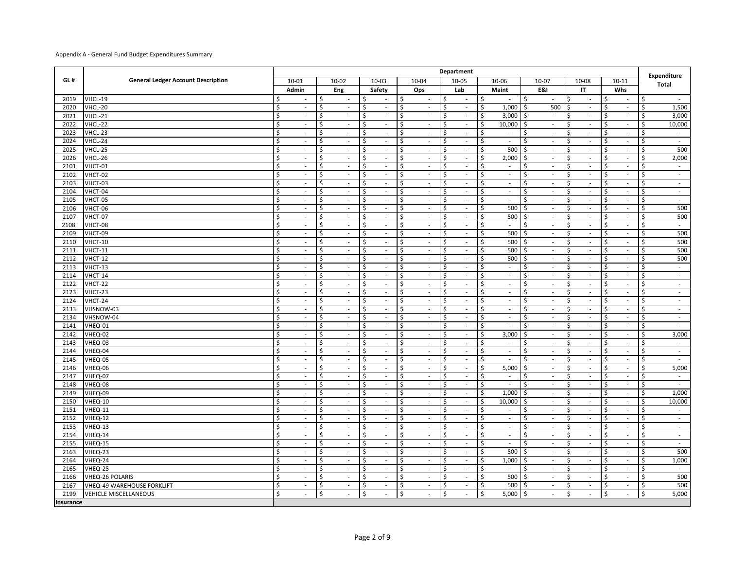Appendix A - General Fund Budget Expenditures Summary

| GL # | General Ledger Account Description | Department | | | | | | | | | Expenditure Total |
|---|---|---|---|---|---|---|---|---|---|---|---|
| | | 10-01 | 10-02 | 10-03 | 10-04 | 10-05 | 10-06 | 10-07 | 10-08 | 10-11 | |
| | | Admin | Eng | Safety | Ops | Lab | Maint | E&I | IT | Whs | |
| 2019 | VHCL-19 | $ - | $ - | $ - | $ - | $ - | $ - | $ - | $ - | $ - | $ - |
| 2020 | VHCL-20 | $ - | $ - | $ - | $ - | $ - | $ 1,000 | $ 500 | $ - | $ - | $ 1,500 |
| 2021 | VHCL-21 | $ - | $ - | $ - | $ - | $ - | $ 3,000 | $ - | $ - | $ - | $ 3,000 |
| 2022 | VHCL-22 | $ - | $ - | $ - | $ - | $ - | $ 10,000 | $ - | $ - | $ - | $ 10,000 |
| 2023 | VHCL-23 | $ - | $ - | $ - | $ - | $ - | $ - | $ - | $ - | $ - | $ - |
| 2024 | VHCL-24 | $ - | $ - | $ - | $ - | $ - | $ - | $ - | $ - | $ - | $ - |
| 2025 | VHCL-25 | $ - | $ - | $ - | $ - | $ - | $ 500 | $ - | $ - | $ - | $ 500 |
| 2026 | VHCL-26 | $ - | $ - | $ - | $ - | $ - | $ 2,000 | $ - | $ - | $ - | $ 2,000 |
| 2101 | VHCT-01 | $ - | $ - | $ - | $ - | $ - | $ - | $ - | $ - | $ - | $ - |
| 2102 | VHCT-02 | $ - | $ - | $ - | $ - | $ - | $ - | $ - | $ - | $ - | $ - |
| 2103 | VHCT-03 | $ - | $ - | $ - | $ - | $ - | $ - | $ - | $ - | $ - | $ - |
| 2104 | VHCT-04 | $ - | $ - | $ - | $ - | $ - | $ - | $ - | $ - | $ - | $ - |
| 2105 | VHCT-05 | $ - | $ - | $ - | $ - | $ - | $ - | $ - | $ - | $ - | $ - |
| 2106 | VHCT-06 | $ - | $ - | $ - | $ - | $ - | $ 500 | $ - | $ - | $ - | $ 500 |
| 2107 | VHCT-07 | $ - | $ - | $ - | $ - | $ - | $ 500 | $ - | $ - | $ - | $ 500 |
| 2108 | VHCT-08 | $ - | $ - | $ - | $ - | $ - | $ - | $ - | $ - | $ - | $ - |
| 2109 | VHCT-09 | $ - | $ - | $ - | $ - | $ - | $ 500 | $ - | $ - | $ - | $ 500 |
| 2110 | VHCT-10 | $ - | $ - | $ - | $ - | $ - | $ 500 | $ - | $ - | $ - | $ 500 |
| 2111 | VHCT-11 | $ - | $ - | $ - | $ - | $ - | $ 500 | $ - | $ - | $ - | $ 500 |
| 2112 | VHCT-12 | $ - | $ - | $ - | $ - | $ - | $ 500 | $ - | $ - | $ - | $ 500 |
| 2113 | VHCT-13 | $ - | $ - | $ - | $ - | $ - | $ - | $ - | $ - | $ - | $ - |
| 2114 | VHCT-14 | $ - | $ - | $ - | $ - | $ - | $ - | $ - | $ - | $ - | $ - |
| 2122 | VHCT-22 | $ - | $ - | $ - | $ - | $ - | $ - | $ - | $ - | $ - | $ - |
| 2123 | VHCT-23 | $ - | $ - | $ - | $ - | $ - | $ - | $ - | $ - | $ - | $ - |
| 2124 | VHCT-24 | $ - | $ - | $ - | $ - | $ - | $ - | $ - | $ - | $ - | $ - |
| 2133 | VHSNOW-03 | $ - | $ - | $ - | $ - | $ - | $ - | $ - | $ - | $ - | $ - |
| 2134 | VHSNOW-04 | $ - | $ - | $ - | $ - | $ - | $ - | $ - | $ - | $ - | $ - |
| 2141 | VHEQ-01 | $ - | $ - | $ - | $ - | $ - | $ - | $ - | $ - | $ - | $ - |
| 2142 | VHEQ-02 | $ - | $ - | $ - | $ - | $ - | $ 3,000 | $ - | $ - | $ - | $ 3,000 |
| 2143 | VHEQ-03 | $ - | $ - | $ - | $ - | $ - | $ - | $ - | $ - | $ - | $ - |
| 2144 | VHEQ-04 | $ - | $ - | $ - | $ - | $ - | $ - | $ - | $ - | $ - | $ - |
| 2145 | VHEQ-05 | $ - | $ - | $ - | $ - | $ - | $ - | $ - | $ - | $ - | $ - |
| 2146 | VHEQ-06 | $ - | $ - | $ - | $ - | $ - | $ 5,000 | $ - | $ - | $ - | $ 5,000 |
| 2147 | VHEQ-07 | $ - | $ - | $ - | $ - | $ - | $ - | $ - | $ - | $ - | $ - |
| 2148 | VHEQ-08 | $ - | $ - | $ - | $ - | $ - | $ - | $ - | $ - | $ - | $ - |
| 2149 | VHEQ-09 | $ - | $ - | $ - | $ - | $ - | $ 1,000 | $ - | $ - | $ - | $ 1,000 |
| 2150 | VHEQ-10 | $ - | $ - | $ - | $ - | $ - | $ 10,000 | $ - | $ - | $ - | $ 10,000 |
| 2151 | VHEQ-11 | $ - | $ - | $ - | $ - | $ - | $ - | $ - | $ - | $ - | $ - |
| 2152 | VHEQ-12 | $ - | $ - | $ - | $ - | $ - | $ - | $ - | $ - | $ - | $ - |
| 2153 | VHEQ-13 | $ - | $ - | $ - | $ - | $ - | $ - | $ - | $ - | $ - | $ - |
| 2154 | VHEQ-14 | $ - | $ - | $ - | $ - | $ - | $ - | $ - | $ - | $ - | $ - |
| 2155 | VHEQ-15 | $ - | $ - | $ - | $ - | $ - | $ - | $ - | $ - | $ - | $ - |
| 2163 | VHEQ-23 | $ - | $ - | $ - | $ - | $ - | $ 500 | $ - | $ - | $ - | $ 500 |
| 2164 | VHEQ-24 | $ - | $ - | $ - | $ - | $ - | $ 1,000 | $ - | $ - | $ - | $ 1,000 |
| 2165 | VHEQ-25 | $ - | $ - | $ - | $ - | $ - | $ - | $ - | $ - | $ - | $ - |
| 2166 | VHEQ-26 POLARIS | $ - | $ - | $ - | $ - | $ - | $ 500 | $ - | $ - | $ - | $ 500 |
| 2167 | VHEQ-49 WAREHOUSE FORKLIFT | $ - | $ - | $ - | $ - | $ - | $ 500 | $ - | $ - | $ - | $ 500 |
| 2199 | VEHICLE MISCELLANEOUS | $ - | $ - | $ - | $ - | $ - | $ 5,000 | $ - | $ - | $ - | $ 5,000 |
| **Insurance** | | | | | | | | | | | |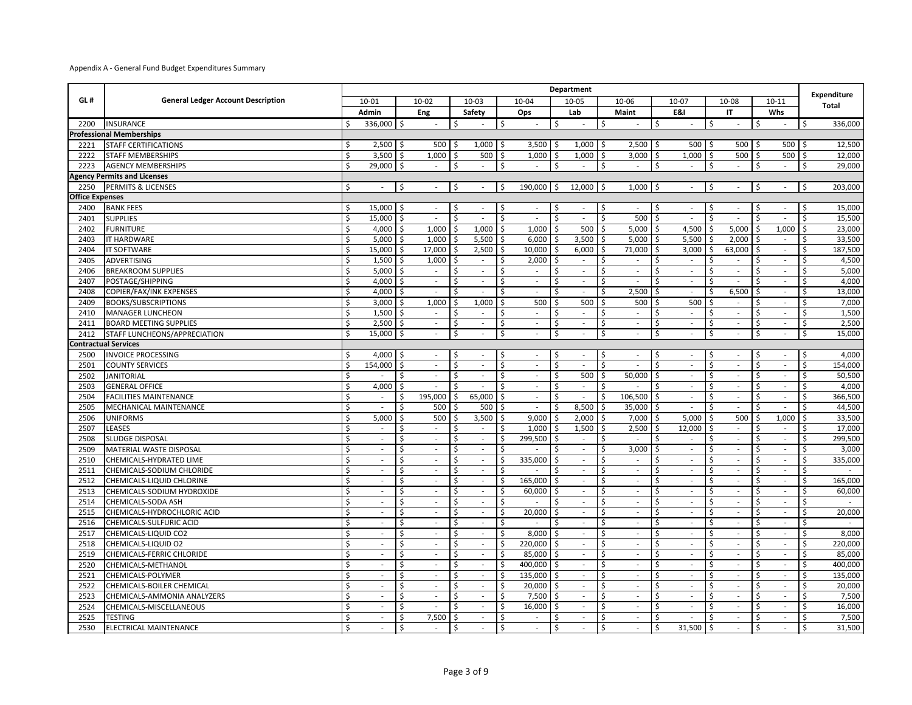Appendix A - General Fund Budget Expenditures Summary

| GL # | General Ledger Account Description | Department | | | | | | | | | Expenditure Total |
|---|---|---|---|---|---|---|---|---|---|---|---|
| | | 10-01 | 10-02 | 10-03 | 10-04 | 10-05 | 10-06 | 10-07 | 10-08 | 10-11 | |
| | | Admin | Eng | Safety | Ops | Lab | Maint | E&I | IT | Whs | |
| 2200 | INSURANCE | $ 336,000 | $ - | $ - | $ - | $ - | $ - | $ - | $ - | $ - | $ 336,000 |
| **Professional Memberships** | | | | | | | | | | | |
| 2221 | STAFF CERTIFICATIONS | $ 2,500 | $ 500 | $ 1,000 | $ 3,500 | $ 1,000 | $ 2,500 | $ 500 | $ 500 | $ 500 | $ 12,500 |
| 2222 | STAFF MEMBERSHIPS | $ 3,500 | $ 1,000 | $ 500 | $ 1,000 | $ 1,000 | $ 3,000 | $ 1,000 | $ 500 | $ 500 | $ 12,000 |
| 2223 | AGENCY MEMBERSHIPS | $ 29,000 | $ - | $ - | $ - | $ - | $ - | $ - | $ - | $ - | $ 29,000 |
| **Agency Permits and Licenses** | | | | | | | | | | | |
| 2250 | PERMITS & LICENSES | $ - | $ - | $ - | $ 190,000 | $ 12,000 | $ 1,000 | $ - | $ - | $ - | $ 203,000 |
| **Office Expenses** | | | | | | | | | | | |
| 2400 | BANK FEES | $ 15,000 | $ - | $ - | $ - | $ - | $ - | $ - | $ - | $ - | $ 15,000 |
| 2401 | SUPPLIES | $ 15,000 | $ - | $ - | $ - | $ - | $ 500 | $ - | $ - | $ - | $ 15,500 |
| 2402 | FURNITURE | $ 4,000 | $ 1,000 | $ 1,000 | $ 1,000 | $ 500 | $ 5,000 | $ 4,500 | $ 5,000 | $ 1,000 | $ 23,000 |
| 2403 | IT HARDWARE | $ 5,000 | $ 1,000 | $ 5,500 | $ 6,000 | $ 3,500 | $ 5,000 | $ 5,500 | $ 2,000 | $ - | $ 33,500 |
| 2404 | IT SOFTWARE | $ 15,000 | $ 17,000 | $ 2,500 | $ 10,000 | $ 6,000 | $ 71,000 | $ 3,000 | $ 63,000 | $ - | $ 187,500 |
| 2405 | ADVERTISING | $ 1,500 | $ 1,000 | $ - | $ 2,000 | $ - | $ - | $ - | $ - | $ - | $ 4,500 |
| 2406 | BREAKROOM SUPPLIES | $ 5,000 | $ - | $ - | $ - | $ - | $ - | $ - | $ - | $ - | $ 5,000 |
| 2407 | POSTAGE/SHIPPING | $ 4,000 | $ - | $ - | $ - | $ - | $ - | $ - | $ - | $ - | $ 4,000 |
| 2408 | COPIER/FAX/INK EXPENSES | $ 4,000 | $ - | $ - | $ - | $ - | $ 2,500 | $ - | $ 6,500 | $ - | $ 13,000 |
| 2409 | BOOKS/SUBSCRIPTIONS | $ 3,000 | $ 1,000 | $ 1,000 | $ 500 | $ 500 | $ 500 | $ 500 | $ - | $ - | $ 7,000 |
| 2410 | MANAGER LUNCHEON | $ 1,500 | $ - | $ - | $ - | $ - | $ - | $ - | $ - | $ - | $ 1,500 |
| 2411 | BOARD MEETING SUPPLIES | $ 2,500 | $ - | $ - | $ - | $ - | $ - | $ - | $ - | $ - | $ 2,500 |
| 2412 | STAFF LUNCHEONS/APPRECIATION | $ 15,000 | $ - | $ - | $ - | $ - | $ - | $ - | $ - | $ - | $ 15,000 |
| **Contractual Services** | | | | | | | | | | | |
| 2500 | INVOICE PROCESSING | $ 4,000 | $ - | $ - | $ - | $ - | $ - | $ - | $ - | $ - | $ 4,000 |
| 2501 | COUNTY SERVICES | $ 154,000 | $ - | $ - | $ - | $ - | $ - | $ - | $ - | $ - | $ 154,000 |
| 2502 | JANITORIAL | $ - | $ - | $ - | $ - | $ 500 | $ 50,000 | $ - | $ - | $ - | $ 50,500 |
| 2503 | GENERAL OFFICE | $ 4,000 | $ - | $ - | $ - | $ - | $ - | $ - | $ - | $ - | $ 4,000 |
| 2504 | FACILITIES MAINTENANCE | $ - | $ 195,000 | $ 65,000 | $ - | $ - | $ 106,500 | $ - | $ - | $ - | $ 366,500 |
| 2505 | MECHANICAL MAINTENANCE | $ - | $ 500 | $ 500 | $ - | $ 8,500 | $ 35,000 | $ - | $ - | $ - | $ 44,500 |
| 2506 | UNIFORMS | $ 5,000 | $ 500 | $ 3,500 | $ 9,000 | $ 2,000 | $ 7,000 | $ 5,000 | $ 500 | $ 1,000 | $ 33,500 |
| 2507 | LEASES | $ - | $ - | $ - | $ 1,000 | $ 1,500 | $ 2,500 | $ 12,000 | $ - | $ - | $ 17,000 |
| 2508 | SLUDGE DISPOSAL | $ - | $ - | $ - | $ 299,500 | $ - | $ - | $ - | $ - | $ - | $ 299,500 |
| 2509 | MATERIAL WASTE DISPOSAL | $ - | $ - | $ - | $ - | $ - | $ 3,000 | $ - | $ - | $ - | $ 3,000 |
| 2510 | CHEMICALS-HYDRATED LIME | $ - | $ - | $ - | $ 335,000 | $ - | $ - | $ - | $ - | $ - | $ 335,000 |
| 2511 | CHEMICALS-SODIUM CHLORIDE | $ - | $ - | $ - | $ - | $ - | $ - | $ - | $ - | $ - | $ - |
| 2512 | CHEMICALS-LIQUID CHLORINE | $ - | $ - | $ - | $ 165,000 | $ - | $ - | $ - | $ - | $ - | $ 165,000 |
| 2513 | CHEMICALS-SODIUM HYDROXIDE | $ - | $ - | $ - | $ 60,000 | $ - | $ - | $ - | $ - | $ - | $ 60,000 |
| 2514 | CHEMICALS-SODA ASH | $ - | $ - | $ - | $ - | $ - | $ - | $ - | $ - | $ - | $ - |
| 2515 | CHEMICALS-HYDROCHLORIC ACID | $ - | $ - | $ - | $ 20,000 | $ - | $ - | $ - | $ - | $ - | $ 20,000 |
| 2516 | CHEMICALS-SULFURIC ACID | $ - | $ - | $ - | $ - | $ - | $ - | $ - | $ - | $ - | $ - |
| 2517 | CHEMICALS-LIQUID CO2 | $ - | $ - | $ - | $ 8,000 | $ - | $ - | $ - | $ - | $ - | $ 8,000 |
| 2518 | CHEMICALS-LIQUID O2 | $ - | $ - | $ - | $ 220,000 | $ - | $ - | $ - | $ - | $ - | $ 220,000 |
| 2519 | CHEMICALS-FERRIC CHLORIDE | $ - | $ - | $ - | $ 85,000 | $ - | $ - | $ - | $ - | $ - | $ 85,000 |
| 2520 | CHEMICALS-METHANOL | $ - | $ - | $ - | $ 400,000 | $ - | $ - | $ - | $ - | $ - | $ 400,000 |
| 2521 | CHEMICALS-POLYMER | $ - | $ - | $ - | $ 135,000 | $ - | $ - | $ - | $ - | $ - | $ 135,000 |
| 2522 | CHEMICALS-BOILER CHEMICAL | $ - | $ - | $ - | $ 20,000 | $ - | $ - | $ - | $ - | $ - | $ 20,000 |
| 2523 | CHEMICALS-AMMONIA ANALYZERS | $ - | $ - | $ - | $ 7,500 | $ - | $ - | $ - | $ - | $ - | $ 7,500 |
| 2524 | CHEMICALS-MISCELLANEOUS | $ - | $ - | $ - | $ 16,000 | $ - | $ - | $ - | $ - | $ - | $ 16,000 |
| 2525 | TESTING | $ - | $ 7,500 | $ - | $ - | $ - | $ - | $ - | $ - | $ - | $ 7,500 |
| 2530 | ELECTRICAL MAINTENANCE | $ - | $ - | $ - | $ - | $ - | $ - | $ 31,500 | $ - | $ - | $ 31,500 |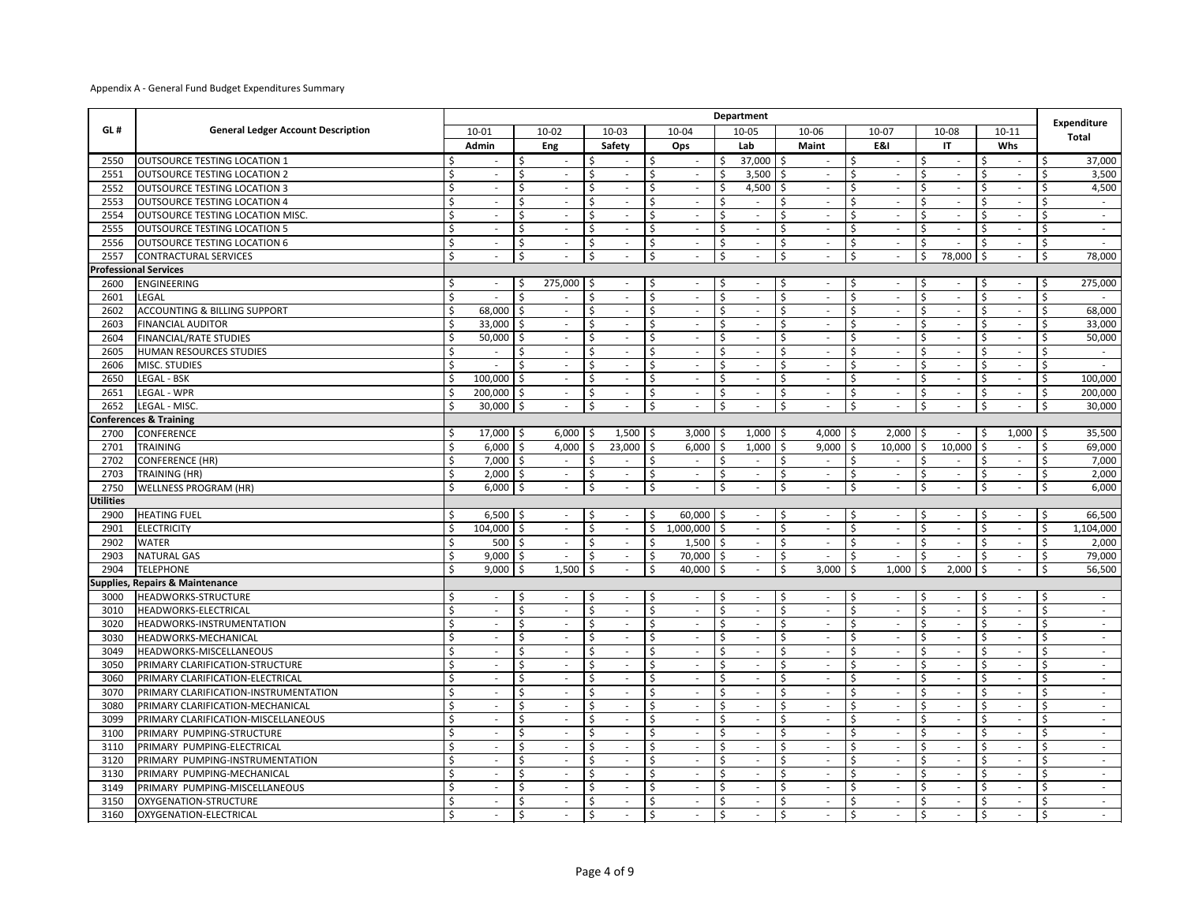Appendix A - General Fund Budget Expenditures Summary

| GL # | General Ledger Account Description | Department | | | | | | | | | Expenditure Total |
|---|---|---|---|---|---|---|---|---|---|---|---|
| | | 10-01 | 10-02 | 10-03 | 10-04 | 10-05 | 10-06 | 10-07 | 10-08 | 10-11 | |
| | | Admin | Eng | Safety | Ops | Lab | Maint | E&I | IT | Whs | |
| 2550 | OUTSOURCE TESTING LOCATION 1 | $ - | $ - | $ - | $ - | $ 37,000 | $ - | $ - | $ - | $ - | $ 37,000 |
| 2551 | OUTSOURCE TESTING LOCATION 2 | $ - | $ - | $ - | $ - | $ 3,500 | $ - | $ - | $ - | $ - | $ 3,500 |
| 2552 | OUTSOURCE TESTING LOCATION 3 | $ - | $ - | $ - | $ - | $ 4,500 | $ - | $ - | $ - | $ - | $ 4,500 |
| 2553 | OUTSOURCE TESTING LOCATION 4 | $ - | $ - | $ - | $ - | $ - | $ - | $ - | $ - | $ - | $ - |
| 2554 | OUTSOURCE TESTING LOCATION MISC. | $ - | $ - | $ - | $ - | $ - | $ - | $ - | $ - | $ - | $ - |
| 2555 | OUTSOURCE TESTING LOCATION 5 | $ - | $ - | $ - | $ - | $ - | $ - | $ - | $ - | $ - | $ - |
| 2556 | OUTSOURCE TESTING LOCATION 6 | $ - | $ - | $ - | $ - | $ - | $ - | $ - | $ - | $ - | $ - |
| 2557 | CONTRACTUAL SERVICES | $ - | $ - | $ - | $ - | $ - | $ - | $ - | $ 78,000 | $ - | $ 78,000 |
| **Professional Services** | | | | | | | | | | | |
| 2600 | ENGINEERING | $ - | $ 275,000 | $ - | $ - | $ - | $ - | $ - | $ - | $ - | $ 275,000 |
| 2601 | LEGAL | $ - | $ - | $ - | $ - | $ - | $ - | $ - | $ - | $ - | $ - |
| 2602 | ACCOUNTING & BILLING SUPPORT | $ 68,000 | $ - | $ - | $ - | $ - | $ - | $ - | $ - | $ - | $ 68,000 |
| 2603 | FINANCIAL AUDITOR | $ 33,000 | $ - | $ - | $ - | $ - | $ - | $ - | $ - | $ - | $ 33,000 |
| 2604 | FINANCIAL/RATE STUDIES | $ 50,000 | $ - | $ - | $ - | $ - | $ - | $ - | $ - | $ - | $ 50,000 |
| 2605 | HUMAN RESOURCES STUDIES | $ - | $ - | $ - | $ - | $ - | $ - | $ - | $ - | $ - | $ - |
| 2606 | MISC. STUDIES | $ - | $ - | $ - | $ - | $ - | $ - | $ - | $ - | $ - | $ - |
| 2650 | LEGAL - BSK | $ 100,000 | $ - | $ - | $ - | $ - | $ - | $ - | $ - | $ - | $ 100,000 |
| 2651 | LEGAL - WPR | $ 200,000 | $ - | $ - | $ - | $ - | $ - | $ - | $ - | $ - | $ 200,000 |
| 2652 | LEGAL - MISC. | $ 30,000 | $ - | $ - | $ - | $ - | $ - | $ - | $ - | $ - | $ 30,000 |
| **Conferences & Training** | | | | | | | | | | | |
| 2700 | CONFERENCE | $ 17,000 | $ 6,000 | $ 1,500 | $ 3,000 | $ 1,000 | $ 4,000 | $ 2,000 | $ - | $ 1,000 | $ 35,500 |
| 2701 | TRAINING | $ 6,000 | $ 4,000 | $ 23,000 | $ 6,000 | $ 1,000 | $ 9,000 | $ 10,000 | $ 10,000 | $ - | $ 69,000 |
| 2702 | CONFERENCE (HR) | $ 7,000 | $ - | $ - | $ - | $ - | $ - | $ - | $ - | $ - | $ 7,000 |
| 2703 | TRAINING (HR) | $ 2,000 | $ - | $ - | $ - | $ - | $ - | $ - | $ - | $ - | $ 2,000 |
| 2750 | WELLNESS PROGRAM (HR) | $ 6,000 | $ - | $ - | $ - | $ - | $ - | $ - | $ - | $ - | $ 6,000 |
| **Utilities** | | | | | | | | | | | |
| 2900 | HEATING FUEL | $ 6,500 | $ - | $ - | $ 60,000 | $ - | $ - | $ - | $ - | $ - | $ 66,500 |
| 2901 | ELECTRICITY | $ 104,000 | $ - | $ - | $ 1,000,000 | $ - | $ - | $ - | $ - | $ - | $ 1,104,000 |
| 2902 | WATER | $ 500 | $ - | $ - | $ 1,500 | $ - | $ - | $ - | $ - | $ - | $ 2,000 |
| 2903 | NATURAL GAS | $ 9,000 | $ - | $ - | $ 70,000 | $ - | $ - | $ - | $ - | $ - | $ 79,000 |
| 2904 | TELEPHONE | $ 9,000 | $ 1,500 | $ - | $ 40,000 | $ - | $ 3,000 | $ 1,000 | $ 2,000 | $ - | $ 56,500 |
| **Supplies, Repairs & Maintenance** | | | | | | | | | | | |
| 3000 | HEADWORKS-STRUCTURE | $ - | $ - | $ - | $ - | $ - | $ - | $ - | $ - | $ - | $ - |
| 3010 | HEADWORKS-ELECTRICAL | $ - | $ - | $ - | $ - | $ - | $ - | $ - | $ - | $ - | $ - |
| 3020 | HEADWORKS-INSTRUMENTATION | $ - | $ - | $ - | $ - | $ - | $ - | $ - | $ - | $ - | $ - |
| 3030 | HEADWORKS-MECHANICAL | $ - | $ - | $ - | $ - | $ - | $ - | $ - | $ - | $ - | $ - |
| 3049 | HEADWORKS-MISCELLANEOUS | $ - | $ - | $ - | $ - | $ - | $ - | $ - | $ - | $ - | $ - |
| 3050 | PRIMARY CLARIFICATION-STRUCTURE | $ - | $ - | $ - | $ - | $ - | $ - | $ - | $ - | $ - | $ - |
| 3060 | PRIMARY CLARIFICATION-ELECTRICAL | $ - | $ - | $ - | $ - | $ - | $ - | $ - | $ - | $ - | $ - |
| 3070 | PRIMARY CLARIFICATION-INSTRUMENTATION | $ - | $ - | $ - | $ - | $ - | $ - | $ - | $ - | $ - | $ - |
| 3080 | PRIMARY CLARIFICATION-MECHANICAL | $ - | $ - | $ - | $ - | $ - | $ - | $ - | $ - | $ - | $ - |
| 3099 | PRIMARY CLARIFICATION-MISCELLANEOUS | $ - | $ - | $ - | $ - | $ - | $ - | $ - | $ - | $ - | $ - |
| 3100 | PRIMARY PUMPING-STRUCTURE | $ - | $ - | $ - | $ - | $ - | $ - | $ - | $ - | $ - | $ - |
| 3110 | PRIMARY PUMPING-ELECTRICAL | $ - | $ - | $ - | $ - | $ - | $ - | $ - | $ - | $ - | $ - |
| 3120 | PRIMARY PUMPING-INSTRUMENTATION | $ - | $ - | $ - | $ - | $ - | $ - | $ - | $ - | $ - | $ - |
| 3130 | PRIMARY PUMPING-MECHANICAL | $ - | $ - | $ - | $ - | $ - | $ - | $ - | $ - | $ - | $ - |
| 3149 | PRIMARY PUMPING-MISCELLANEOUS | $ - | $ - | $ - | $ - | $ - | $ - | $ - | $ - | $ - | $ - |
| 3150 | OXYGENATION-STRUCTURE | $ - | $ - | $ - | $ - | $ - | $ - | $ - | $ - | $ - | $ - |
| 3160 | OXYGENATION-ELECTRICAL | $ - | $ - | $ - | $ - | $ - | $ - | $ - | $ - | $ - | $ - |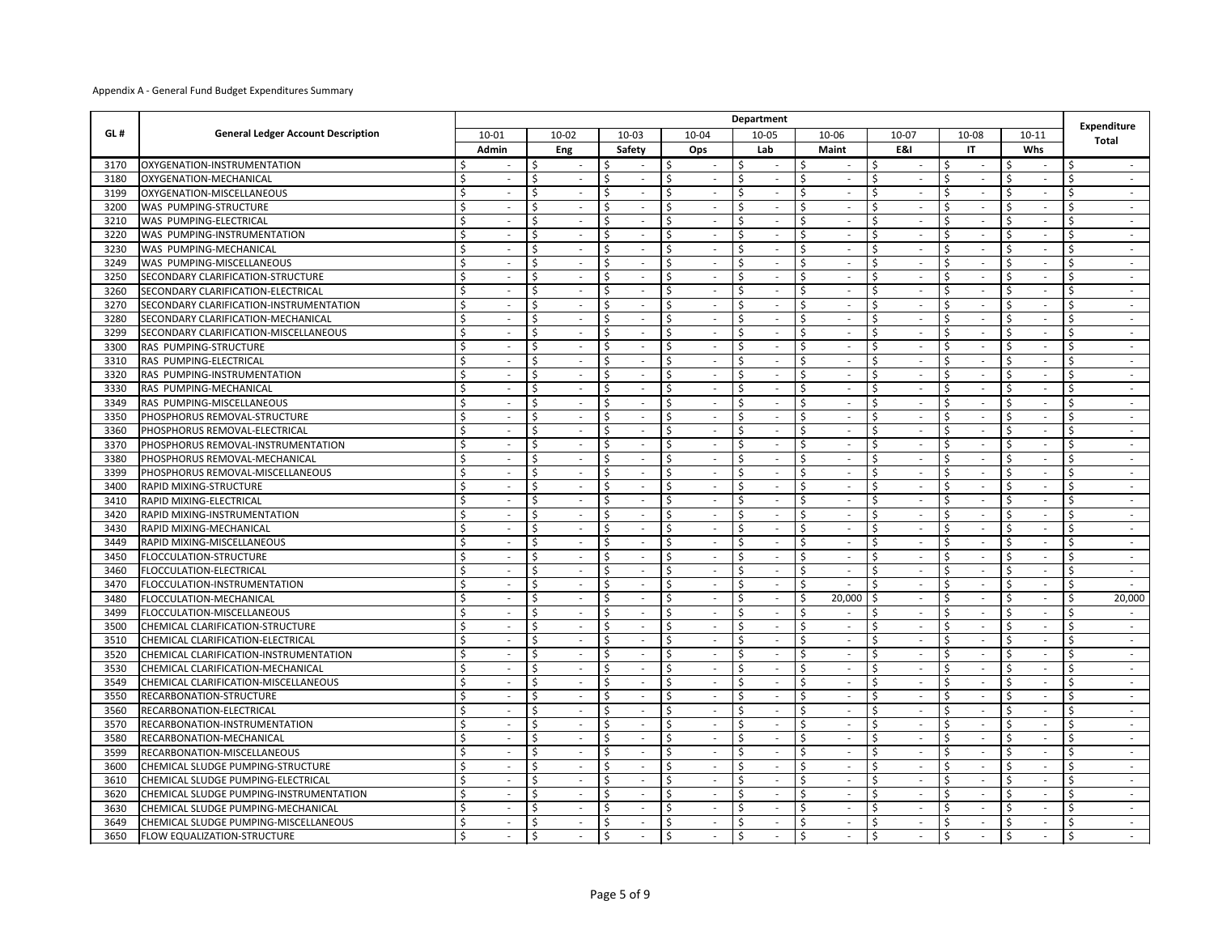Appendix A - General Fund Budget Expenditures Summary

| GL # | General Ledger Account Description | Department | | | | | | | | | Expenditure Total |
|---|---|---|---|---|---|---|---|---|---|---|---|
| | | 10-01 | 10-02 | 10-03 | 10-04 | 10-05 | 10-06 | 10-07 | 10-08 | 10-11 | |
| | | Admin | Eng | Safety | Ops | Lab | Maint | E&I | IT | Whs | |
| 3170 | OXYGENATION-INSTRUMENTATION | $ - | $ - | $ - | $ - | $ - | $ - | $ - | $ - | $ - | $ - |
| 3180 | OXYGENATION-MECHANICAL | $ - | $ - | $ - | $ - | $ - | $ - | $ - | $ - | $ - | $ - |
| 3199 | OXYGENATION-MISCELLANEOUS | $ - | $ - | $ - | $ - | $ - | $ - | $ - | $ - | $ - | $ - |
| 3200 | WAS PUMPING-STRUCTURE | $ - | $ - | $ - | $ - | $ - | $ - | $ - | $ - | $ - | $ - |
| 3210 | WAS PUMPING-ELECTRICAL | $ - | $ - | $ - | $ - | $ - | $ - | $ - | $ - | $ - | $ - |
| 3220 | WAS PUMPING-INSTRUMENTATION | $ - | $ - | $ - | $ - | $ - | $ - | $ - | $ - | $ - | $ - |
| 3230 | WAS PUMPING-MECHANICAL | $ - | $ - | $ - | $ - | $ - | $ - | $ - | $ - | $ - | $ - |
| 3249 | WAS PUMPING-MISCELLANEOUS | $ - | $ - | $ - | $ - | $ - | $ - | $ - | $ - | $ - | $ - |
| 3250 | SECONDARY CLARIFICATION-STRUCTURE | $ - | $ - | $ - | $ - | $ - | $ - | $ - | $ - | $ - | $ - |
| 3260 | SECONDARY CLARIFICATION-ELECTRICAL | $ - | $ - | $ - | $ - | $ - | $ - | $ - | $ - | $ - | $ - |
| 3270 | SECONDARY CLARIFICATION-INSTRUMENTATION | $ - | $ - | $ - | $ - | $ - | $ - | $ - | $ - | $ - | $ - |
| 3280 | SECONDARY CLARIFICATION-MECHANICAL | $ - | $ - | $ - | $ - | $ - | $ - | $ - | $ - | $ - | $ - |
| 3299 | SECONDARY CLARIFICATION-MISCELLANEOUS | $ - | $ - | $ - | $ - | $ - | $ - | $ - | $ - | $ - | $ - |
| 3300 | RAS PUMPING-STRUCTURE | $ - | $ - | $ - | $ - | $ - | $ - | $ - | $ - | $ - | $ - |
| 3310 | RAS PUMPING-ELECTRICAL | $ - | $ - | $ - | $ - | $ - | $ - | $ - | $ - | $ - | $ - |
| 3320 | RAS PUMPING-INSTRUMENTATION | $ - | $ - | $ - | $ - | $ - | $ - | $ - | $ - | $ - | $ - |
| 3330 | RAS PUMPING-MECHANICAL | $ - | $ - | $ - | $ - | $ - | $ - | $ - | $ - | $ - | $ - |
| 3349 | RAS PUMPING-MISCELLANEOUS | $ - | $ - | $ - | $ - | $ - | $ - | $ - | $ - | $ - | $ - |
| 3350 | PHOSPHORUS REMOVAL-STRUCTURE | $ - | $ - | $ - | $ - | $ - | $ - | $ - | $ - | $ - | $ - |
| 3360 | PHOSPHORUS REMOVAL-ELECTRICAL | $ - | $ - | $ - | $ - | $ - | $ - | $ - | $ - | $ - | $ - |
| 3370 | PHOSPHORUS REMOVAL-INSTRUMENTATION | $ - | $ - | $ - | $ - | $ - | $ - | $ - | $ - | $ - | $ - |
| 3380 | PHOSPHORUS REMOVAL-MECHANICAL | $ - | $ - | $ - | $ - | $ - | $ - | $ - | $ - | $ - | $ - |
| 3399 | PHOSPHORUS REMOVAL-MISCELLANEOUS | $ - | $ - | $ - | $ - | $ - | $ - | $ - | $ - | $ - | $ - |
| 3400 | RAPID MIXING-STRUCTURE | $ - | $ - | $ - | $ - | $ - | $ - | $ - | $ - | $ - | $ - |
| 3410 | RAPID MIXING-ELECTRICAL | $ - | $ - | $ - | $ - | $ - | $ - | $ - | $ - | $ - | $ - |
| 3420 | RAPID MIXING-INSTRUMENTATION | $ - | $ - | $ - | $ - | $ - | $ - | $ - | $ - | $ - | $ - |
| 3430 | RAPID MIXING-MECHANICAL | $ - | $ - | $ - | $ - | $ - | $ - | $ - | $ - | $ - | $ - |
| 3449 | RAPID MIXING-MISCELLANEOUS | $ - | $ - | $ - | $ - | $ - | $ - | $ - | $ - | $ - | $ - |
| 3450 | FLOCCULATION-STRUCTURE | $ - | $ - | $ - | $ - | $ - | $ - | $ - | $ - | $ - | $ - |
| 3460 | FLOCCULATION-ELECTRICAL | $ - | $ - | $ - | $ - | $ - | $ - | $ - | $ - | $ - | $ - |
| 3470 | FLOCCULATION-INSTRUMENTATION | $ - | $ - | $ - | $ - | $ - | $ - | $ - | $ - | $ - | $ - |
| 3480 | FLOCCULATION-MECHANICAL | $ - | $ - | $ - | $ - | $ - | $ 20,000 | $ - | $ - | $ - | $ 20,000 |
| 3499 | FLOCCULATION-MISCELLANEOUS | $ - | $ - | $ - | $ - | $ - | $ - | $ - | $ - | $ - | $ - |
| 3500 | CHEMICAL CLARIFICATION-STRUCTURE | $ - | $ - | $ - | $ - | $ - | $ - | $ - | $ - | $ - | $ - |
| 3510 | CHEMICAL CLARIFICATION-ELECTRICAL | $ - | $ - | $ - | $ - | $ - | $ - | $ - | $ - | $ - | $ - |
| 3520 | CHEMICAL CLARIFICATION-INSTRUMENTATION | $ - | $ - | $ - | $ - | $ - | $ - | $ - | $ - | $ - | $ - |
| 3530 | CHEMICAL CLARIFICATION-MECHANICAL | $ - | $ - | $ - | $ - | $ - | $ - | $ - | $ - | $ - | $ - |
| 3549 | CHEMICAL CLARIFICATION-MISCELLANEOUS | $ - | $ - | $ - | $ - | $ - | $ - | $ - | $ - | $ - | $ - |
| 3550 | RECARBONATION-STRUCTURE | $ - | $ - | $ - | $ - | $ - | $ - | $ - | $ - | $ - | $ - |
| 3560 | RECARBONATION-ELECTRICAL | $ - | $ - | $ - | $ - | $ - | $ - | $ - | $ - | $ - | $ - |
| 3570 | RECARBONATION-INSTRUMENTATION | $ - | $ - | $ - | $ - | $ - | $ - | $ - | $ - | $ - | $ - |
| 3580 | RECARBONATION-MECHANICAL | $ - | $ - | $ - | $ - | $ - | $ - | $ - | $ - | $ - | $ - |
| 3599 | RECARBONATION-MISCELLANEOUS | $ - | $ - | $ - | $ - | $ - | $ - | $ - | $ - | $ - | $ - |
| 3600 | CHEMICAL SLUDGE PUMPING-STRUCTURE | $ - | $ - | $ - | $ - | $ - | $ - | $ - | $ - | $ - | $ - |
| 3610 | CHEMICAL SLUDGE PUMPING-ELECTRICAL | $ - | $ - | $ - | $ - | $ - | $ - | $ - | $ - | $ - | $ - |
| 3620 | CHEMICAL SLUDGE PUMPING-INSTRUMENTATION | $ - | $ - | $ - | $ - | $ - | $ - | $ - | $ - | $ - | $ - |
| 3630 | CHEMICAL SLUDGE PUMPING-MECHANICAL | $ - | $ - | $ - | $ - | $ - | $ - | $ - | $ - | $ - | $ - |
| 3649 | CHEMICAL SLUDGE PUMPING-MISCELLANEOUS | $ - | $ - | $ - | $ - | $ - | $ - | $ - | $ - | $ - | $ - |
| 3650 | FLOW EQUALIZATION-STRUCTURE | $ - | $ - | $ - | $ - | $ - | $ - | $ - | $ - | $ - | $ - |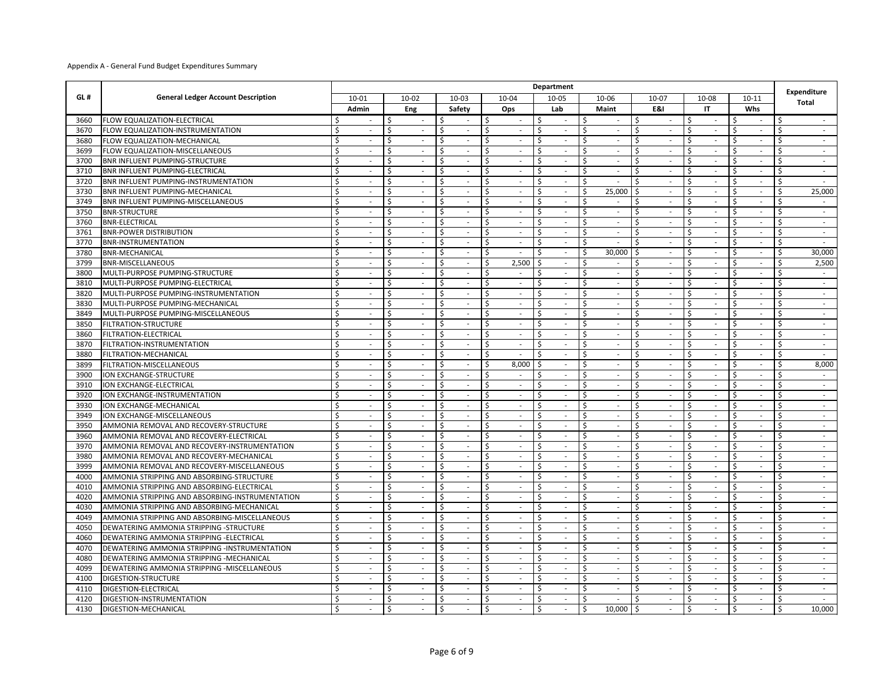Appendix A - General Fund Budget Expenditures Summary

| GL # | General Ledger Account Description | Department | | | | | | | | | Expenditure Total |
|---|---|---|---|---|---|---|---|---|---|---|---|
| | | 10-01 | 10-02 | 10-03 | 10-04 | 10-05 | 10-06 | 10-07 | 10-08 | 10-11 | |
| | | Admin | Eng | Safety | Ops | Lab | Maint | E&I | IT | Whs | |
| 3660 | FLOW EQUALIZATION-ELECTRICAL | $ - | $ - | $ - | $ - | $ - | $ - | $ - | $ - | $ - | $ - |
| 3670 | FLOW EQUALIZATION-INSTRUMENTATION | $ - | $ - | $ - | $ - | $ - | $ - | $ - | $ - | $ - | $ - |
| 3680 | FLOW EQUALIZATION-MECHANICAL | $ - | $ - | $ - | $ - | $ - | $ - | $ - | $ - | $ - | $ - |
| 3699 | FLOW EQUALIZATION-MISCELLANEOUS | $ - | $ - | $ - | $ - | $ - | $ - | $ - | $ - | $ - | $ - |
| 3700 | BNR INFLUENT PUMPING-STRUCTURE | $ - | $ - | $ - | $ - | $ - | $ - | $ - | $ - | $ - | $ - |
| 3710 | BNR INFLUENT PUMPING-ELECTRICAL | $ - | $ - | $ - | $ - | $ - | $ - | $ - | $ - | $ - | $ - |
| 3720 | BNR INFLUENT PUMPING-INSTRUMENTATION | $ - | $ - | $ - | $ - | $ - | $ - | $ - | $ - | $ - | $ - |
| 3730 | BNR INFLUENT PUMPING-MECHANICAL | $ - | $ - | $ - | $ - | $ - | $ 25,000 | $ - | $ - | $ - | $ 25,000 |
| 3749 | BNR INFLUENT PUMPING-MISCELLANEOUS | $ - | $ - | $ - | $ - | $ - | $ - | $ - | $ - | $ - | $ - |
| 3750 | BNR-STRUCTURE | $ - | $ - | $ - | $ - | $ - | $ - | $ - | $ - | $ - | $ - |
| 3760 | BNR-ELECTRICAL | $ - | $ - | $ - | $ - | $ - | $ - | $ - | $ - | $ - | $ - |
| 3761 | BNR-POWER DISTRIBUTION | $ - | $ - | $ - | $ - | $ - | $ - | $ - | $ - | $ - | $ - |
| 3770 | BNR-INSTRUMENTATION | $ - | $ - | $ - | $ - | $ - | $ - | $ - | $ - | $ - | $ - |
| 3780 | BNR-MECHANICAL | $ - | $ - | $ - | $ - | $ - | $ 30,000 | $ - | $ - | $ - | $ 30,000 |
| 3799 | BNR-MISCELLANEOUS | $ - | $ - | $ - | $ 2,500 | $ - | $ - | $ - | $ - | $ - | $ 2,500 |
| 3800 | MULTI-PURPOSE PUMPING-STRUCTURE | $ - | $ - | $ - | $ - | $ - | $ - | $ - | $ - | $ - | $ - |
| 3810 | MULTI-PURPOSE PUMPING-ELECTRICAL | $ - | $ - | $ - | $ - | $ - | $ - | $ - | $ - | $ - | $ - |
| 3820 | MULTI-PURPOSE PUMPING-INSTRUMENTATION | $ - | $ - | $ - | $ - | $ - | $ - | $ - | $ - | $ - | $ - |
| 3830 | MULTI-PURPOSE PUMPING-MECHANICAL | $ - | $ - | $ - | $ - | $ - | $ - | $ - | $ - | $ - | $ - |
| 3849 | MULTI-PURPOSE PUMPING-MISCELLANEOUS | $ - | $ - | $ - | $ - | $ - | $ - | $ - | $ - | $ - | $ - |
| 3850 | FILTRATION-STRUCTURE | $ - | $ - | $ - | $ - | $ - | $ - | $ - | $ - | $ - | $ - |
| 3860 | FILTRATION-ELECTRICAL | $ - | $ - | $ - | $ - | $ - | $ - | $ - | $ - | $ - | $ - |
| 3870 | FILTRATION-INSTRUMENTATION | $ - | $ - | $ - | $ - | $ - | $ - | $ - | $ - | $ - | $ - |
| 3880 | FILTRATION-MECHANICAL | $ - | $ - | $ - | $ - | $ - | $ - | $ - | $ - | $ - | $ - |
| 3899 | FILTRATION-MISCELLANEOUS | $ - | $ - | $ - | $ 8,000 | $ - | $ - | $ - | $ - | $ - | $ 8,000 |
| 3900 | ION EXCHANGE-STRUCTURE | $ - | $ - | $ - | $ - | $ - | $ - | $ - | $ - | $ - | $ - |
| 3910 | ION EXCHANGE-ELECTRICAL | $ - | $ - | $ - | $ - | $ - | $ - | $ - | $ - | $ - | $ - |
| 3920 | ION EXCHANGE-INSTRUMENTATION | $ - | $ - | $ - | $ - | $ - | $ - | $ - | $ - | $ - | $ - |
| 3930 | ION EXCHANGE-MECHANICAL | $ - | $ - | $ - | $ - | $ - | $ - | $ - | $ - | $ - | $ - |
| 3949 | ION EXCHANGE-MISCELLANEOUS | $ - | $ - | $ - | $ - | $ - | $ - | $ - | $ - | $ - | $ - |
| 3950 | AMMONIA REMOVAL AND RECOVERY-STRUCTURE | $ - | $ - | $ - | $ - | $ - | $ - | $ - | $ - | $ - | $ - |
| 3960 | AMMONIA REMOVAL AND RECOVERY-ELECTRICAL | $ - | $ - | $ - | $ - | $ - | $ - | $ - | $ - | $ - | $ - |
| 3970 | AMMONIA REMOVAL AND RECOVERY-INSTRUMENTATION | $ - | $ - | $ - | $ - | $ - | $ - | $ - | $ - | $ - | $ - |
| 3980 | AMMONIA REMOVAL AND RECOVERY-MECHANICAL | $ - | $ - | $ - | $ - | $ - | $ - | $ - | $ - | $ - | $ - |
| 3999 | AMMONIA REMOVAL AND RECOVERY-MISCELLANEOUS | $ - | $ - | $ - | $ - | $ - | $ - | $ - | $ - | $ - | $ - |
| 4000 | AMMONIA STRIPPING AND ABSORBING-STRUCTURE | $ - | $ - | $ - | $ - | $ - | $ - | $ - | $ - | $ - | $ - |
| 4010 | AMMONIA STRIPPING AND ABSORBING-ELECTRICAL | $ - | $ - | $ - | $ - | $ - | $ - | $ - | $ - | $ - | $ - |
| 4020 | AMMONIA STRIPPING AND ABSORBING-INSTRUMENTATION | $ - | $ - | $ - | $ - | $ - | $ - | $ - | $ - | $ - | $ - |
| 4030 | AMMONIA STRIPPING AND ABSORBING-MECHANICAL | $ - | $ - | $ - | $ - | $ - | $ - | $ - | $ - | $ - | $ - |
| 4049 | AMMONIA STRIPPING AND ABSORBING-MISCELLANEOUS | $ - | $ - | $ - | $ - | $ - | $ - | $ - | $ - | $ - | $ - |
| 4050 | DEWATERING AMMONIA STRIPPING -STRUCTURE | $ - | $ - | $ - | $ - | $ - | $ - | $ - | $ - | $ - | $ - |
| 4060 | DEWATERING AMMONIA STRIPPING -ELECTRICAL | $ - | $ - | $ - | $ - | $ - | $ - | $ - | $ - | $ - | $ - |
| 4070 | DEWATERING AMMONIA STRIPPING -INSTRUMENTATION | $ - | $ - | $ - | $ - | $ - | $ - | $ - | $ - | $ - | $ - |
| 4080 | DEWATERING AMMONIA STRIPPING -MECHANICAL | $ - | $ - | $ - | $ - | $ - | $ - | $ - | $ - | $ - | $ - |
| 4099 | DEWATERING AMMONIA STRIPPING -MISCELLANEOUS | $ - | $ - | $ - | $ - | $ - | $ - | $ - | $ - | $ - | $ - |
| 4100 | DIGESTION-STRUCTURE | $ - | $ - | $ - | $ - | $ - | $ - | $ - | $ - | $ - | $ - |
| 4110 | DIGESTION-ELECTRICAL | $ - | $ - | $ - | $ - | $ - | $ - | $ - | $ - | $ - | $ - |
| 4120 | DIGESTION-INSTRUMENTATION | $ - | $ - | $ - | $ - | $ - | $ - | $ - | $ - | $ - | $ - |
| 4130 | DIGESTION-MECHANICAL | $ - | $ - | $ - | $ - | $ - | $ 10,000 | $ - | $ - | $ - | $ 10,000 |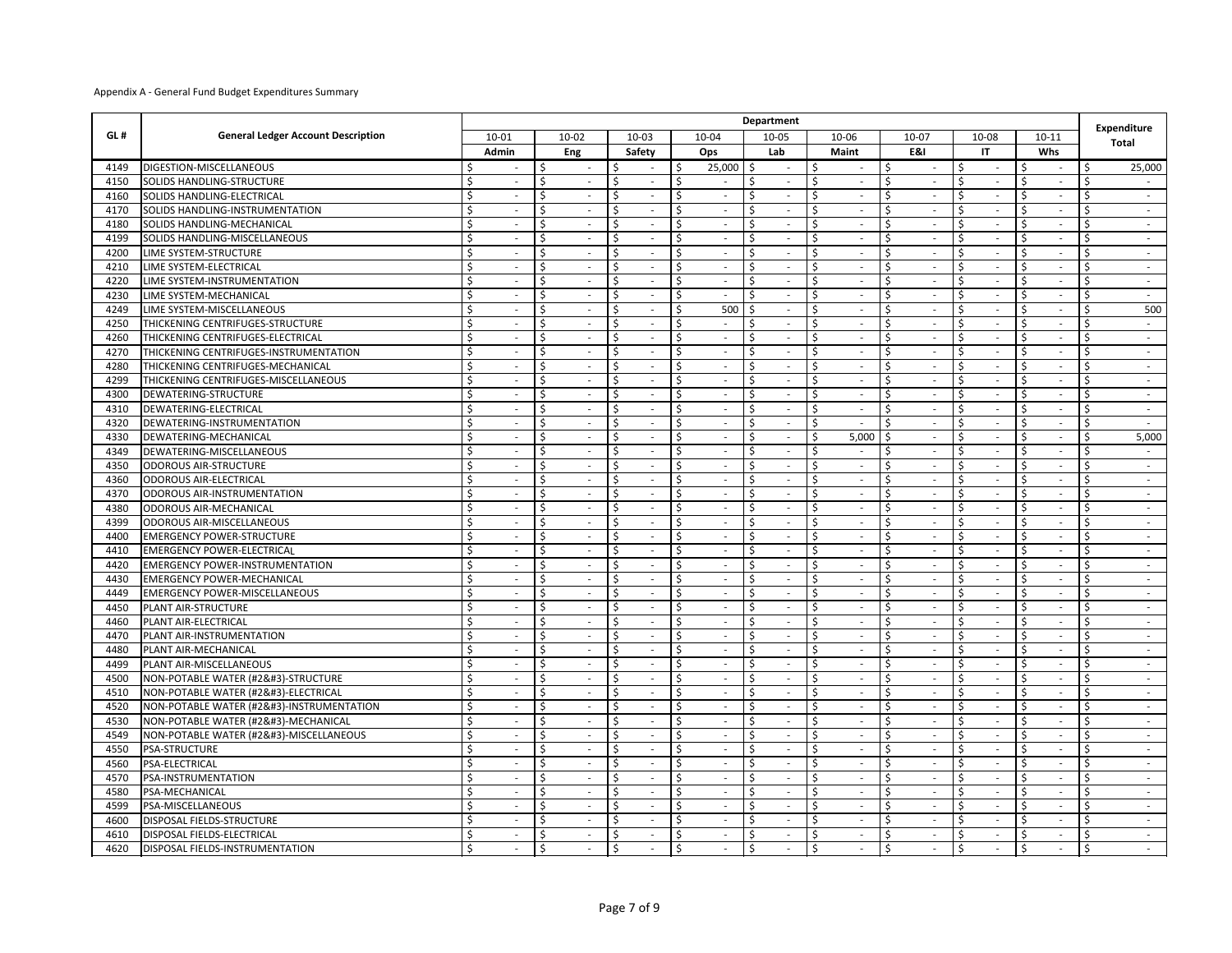Appendix A - General Fund Budget Expenditures Summary

| GL # | General Ledger Account Description | Department | | | | | | | | | Expenditure Total |
|---|---|---|---|---|---|---|---|---|---|---|---|
| | | 10-01 | 10-02 | 10-03 | 10-04 | 10-05 | 10-06 | 10-07 | 10-08 | 10-11 | |
| | | Admin | Eng | Safety | Ops | Lab | Maint | E&I | IT | Whs | |
| 4149 | DIGESTION-MISCELLANEOUS | $ - | $ - | $ - | $ 25,000 | $ - | $ - | $ - | $ - | $ - | $ 25,000 |
| 4150 | SOLIDS HANDLING-STRUCTURE | $ - | $ - | $ - | $ - | $ - | $ - | $ - | $ - | $ - | $ - |
| 4160 | SOLIDS HANDLING-ELECTRICAL | $ - | $ - | $ - | $ - | $ - | $ - | $ - | $ - | $ - | $ - |
| 4170 | SOLIDS HANDLING-INSTRUMENTATION | $ - | $ - | $ - | $ - | $ - | $ - | $ - | $ - | $ - | $ - |
| 4180 | SOLIDS HANDLING-MECHANICAL | $ - | $ - | $ - | $ - | $ - | $ - | $ - | $ - | $ - | $ - |
| 4199 | SOLIDS HANDLING-MISCELLANEOUS | $ - | $ - | $ - | $ - | $ - | $ - | $ - | $ - | $ - | $ - |
| 4200 | LIME SYSTEM-STRUCTURE | $ - | $ - | $ - | $ - | $ - | $ - | $ - | $ - | $ - | $ - |
| 4210 | LIME SYSTEM-ELECTRICAL | $ - | $ - | $ - | $ - | $ - | $ - | $ - | $ - | $ - | $ - |
| 4220 | LIME SYSTEM-INSTRUMENTATION | $ - | $ - | $ - | $ - | $ - | $ - | $ - | $ - | $ - | $ - |
| 4230 | LIME SYSTEM-MECHANICAL | $ - | $ - | $ - | $ - | $ - | $ - | $ - | $ - | $ - | $ - |
| 4249 | LIME SYSTEM-MISCELLANEOUS | $ - | $ - | $ - | $ 500 | $ - | $ - | $ - | $ - | $ - | $ 500 |
| 4250 | THICKENING CENTRIFUGES-STRUCTURE | $ - | $ - | $ - | $ - | $ - | $ - | $ - | $ - | $ - | $ - |
| 4260 | THICKENING CENTRIFUGES-ELECTRICAL | $ - | $ - | $ - | $ - | $ - | $ - | $ - | $ - | $ - | $ - |
| 4270 | THICKENING CENTRIFUGES-INSTRUMENTATION | $ - | $ - | $ - | $ - | $ - | $ - | $ - | $ - | $ - | $ - |
| 4280 | THICKENING CENTRIFUGES-MECHANICAL | $ - | $ - | $ - | $ - | $ - | $ - | $ - | $ - | $ - | $ - |
| 4299 | THICKENING CENTRIFUGES-MISCELLANEOUS | $ - | $ - | $ - | $ - | $ - | $ - | $ - | $ - | $ - | $ - |
| 4300 | DEWATERING-STRUCTURE | $ - | $ - | $ - | $ - | $ - | $ - | $ - | $ - | $ - | $ - |
| 4310 | DEWATERING-ELECTRICAL | $ - | $ - | $ - | $ - | $ - | $ - | $ - | $ - | $ - | $ - |
| 4320 | DEWATERING-INSTRUMENTATION | $ - | $ - | $ - | $ - | $ - | $ - | $ - | $ - | $ - | $ - |
| 4330 | DEWATERING-MECHANICAL | $ - | $ - | $ - | $ - | $ - | $ 5,000 | $ - | $ - | $ - | $ 5,000 |
| 4349 | DEWATERING-MISCELLANEOUS | $ - | $ - | $ - | $ - | $ - | $ - | $ - | $ - | $ - | $ - |
| 4350 | ODOROUS AIR-STRUCTURE | $ - | $ - | $ - | $ - | $ - | $ - | $ - | $ - | $ - | $ - |
| 4360 | ODOROUS AIR-ELECTRICAL | $ - | $ - | $ - | $ - | $ - | $ - | $ - | $ - | $ - | $ - |
| 4370 | ODOROUS AIR-INSTRUMENTATION | $ - | $ - | $ - | $ - | $ - | $ - | $ - | $ - | $ - | $ - |
| 4380 | ODOROUS AIR-MECHANICAL | $ - | $ - | $ - | $ - | $ - | $ - | $ - | $ - | $ - | $ - |
| 4399 | ODOROUS AIR-MISCELLANEOUS | $ - | $ - | $ - | $ - | $ - | $ - | $ - | $ - | $ - | $ - |
| 4400 | EMERGENCY POWER-STRUCTURE | $ - | $ - | $ - | $ - | $ - | $ - | $ - | $ - | $ - | $ - |
| 4410 | EMERGENCY POWER-ELECTRICAL | $ - | $ - | $ - | $ - | $ - | $ - | $ - | $ - | $ - | $ - |
| 4420 | EMERGENCY POWER-INSTRUMENTATION | $ - | $ - | $ - | $ - | $ - | $ - | $ - | $ - | $ - | $ - |
| 4430 | EMERGENCY POWER-MECHANICAL | $ - | $ - | $ - | $ - | $ - | $ - | $ - | $ - | $ - | $ - |
| 4449 | EMERGENCY POWER-MISCELLANEOUS | $ - | $ - | $ - | $ - | $ - | $ - | $ - | $ - | $ - | $ - |
| 4450 | PLANT AIR-STRUCTURE | $ - | $ - | $ - | $ - | $ - | $ - | $ - | $ - | $ - | $ - |
| 4460 | PLANT AIR-ELECTRICAL | $ - | $ - | $ - | $ - | $ - | $ - | $ - | $ - | $ - | $ - |
| 4470 | PLANT AIR-INSTRUMENTATION | $ - | $ - | $ - | $ - | $ - | $ - | $ - | $ - | $ - | $ - |
| 4480 | PLANT AIR-MECHANICAL | $ - | $ - | $ - | $ - | $ - | $ - | $ - | $ - | $ - | $ - |
| 4499 | PLANT AIR-MISCELLANEOUS | $ - | $ - | $ - | $ - | $ - | $ - | $ - | $ - | $ - | $ - |
| 4500 | NON-POTABLE WATER (#2&#3)-STRUCTURE | $ - | $ - | $ - | $ - | $ - | $ - | $ - | $ - | $ - | $ - |
| 4510 | NON-POTABLE WATER (#2&#3)-ELECTRICAL | $ - | $ - | $ - | $ - | $ - | $ - | $ - | $ - | $ - | $ - |
| 4520 | NON-POTABLE WATER (#2&#3)-INSTRUMENTATION | $ - | $ - | $ - | $ - | $ - | $ - | $ - | $ - | $ - | $ - |
| 4530 | NON-POTABLE WATER (#2&#3)-MECHANICAL | $ - | $ - | $ - | $ - | $ - | $ - | $ - | $ - | $ - | $ - |
| 4549 | NON-POTABLE WATER (#2&#3)-MISCELLANEOUS | $ - | $ - | $ - | $ - | $ - | $ - | $ - | $ - | $ - | $ - |
| 4550 | PSA-STRUCTURE | $ - | $ - | $ - | $ - | $ - | $ - | $ - | $ - | $ - | $ - |
| 4560 | PSA-ELECTRICAL | $ - | $ - | $ - | $ - | $ - | $ - | $ - | $ - | $ - | $ - |
| 4570 | PSA-INSTRUMENTATION | $ - | $ - | $ - | $ - | $ - | $ - | $ - | $ - | $ - | $ - |
| 4580 | PSA-MECHANICAL | $ - | $ - | $ - | $ - | $ - | $ - | $ - | $ - | $ - | $ - |
| 4599 | PSA-MISCELLANEOUS | $ - | $ - | $ - | $ - | $ - | $ - | $ - | $ - | $ - | $ - |
| 4600 | DISPOSAL FIELDS-STRUCTURE | $ - | $ - | $ - | $ - | $ - | $ - | $ - | $ - | $ - | $ - |
| 4610 | DISPOSAL FIELDS-ELECTRICAL | $ - | $ - | $ - | $ - | $ - | $ - | $ - | $ - | $ - | $ - |
| 4620 | DISPOSAL FIELDS-INSTRUMENTATION | $ - | $ - | $ - | $ - | $ - | $ - | $ - | $ - | $ - | $ - |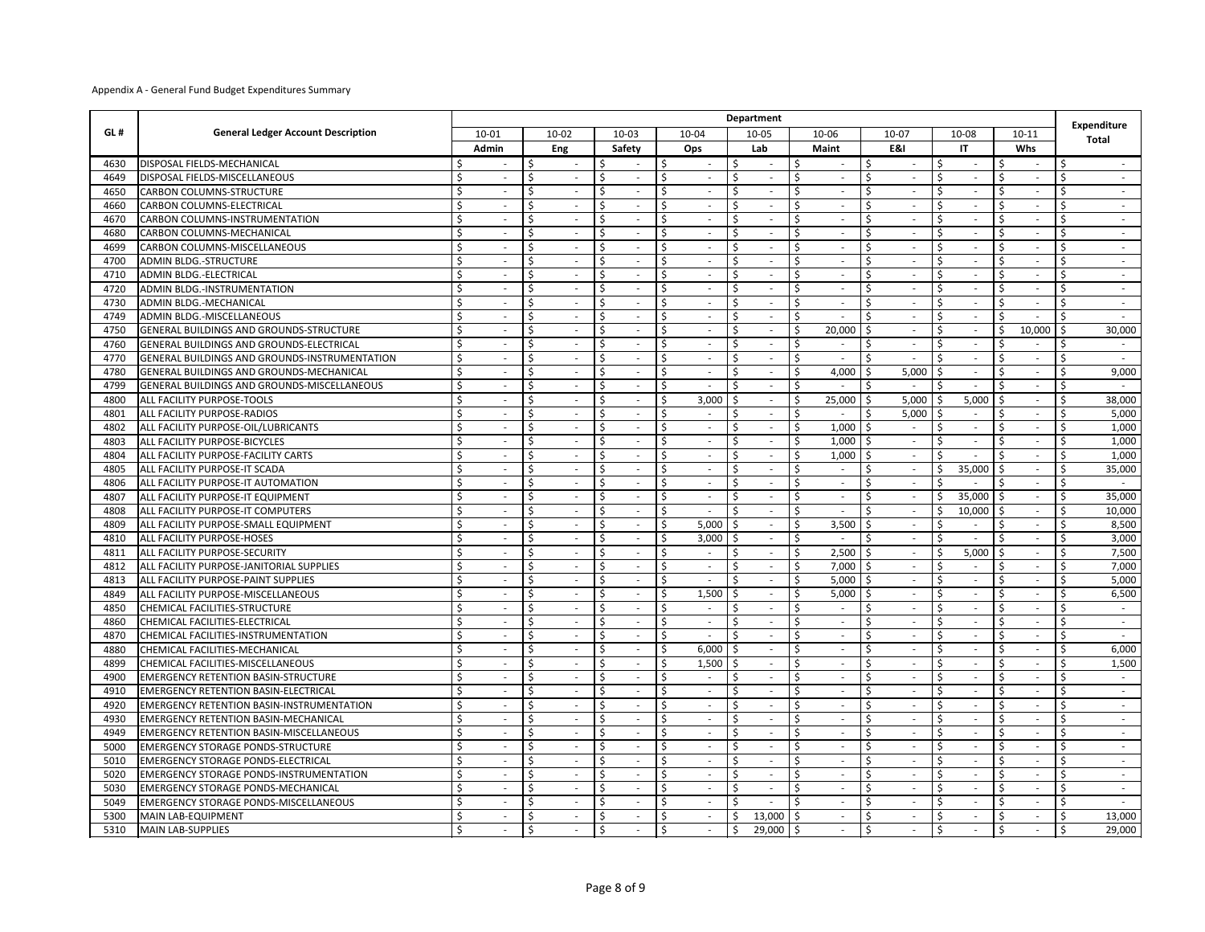Appendix A - General Fund Budget Expenditures Summary

| GL # | General Ledger Account Description | Department | | | | | | | | | Expenditure Total |
|---|---|---|---|---|---|---|---|---|---|---|---|
| | | 10-01 | 10-02 | 10-03 | 10-04 | 10-05 | 10-06 | 10-07 | 10-08 | 10-11 | |
| | | Admin | Eng | Safety | Ops | Lab | Maint | E&I | IT | Whs | |
| 4630 | DISPOSAL FIELDS-MECHANICAL | $ - | $ - | $ - | $ - | $ - | $ - | $ - | $ - | $ - | $ - |
| 4649 | DISPOSAL FIELDS-MISCELLANEOUS | $ - | $ - | $ - | $ - | $ - | $ - | $ - | $ - | $ - | $ - |
| 4650 | CARBON COLUMNS-STRUCTURE | $ - | $ - | $ - | $ - | $ - | $ - | $ - | $ - | $ - | $ - |
| 4660 | CARBON COLUMNS-ELECTRICAL | $ - | $ - | $ - | $ - | $ - | $ - | $ - | $ - | $ - | $ - |
| 4670 | CARBON COLUMNS-INSTRUMENTATION | $ - | $ - | $ - | $ - | $ - | $ - | $ - | $ - | $ - | $ - |
| 4680 | CARBON COLUMNS-MECHANICAL | $ - | $ - | $ - | $ - | $ - | $ - | $ - | $ - | $ - | $ - |
| 4699 | CARBON COLUMNS-MISCELLANEOUS | $ - | $ - | $ - | $ - | $ - | $ - | $ - | $ - | $ - | $ - |
| 4700 | ADMIN BLDG.-STRUCTURE | $ - | $ - | $ - | $ - | $ - | $ - | $ - | $ - | $ - | $ - |
| 4710 | ADMIN BLDG.-ELECTRICAL | $ - | $ - | $ - | $ - | $ - | $ - | $ - | $ - | $ - | $ - |
| 4720 | ADMIN BLDG.-INSTRUMENTATION | $ - | $ - | $ - | $ - | $ - | $ - | $ - | $ - | $ - | $ - |
| 4730 | ADMIN BLDG.-MECHANICAL | $ - | $ - | $ - | $ - | $ - | $ - | $ - | $ - | $ - | $ - |
| 4749 | ADMIN BLDG.-MISCELLANEOUS | $ - | $ - | $ - | $ - | $ - | $ - | $ - | $ - | $ - | $ - |
| 4750 | GENERAL BUILDINGS AND GROUNDS-STRUCTURE | $ - | $ - | $ - | $ - | $ - | $ 20,000 | $ - | $ - | $ 10,000 | $ 30,000 |
| 4760 | GENERAL BUILDINGS AND GROUNDS-ELECTRICAL | $ - | $ - | $ - | $ - | $ - | $ - | $ - | $ - | $ - | $ - |
| 4770 | GENERAL BUILDINGS AND GROUNDS-INSTRUMENTATION | $ - | $ - | $ - | $ - | $ - | $ - | $ - | $ - | $ - | $ - |
| 4780 | GENERAL BUILDINGS AND GROUNDS-MECHANICAL | $ - | $ - | $ - | $ - | $ - | $ 4,000 | $ 5,000 | $ - | $ - | $ 9,000 |
| 4799 | GENERAL BUILDINGS AND GROUNDS-MISCELLANEOUS | $ - | $ - | $ - | $ - | $ - | $ - | $ - | $ - | $ - | $ - |
| 4800 | ALL FACILITY PURPOSE-TOOLS | $ - | $ - | $ - | $ 3,000 | $ - | $ 25,000 | $ 5,000 | $ 5,000 | $ - | $ 38,000 |
| 4801 | ALL FACILITY PURPOSE-RADIOS | $ - | $ - | $ - | $ - | $ - | $ - | $ 5,000 | $ - | $ - | $ 5,000 |
| 4802 | ALL FACILITY PURPOSE-OIL/LUBRICANTS | $ - | $ - | $ - | $ - | $ - | $ 1,000 | $ - | $ - | $ - | $ 1,000 |
| 4803 | ALL FACILITY PURPOSE-BICYCLES | $ - | $ - | $ - | $ - | $ - | $ 1,000 | $ - | $ - | $ - | $ 1,000 |
| 4804 | ALL FACILITY PURPOSE-FACILITY CARTS | $ - | $ - | $ - | $ - | $ - | $ 1,000 | $ - | $ - | $ - | $ 1,000 |
| 4805 | ALL FACILITY PURPOSE-IT SCADA | $ - | $ - | $ - | $ - | $ - | $ - | $ - | $ 35,000 | $ - | $ 35,000 |
| 4806 | ALL FACILITY PURPOSE-IT AUTOMATION | $ - | $ - | $ - | $ - | $ - | $ - | $ - | $ - | $ - | $ - |
| 4807 | ALL FACILITY PURPOSE-IT EQUIPMENT | $ - | $ - | $ - | $ - | $ - | $ - | $ - | $ 35,000 | $ - | $ 35,000 |
| 4808 | ALL FACILITY PURPOSE-IT COMPUTERS | $ - | $ - | $ - | $ - | $ - | $ - | $ - | $ 10,000 | $ - | $ 10,000 |
| 4809 | ALL FACILITY PURPOSE-SMALL EQUIPMENT | $ - | $ - | $ - | $ 5,000 | $ - | $ 3,500 | $ - | $ - | $ - | $ 8,500 |
| 4810 | ALL FACILITY PURPOSE-HOSES | $ - | $ - | $ - | $ 3,000 | $ - | $ - | $ - | $ - | $ - | $ 3,000 |
| 4811 | ALL FACILITY PURPOSE-SECURITY | $ - | $ - | $ - | $ - | $ - | $ 2,500 | $ - | $ 5,000 | $ - | $ 7,500 |
| 4812 | ALL FACILITY PURPOSE-JANITORIAL SUPPLIES | $ - | $ - | $ - | $ - | $ - | $ 7,000 | $ - | $ - | $ - | $ 7,000 |
| 4813 | ALL FACILITY PURPOSE-PAINT SUPPLIES | $ - | $ - | $ - | $ - | $ - | $ 5,000 | $ - | $ - | $ - | $ 5,000 |
| 4849 | ALL FACILITY PURPOSE-MISCELLANEOUS | $ - | $ - | $ - | $ 1,500 | $ - | $ 5,000 | $ - | $ - | $ - | $ 6,500 |
| 4850 | CHEMICAL FACILITIES-STRUCTURE | $ - | $ - | $ - | $ - | $ - | $ - | $ - | $ - | $ - | $ - |
| 4860 | CHEMICAL FACILITIES-ELECTRICAL | $ - | $ - | $ - | $ - | $ - | $ - | $ - | $ - | $ - | $ - |
| 4870 | CHEMICAL FACILITIES-INSTRUMENTATION | $ - | $ - | $ - | $ - | $ - | $ - | $ - | $ - | $ - | $ - |
| 4880 | CHEMICAL FACILITIES-MECHANICAL | $ - | $ - | $ - | $ 6,000 | $ - | $ - | $ - | $ - | $ - | $ 6,000 |
| 4899 | CHEMICAL FACILITIES-MISCELLANEOUS | $ - | $ - | $ - | $ 1,500 | $ - | $ - | $ - | $ - | $ - | $ 1,500 |
| 4900 | EMERGENCY RETENTION BASIN-STRUCTURE | $ - | $ - | $ - | $ - | $ - | $ - | $ - | $ - | $ - | $ - |
| 4910 | EMERGENCY RETENTION BASIN-ELECTRICAL | $ - | $ - | $ - | $ - | $ - | $ - | $ - | $ - | $ - | $ - |
| 4920 | EMERGENCY RETENTION BASIN-INSTRUMENTATION | $ - | $ - | $ - | $ - | $ - | $ - | $ - | $ - | $ - | $ - |
| 4930 | EMERGENCY RETENTION BASIN-MECHANICAL | $ - | $ - | $ - | $ - | $ - | $ - | $ - | $ - | $ - | $ - |
| 4949 | EMERGENCY RETENTION BASIN-MISCELLANEOUS | $ - | $ - | $ - | $ - | $ - | $ - | $ - | $ - | $ - | $ - |
| 5000 | EMERGENCY STORAGE PONDS-STRUCTURE | $ - | $ - | $ - | $ - | $ - | $ - | $ - | $ - | $ - | $ - |
| 5010 | EMERGENCY STORAGE PONDS-ELECTRICAL | $ - | $ - | $ - | $ - | $ - | $ - | $ - | $ - | $ - | $ - |
| 5020 | EMERGENCY STORAGE PONDS-INSTRUMENTATION | $ - | $ - | $ - | $ - | $ - | $ - | $ - | $ - | $ - | $ - |
| 5030 | EMERGENCY STORAGE PONDS-MECHANICAL | $ - | $ - | $ - | $ - | $ - | $ - | $ - | $ - | $ - | $ - |
| 5049 | EMERGENCY STORAGE PONDS-MISCELLANEOUS | $ - | $ - | $ - | $ - | $ - | $ - | $ - | $ - | $ - | $ - |
| 5300 | MAIN LAB-EQUIPMENT | $ - | $ - | $ - | $ - | $ 13,000 | $ - | $ - | $ - | $ - | $ 13,000 |
| 5310 | MAIN LAB-SUPPLIES | $ - | $ - | $ - | $ - | $ 29,000 | $ - | $ - | $ - | $ - | $ 29,000 |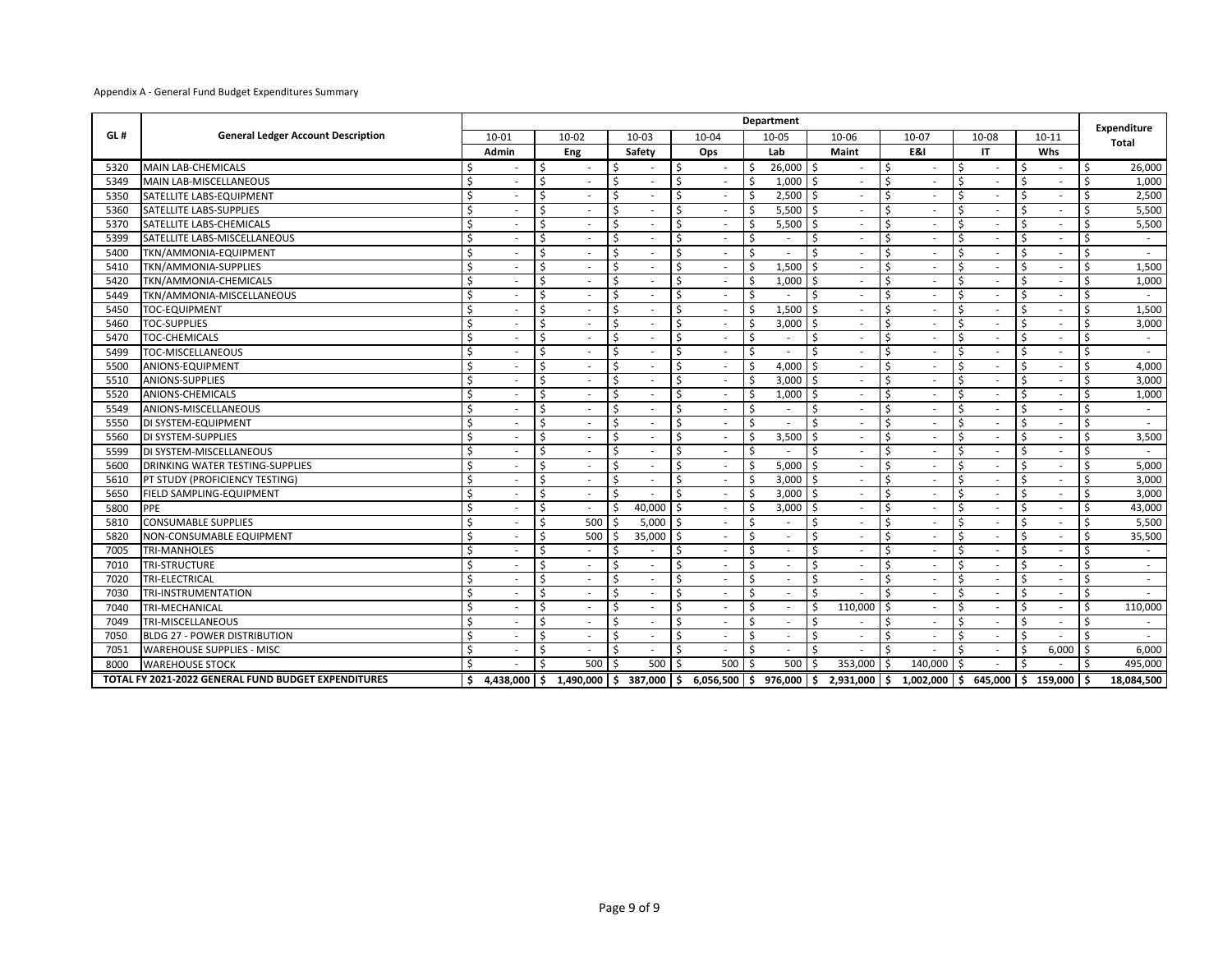Appendix A - General Fund Budget Expenditures Summary

| GL # | General Ledger Account Description | Department | | | | | | | | | Expenditure Total |
|---|---|---|---|---|---|---|---|---|---|---|---|
| | | 10-01 | 10-02 | 10-03 | 10-04 | 10-05 | 10-06 | 10-07 | 10-08 | 10-11 | |
| | | Admin | Eng | Safety | Ops | Lab | Maint | E&I | IT | Whs | |
| 5320 | MAIN LAB-CHEMICALS | $ - | $ - | $ - | $ - | $ 26,000 | $ - | $ - | $ - | $ - | $ 26,000 |
| 5349 | MAIN LAB-MISCELLANEOUS | $ - | $ - | $ - | $ - | $ 1,000 | $ - | $ - | $ - | $ - | $ 1,000 |
| 5350 | SATELLITE LABS-EQUIPMENT | $ - | $ - | $ - | $ - | $ 2,500 | $ - | $ - | $ - | $ - | $ 2,500 |
| 5360 | SATELLITE LABS-SUPPLIES | $ - | $ - | $ - | $ - | $ 5,500 | $ - | $ - | $ - | $ - | $ 5,500 |
| 5370 | SATELLITE LABS-CHEMICALS | $ - | $ - | $ - | $ - | $ 5,500 | $ - | $ - | $ - | $ - | $ 5,500 |
| 5399 | SATELLITE LABS-MISCELLANEOUS | $ - | $ - | $ - | $ - | $ - | $ - | $ - | $ - | $ - | $ - |
| 5400 | TKN/AMMONIA-EQUIPMENT | $ - | $ - | $ - | $ - | $ - | $ - | $ - | $ - | $ - | $ - |
| 5410 | TKN/AMMONIA-SUPPLIES | $ - | $ - | $ - | $ - | $ 1,500 | $ - | $ - | $ - | $ - | $ 1,500 |
| 5420 | TKN/AMMONIA-CHEMICALS | $ - | $ - | $ - | $ - | $ 1,000 | $ - | $ - | $ - | $ - | $ 1,000 |
| 5449 | TKN/AMMONIA-MISCELLANEOUS | $ - | $ - | $ - | $ - | $ - | $ - | $ - | $ - | $ - | $ - |
| 5450 | TOC-EQUIPMENT | $ - | $ - | $ - | $ - | $ 1,500 | $ - | $ - | $ - | $ - | $ 1,500 |
| 5460 | TOC-SUPPLIES | $ - | $ - | $ - | $ - | $ 3,000 | $ - | $ - | $ - | $ - | $ 3,000 |
| 5470 | TOC-CHEMICALS | $ - | $ - | $ - | $ - | $ - | $ - | $ - | $ - | $ - | $ - |
| 5499 | TOC-MISCELLANEOUS | $ - | $ - | $ - | $ - | $ - | $ - | $ - | $ - | $ - | $ - |
| 5500 | ANIONS-EQUIPMENT | $ - | $ - | $ - | $ - | $ 4,000 | $ - | $ - | $ - | $ - | $ 4,000 |
| 5510 | ANIONS-SUPPLIES | $ - | $ - | $ - | $ - | $ 3,000 | $ - | $ - | $ - | $ - | $ 3,000 |
| 5520 | ANIONS-CHEMICALS | $ - | $ - | $ - | $ - | $ 1,000 | $ - | $ - | $ - | $ - | $ 1,000 |
| 5549 | ANIONS-MISCELLANEOUS | $ - | $ - | $ - | $ - | $ - | $ - | $ - | $ - | $ - | $ - |
| 5550 | DI SYSTEM-EQUIPMENT | $ - | $ - | $ - | $ - | $ - | $ - | $ - | $ - | $ - | $ - |
| 5560 | DI SYSTEM-SUPPLIES | $ - | $ - | $ - | $ - | $ 3,500 | $ - | $ - | $ - | $ - | $ 3,500 |
| 5599 | DI SYSTEM-MISCELLANEOUS | $ - | $ - | $ - | $ - | $ - | $ - | $ - | $ - | $ - | $ - |
| 5600 | DRINKING WATER TESTING-SUPPLIES | $ - | $ - | $ - | $ - | $ 5,000 | $ - | $ - | $ - | $ - | $ 5,000 |
| 5610 | PT STUDY (PROFICIENCY TESTING) | $ - | $ - | $ - | $ - | $ 3,000 | $ - | $ - | $ - | $ - | $ 3,000 |
| 5650 | FIELD SAMPLING-EQUIPMENT | $ - | $ - | $ - | $ - | $ 3,000 | $ - | $ - | $ - | $ - | $ 3,000 |
| 5800 | PPE | $ - | $ - | $ 40,000 | $ - | $ 3,000 | $ - | $ - | $ - | $ - | $ 43,000 |
| 5810 | CONSUMABLE SUPPLIES | $ - | $ 500 | $ 5,000 | $ - | $ - | $ - | $ - | $ - | $ - | $ 5,500 |
| 5820 | NON-CONSUMABLE EQUIPMENT | $ - | $ 500 | $ 35,000 | $ - | $ - | $ - | $ - | $ - | $ - | $ 35,500 |
| 7005 | TRI-MANHOLES | $ - | $ - | $ - | $ - | $ - | $ - | $ - | $ - | $ - | $ - |
| 7010 | TRI-STRUCTURE | $ - | $ - | $ - | $ - | $ - | $ - | $ - | $ - | $ - | $ - |
| 7020 | TRI-ELECTRICAL | $ - | $ - | $ - | $ - | $ - | $ - | $ - | $ - | $ - | $ - |
| 7030 | TRI-INSTRUMENTATION | $ - | $ - | $ - | $ - | $ - | $ - | $ - | $ - | $ - | $ - |
| 7040 | TRI-MECHANICAL | $ - | $ - | $ - | $ - | $ - | $ 110,000 | $ - | $ - | $ - | $ 110,000 |
| 7049 | TRI-MISCELLANEOUS | $ - | $ - | $ - | $ - | $ - | $ - | $ - | $ - | $ - | $ - |
| 7050 | BLDG 27 - POWER DISTRIBUTION | $ - | $ - | $ - | $ - | $ - | $ - | $ - | $ - | $ - | $ - |
| 7051 | WAREHOUSE SUPPLIES - MISC | $ - | $ - | $ - | $ - | $ - | $ - | $ - | $ - | $ 6,000 | $ 6,000 |
| 8000 | WAREHOUSE STOCK | $ - | $ 500 | $ 500 | $ 500 | $ 500 | $ 353,000 | $ 140,000 | $ - | $ - | $ 495,000 |
| **TOTAL FY 2021-2022 GENERAL FUND BUDGET EXPENDITURES** | | **$ 4,438,000** | **$ 1,490,000** | **$ 387,000** | **$ 6,056,500** | **$ 976,000** | **$ 2,931,000** | **$ 1,002,000** | **$ 645,000** | **$ 159,000** | **$ 18,084,500** |